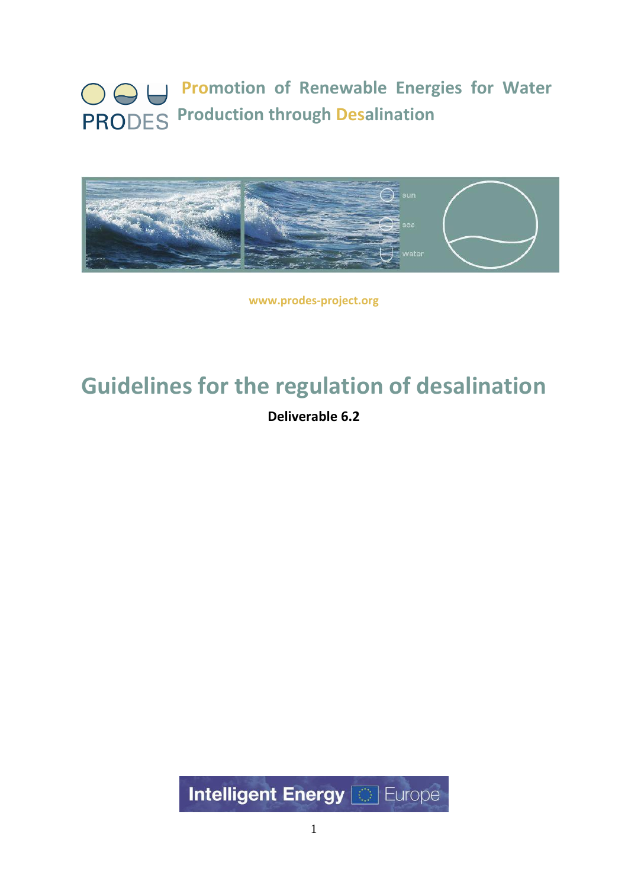PRODES

**Promotion of Renewable Energies for Water Production through Desalination**

www.prodes-project.org

# Guidelines for the regulation of desalination

**Deliverable 6.2**

Intelligent Energy Europe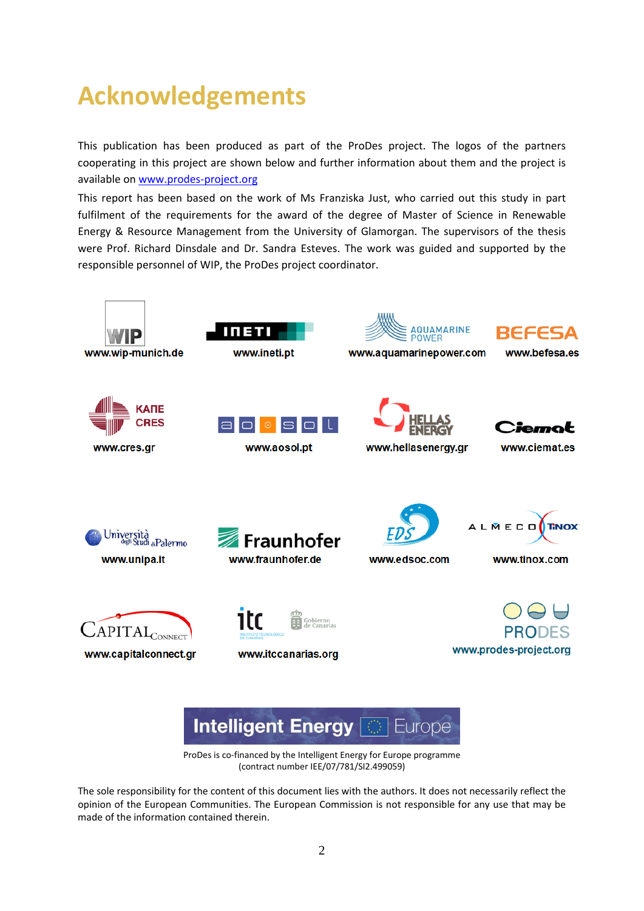# Acknowledgements

This publication has been produced as part of the ProDes project. The logos of the partners cooperating in this project are shown below and further information about them and the project is available on www.prodes-project.org

This report has been based on the work of Ms Franziska Just, who carried out this study in part fulfilment of the requirements for the award of the degree of Master of Science in Renewable Energy & Resource Management from the University of Glamorgan. The supervisors of the thesis were Prof. Richard Dinsdale and Dr. Sandra Esteves. The work was guided and supported by the responsible personnel of WIP, the ProDes project coordinator.

www.wip-munich.de

www.ineti.pt

www.aquamarinepower.com

www.befesa.es

www.cres.gr

www.aosol.pt

www.hellasenergy.gr

www.ciemat.es

www.unipa.it

www.fraunhofer.de

www.edsoc.com

www.tinox.com

www.capitalconnect.gr

www.itccanarias.org

www.prodes-project.org

ProDes is co-financed by the Intelligent Energy for Europe programme (contract number IEE/07/781/SI2.499059)

The sole responsibility for the content of this document lies with the authors. It does not necessarily reflect the opinion of the European Communities. The European Commission is not responsible for any use that may be made of the information contained therein.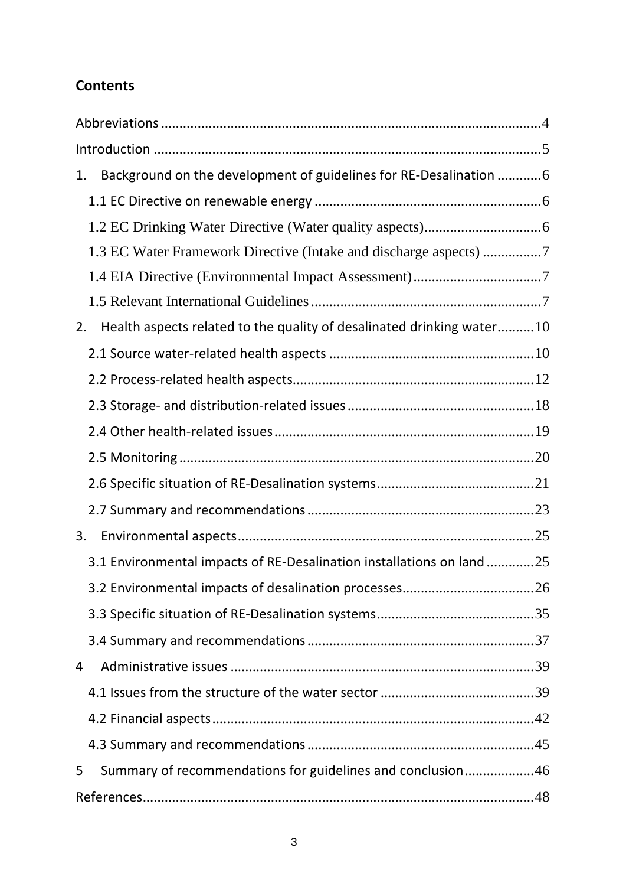## Contents

Abbreviations ....................................................................................................4

Introduction .......................................................................................................5

1. Background on the development of guidelines for RE-Desalination ............6
   - 1.1 EC Directive on renewable energy .............................................................6
   - 1.2 EC Drinking Water Directive (Water quality aspects)................................6
   - 1.3 EC Water Framework Directive (Intake and discharge aspects) ................7
   - 1.4 EIA Directive (Environmental Impact Assessment)...................................7
   - 1.5 Relevant International Guidelines ...............................................................7
2. Health aspects related to the quality of desalinated drinking water..........10
   - 2.1 Source water-related health aspects ........................................................10
   - 2.2 Process-related health aspects.................................................................12
   - 2.3 Storage- and distribution-related issues ...................................................18
   - 2.4 Other health-related issues......................................................................19
   - 2.5 Monitoring ................................................................................................20
   - 2.6 Specific situation of RE-Desalination systems...........................................21
   - 2.7 Summary and recommendations .............................................................23
3. Environmental aspects.................................................................................25
   - 3.1 Environmental impacts of RE-Desalination installations on land .............25
   - 3.2 Environmental impacts of desalination processes....................................26
   - 3.3 Specific situation of RE-Desalination systems...........................................35
   - 3.4 Summary and recommendations .............................................................37
4. Administrative issues ...................................................................................39
   - 4.1 Issues from the structure of the water sector ..........................................39
   - 4.2 Financial aspects.......................................................................................42
   - 4.3 Summary and recommendations .............................................................45
5. Summary of recommendations for guidelines and conclusion...................46

References..........................................................................................................48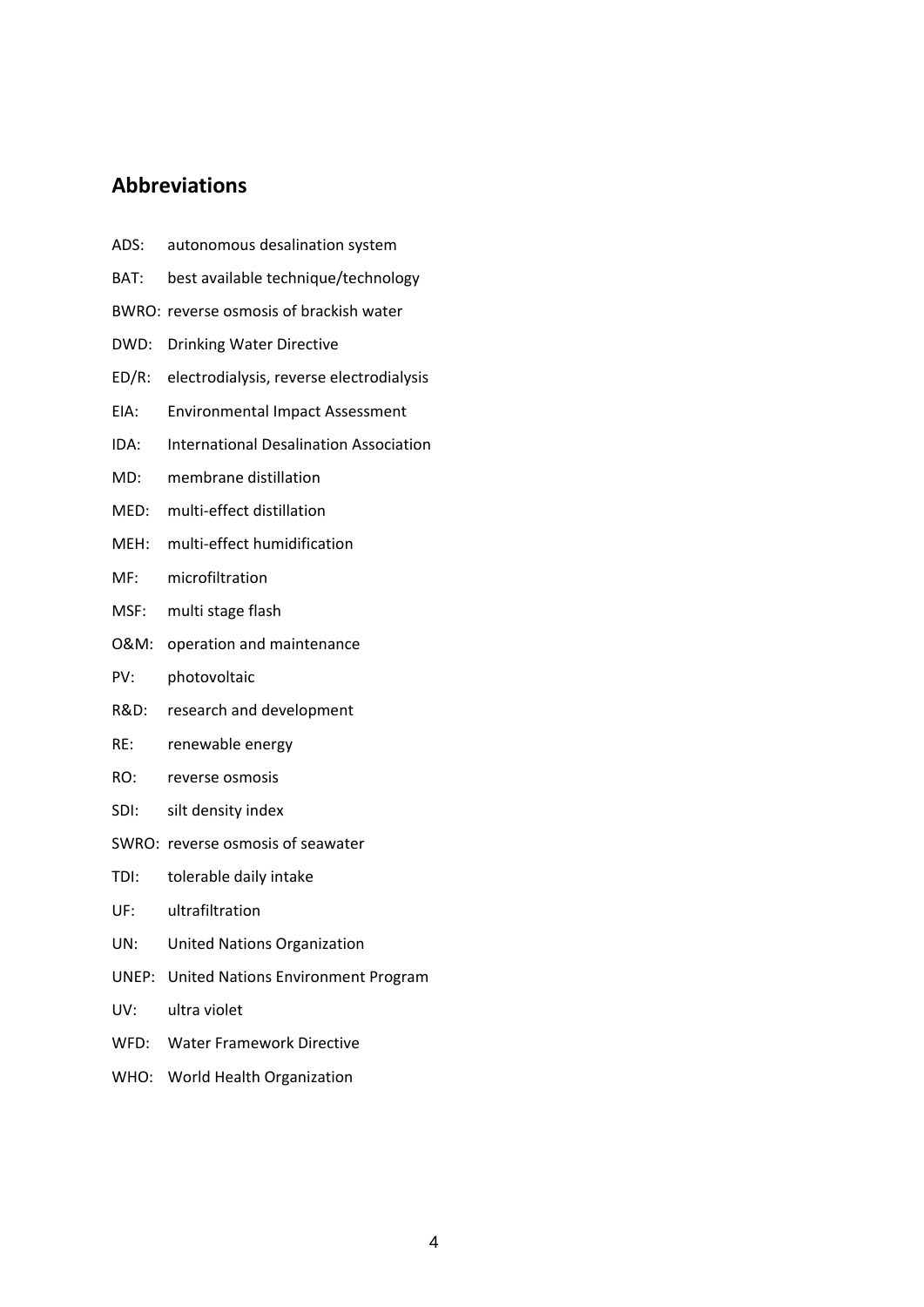## Abbreviations

ADS: autonomous desalination system

BAT: best available technique/technology

BWRO: reverse osmosis of brackish water

DWD: Drinking Water Directive

ED/R: electrodialysis, reverse electrodialysis

EIA: Environmental Impact Assessment

IDA: International Desalination Association

MD: membrane distillation

MED: multi-effect distillation

MEH: multi-effect humidification

MF: microfiltration

MSF: multi stage flash

O&M: operation and maintenance

PV: photovoltaic

R&D: research and development

RE: renewable energy

RO: reverse osmosis

SDI: silt density index

SWRO: reverse osmosis of seawater

TDI: tolerable daily intake

UF: ultrafiltration

UN: United Nations Organization

UNEP: United Nations Environment Program

UV: ultra violet

WFD: Water Framework Directive

WHO: World Health Organization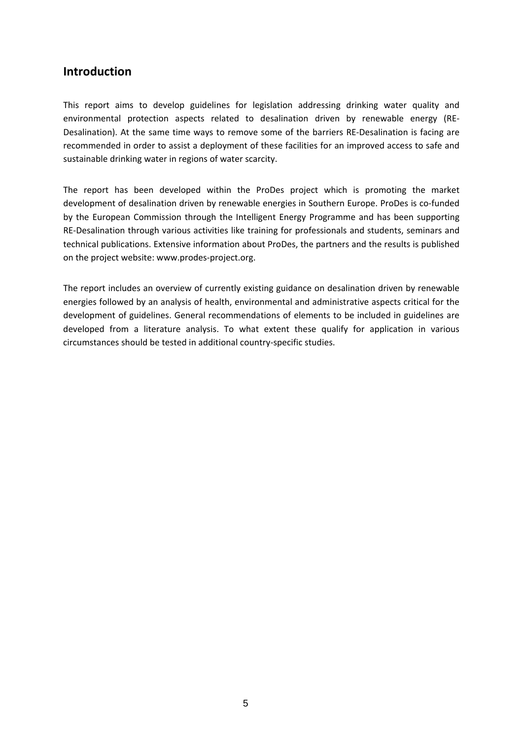## Introduction

This report aims to develop guidelines for legislation addressing drinking water quality and environmental protection aspects related to desalination driven by renewable energy (RE-Desalination). At the same time ways to remove some of the barriers RE-Desalination is facing are recommended in order to assist a deployment of these facilities for an improved access to safe and sustainable drinking water in regions of water scarcity.

The report has been developed within the ProDes project which is promoting the market development of desalination driven by renewable energies in Southern Europe. ProDes is co-funded by the European Commission through the Intelligent Energy Programme and has been supporting RE-Desalination through various activities like training for professionals and students, seminars and technical publications. Extensive information about ProDes, the partners and the results is published on the project website: www.prodes-project.org.

The report includes an overview of currently existing guidance on desalination driven by renewable energies followed by an analysis of health, environmental and administrative aspects critical for the development of guidelines. General recommendations of elements to be included in guidelines are developed from a literature analysis. To what extent these qualify for application in various circumstances should be tested in additional country-specific studies.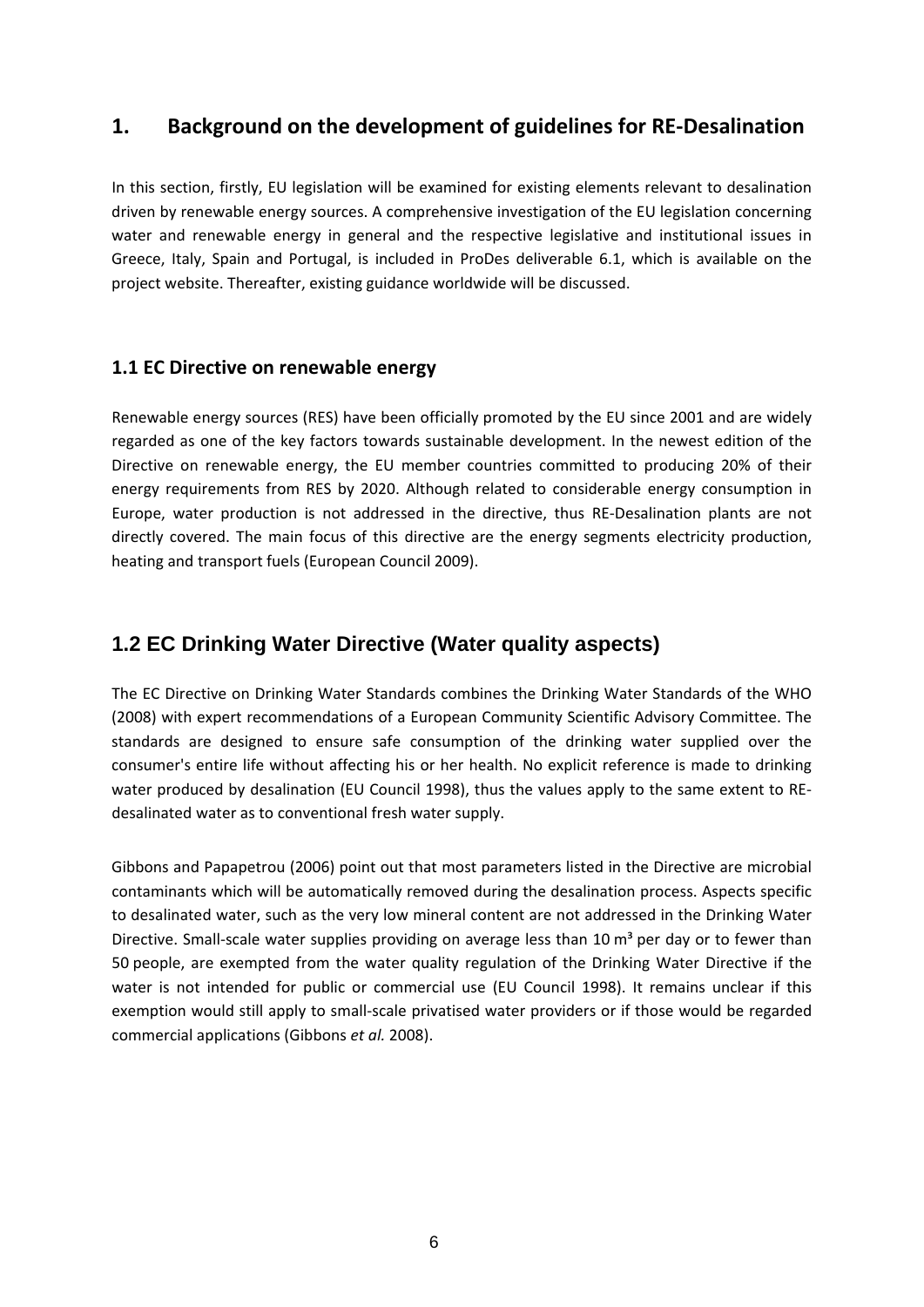# 1. Background on the development of guidelines for RE-Desalination

In this section, firstly, EU legislation will be examined for existing elements relevant to desalination driven by renewable energy sources. A comprehensive investigation of the EU legislation concerning water and renewable energy in general and the respective legislative and institutional issues in Greece, Italy, Spain and Portugal, is included in ProDes deliverable 6.1, which is available on the project website. Thereafter, existing guidance worldwide will be discussed.

## 1.1 EC Directive on renewable energy

Renewable energy sources (RES) have been officially promoted by the EU since 2001 and are widely regarded as one of the key factors towards sustainable development. In the newest edition of the Directive on renewable energy, the EU member countries committed to producing 20% of their energy requirements from RES by 2020. Although related to considerable energy consumption in Europe, water production is not addressed in the directive, thus RE-Desalination plants are not directly covered. The main focus of this directive are the energy segments electricity production, heating and transport fuels (European Council 2009).

## 1.2 EC Drinking Water Directive (Water quality aspects)

The EC Directive on Drinking Water Standards combines the Drinking Water Standards of the WHO (2008) with expert recommendations of a European Community Scientific Advisory Committee. The standards are designed to ensure safe consumption of the drinking water supplied over the consumer's entire life without affecting his or her health. No explicit reference is made to drinking water produced by desalination (EU Council 1998), thus the values apply to the same extent to RE-desalinated water as to conventional fresh water supply.

Gibbons and Papapetrou (2006) point out that most parameters listed in the Directive are microbial contaminants which will be automatically removed during the desalination process. Aspects specific to desalinated water, such as the very low mineral content are not addressed in the Drinking Water Directive. Small-scale water supplies providing on average less than 10 $m^3$ per day or to fewer than 50 people, are exempted from the water quality regulation of the Drinking Water Directive if the water is not intended for public or commercial use (EU Council 1998). It remains unclear if this exemption would still apply to small-scale privatised water providers or if those would be regarded commercial applications (Gibbons *et al.* 2008).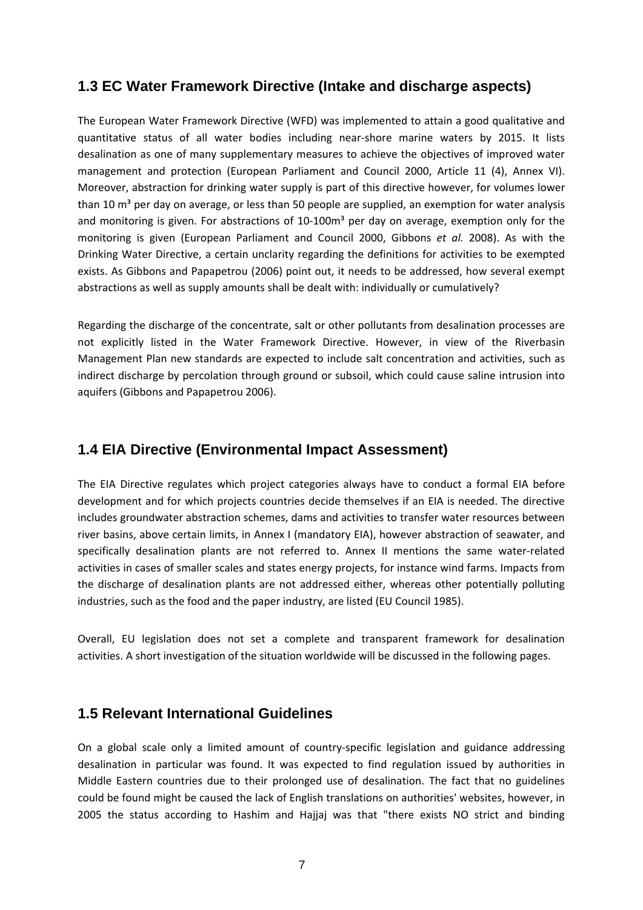## 1.3 EC Water Framework Directive (Intake and discharge aspects)

The European Water Framework Directive (WFD) was implemented to attain a good qualitative and quantitative status of all water bodies including near-shore marine waters by 2015. It lists desalination as one of many supplementary measures to achieve the objectives of improved water management and protection (European Parliament and Council 2000, Article 11 (4), Annex VI). Moreover, abstraction for drinking water supply is part of this directive however, for volumes lower than 10 $m^3$ per day on average, or less than 50 people are supplied, an exemption for water analysis and monitoring is given. For abstractions of 10-100$m^3$ per day on average, exemption only for the monitoring is given (European Parliament and Council 2000, Gibbons *et al.* 2008). As with the Drinking Water Directive, a certain unclarity regarding the definitions for activities to be exempted exists. As Gibbons and Papapetrou (2006) point out, it needs to be addressed, how several exempt abstractions as well as supply amounts shall be dealt with: individually or cumulatively?

Regarding the discharge of the concentrate, salt or other pollutants from desalination processes are not explicitly listed in the Water Framework Directive. However, in view of the Riverbasin Management Plan new standards are expected to include salt concentration and activities, such as indirect discharge by percolation through ground or subsoil, which could cause saline intrusion into aquifers (Gibbons and Papapetrou 2006).

## 1.4 EIA Directive (Environmental Impact Assessment)

The EIA Directive regulates which project categories always have to conduct a formal EIA before development and for which projects countries decide themselves if an EIA is needed. The directive includes groundwater abstraction schemes, dams and activities to transfer water resources between river basins, above certain limits, in Annex I (mandatory EIA), however abstraction of seawater, and specifically desalination plants are not referred to. Annex II mentions the same water-related activities in cases of smaller scales and states energy projects, for instance wind farms. Impacts from the discharge of desalination plants are not addressed either, whereas other potentially polluting industries, such as the food and the paper industry, are listed (EU Council 1985).

Overall, EU legislation does not set a complete and transparent framework for desalination activities. A short investigation of the situation worldwide will be discussed in the following pages.

## 1.5 Relevant International Guidelines

On a global scale only a limited amount of country-specific legislation and guidance addressing desalination in particular was found. It was expected to find regulation issued by authorities in Middle Eastern countries due to their prolonged use of desalination. The fact that no guidelines could be found might be caused the lack of English translations on authorities' websites, however, in 2005 the status according to Hashim and Hajjaj was that "there exists NO strict and binding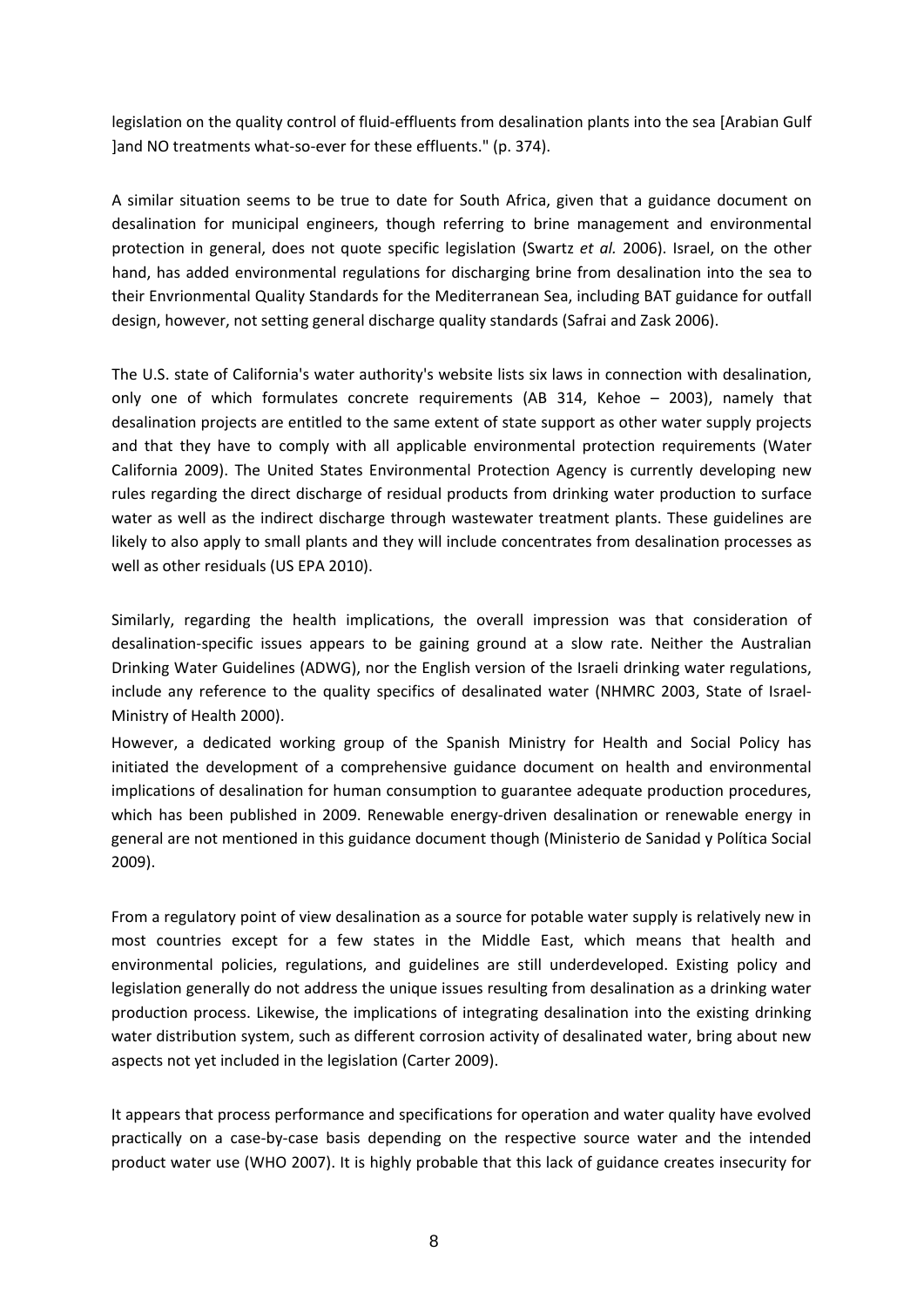legislation on the quality control of fluid-effluents from desalination plants into the sea [Arabian Gulf ]and NO treatments what-so-ever for these effluents." (p. 374).

A similar situation seems to be true to date for South Africa, given that a guidance document on desalination for municipal engineers, though referring to brine management and environmental protection in general, does not quote specific legislation (Swartz *et al.* 2006). Israel, on the other hand, has added environmental regulations for discharging brine from desalination into the sea to their Envrionmental Quality Standards for the Mediterranean Sea, including BAT guidance for outfall design, however, not setting general discharge quality standards (Safrai and Zask 2006).

The U.S. state of California's water authority's website lists six laws in connection with desalination, only one of which formulates concrete requirements (AB 314, Kehoe – 2003), namely that desalination projects are entitled to the same extent of state support as other water supply projects and that they have to comply with all applicable environmental protection requirements (Water California 2009). The United States Environmental Protection Agency is currently developing new rules regarding the direct discharge of residual products from drinking water production to surface water as well as the indirect discharge through wastewater treatment plants. These guidelines are likely to also apply to small plants and they will include concentrates from desalination processes as well as other residuals (US EPA 2010).

Similarly, regarding the health implications, the overall impression was that consideration of desalination-specific issues appears to be gaining ground at a slow rate. Neither the Australian Drinking Water Guidelines (ADWG), nor the English version of the Israeli drinking water regulations, include any reference to the quality specifics of desalinated water (NHMRC 2003, State of Israel-Ministry of Health 2000).

However, a dedicated working group of the Spanish Ministry for Health and Social Policy has initiated the development of a comprehensive guidance document on health and environmental implications of desalination for human consumption to guarantee adequate production procedures, which has been published in 2009. Renewable energy-driven desalination or renewable energy in general are not mentioned in this guidance document though (Ministerio de Sanidad y Política Social 2009).

From a regulatory point of view desalination as a source for potable water supply is relatively new in most countries except for a few states in the Middle East, which means that health and environmental policies, regulations, and guidelines are still underdeveloped. Existing policy and legislation generally do not address the unique issues resulting from desalination as a drinking water production process. Likewise, the implications of integrating desalination into the existing drinking water distribution system, such as different corrosion activity of desalinated water, bring about new aspects not yet included in the legislation (Carter 2009).

It appears that process performance and specifications for operation and water quality have evolved practically on a case-by-case basis depending on the respective source water and the intended product water use (WHO 2007). It is highly probable that this lack of guidance creates insecurity for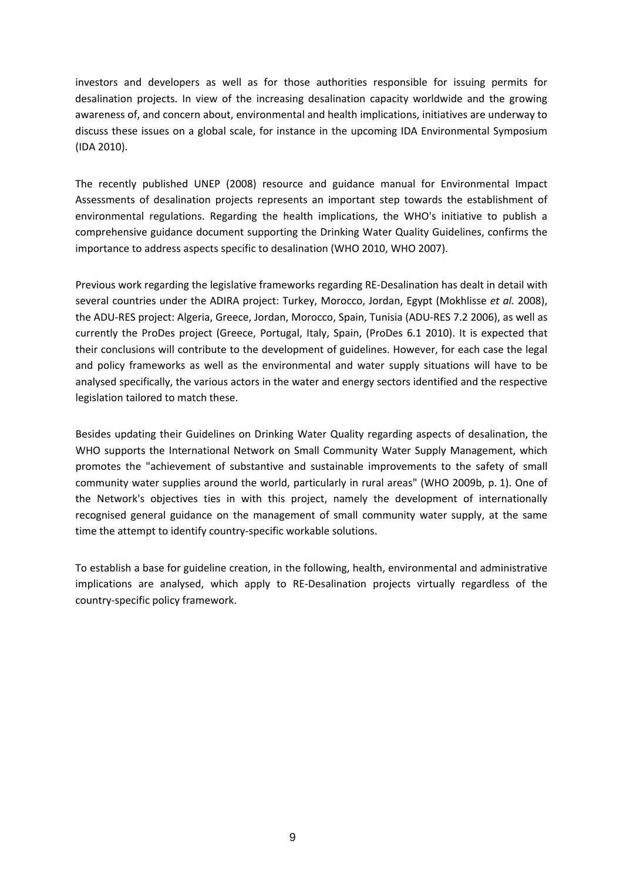investors and developers as well as for those authorities responsible for issuing permits for desalination projects. In view of the increasing desalination capacity worldwide and the growing awareness of, and concern about, environmental and health implications, initiatives are underway to discuss these issues on a global scale, for instance in the upcoming IDA Environmental Symposium (IDA 2010).

The recently published UNEP (2008) resource and guidance manual for Environmental Impact Assessments of desalination projects represents an important step towards the establishment of environmental regulations. Regarding the health implications, the WHO's initiative to publish a comprehensive guidance document supporting the Drinking Water Quality Guidelines, confirms the importance to address aspects specific to desalination (WHO 2010, WHO 2007).

Previous work regarding the legislative frameworks regarding RE-Desalination has dealt in detail with several countries under the ADIRA project: Turkey, Morocco, Jordan, Egypt (Mokhlisse *et al.* 2008), the ADU-RES project: Algeria, Greece, Jordan, Morocco, Spain, Tunisia (ADU-RES 7.2 2006), as well as currently the ProDes project (Greece, Portugal, Italy, Spain, (ProDes 6.1 2010). It is expected that their conclusions will contribute to the development of guidelines. However, for each case the legal and policy frameworks as well as the environmental and water supply situations will have to be analysed specifically, the various actors in the water and energy sectors identified and the respective legislation tailored to match these.

Besides updating their Guidelines on Drinking Water Quality regarding aspects of desalination, the WHO supports the International Network on Small Community Water Supply Management, which promotes the "achievement of substantive and sustainable improvements to the safety of small community water supplies around the world, particularly in rural areas" (WHO 2009b, p. 1). One of the Network's objectives ties in with this project, namely the development of internationally recognised general guidance on the management of small community water supply, at the same time the attempt to identify country-specific workable solutions.

To establish a base for guideline creation, in the following, health, environmental and administrative implications are analysed, which apply to RE-Desalination projects virtually regardless of the country-specific policy framework.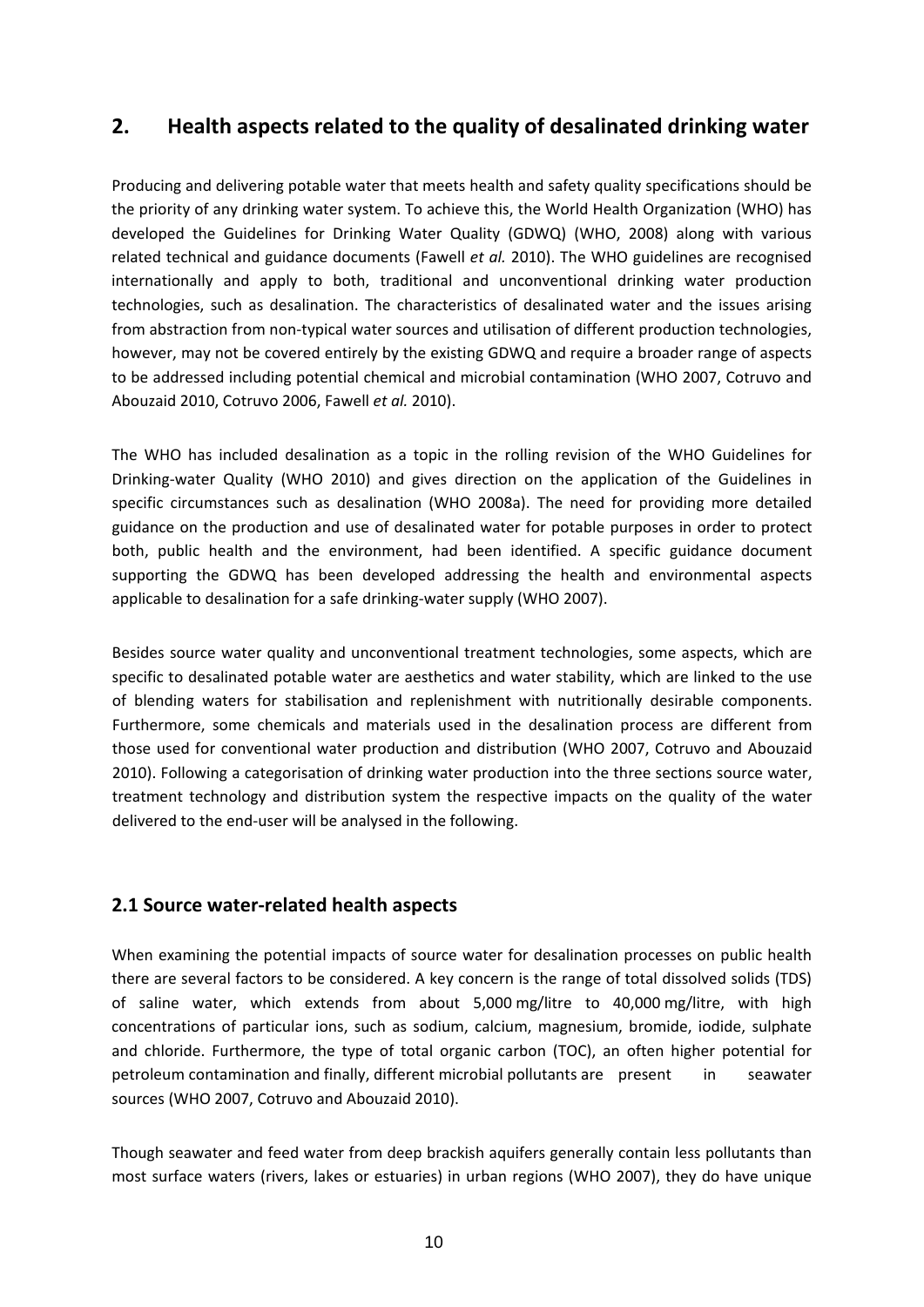## 2. Health aspects related to the quality of desalinated drinking water

Producing and delivering potable water that meets health and safety quality specifications should be the priority of any drinking water system. To achieve this, the World Health Organization (WHO) has developed the Guidelines for Drinking Water Quality (GDWQ) (WHO, 2008) along with various related technical and guidance documents (Fawell *et al.* 2010). The WHO guidelines are recognised internationally and apply to both, traditional and unconventional drinking water production technologies, such as desalination. The characteristics of desalinated water and the issues arising from abstraction from non-typical water sources and utilisation of different production technologies, however, may not be covered entirely by the existing GDWQ and require a broader range of aspects to be addressed including potential chemical and microbial contamination (WHO 2007, Cotruvo and Abouzaid 2010, Cotruvo 2006, Fawell *et al.* 2010).

The WHO has included desalination as a topic in the rolling revision of the WHO Guidelines for Drinking-water Quality (WHO 2010) and gives direction on the application of the Guidelines in specific circumstances such as desalination (WHO 2008a). The need for providing more detailed guidance on the production and use of desalinated water for potable purposes in order to protect both, public health and the environment, had been identified. A specific guidance document supporting the GDWQ has been developed addressing the health and environmental aspects applicable to desalination for a safe drinking-water supply (WHO 2007).

Besides source water quality and unconventional treatment technologies, some aspects, which are specific to desalinated potable water are aesthetics and water stability, which are linked to the use of blending waters for stabilisation and replenishment with nutritionally desirable components. Furthermore, some chemicals and materials used in the desalination process are different from those used for conventional water production and distribution (WHO 2007, Cotruvo and Abouzaid 2010). Following a categorisation of drinking water production into the three sections source water, treatment technology and distribution system the respective impacts on the quality of the water delivered to the end-user will be analysed in the following.

### 2.1 Source water-related health aspects

When examining the potential impacts of source water for desalination processes on public health there are several factors to be considered. A key concern is the range of total dissolved solids (TDS) of saline water, which extends from about 5,000 mg/litre to 40,000 mg/litre, with high concentrations of particular ions, such as sodium, calcium, magnesium, bromide, iodide, sulphate and chloride. Furthermore, the type of total organic carbon (TOC), an often higher potential for petroleum contamination and finally, different microbial pollutants are present in seawater sources (WHO 2007, Cotruvo and Abouzaid 2010).

Though seawater and feed water from deep brackish aquifers generally contain less pollutants than most surface waters (rivers, lakes or estuaries) in urban regions (WHO 2007), they do have unique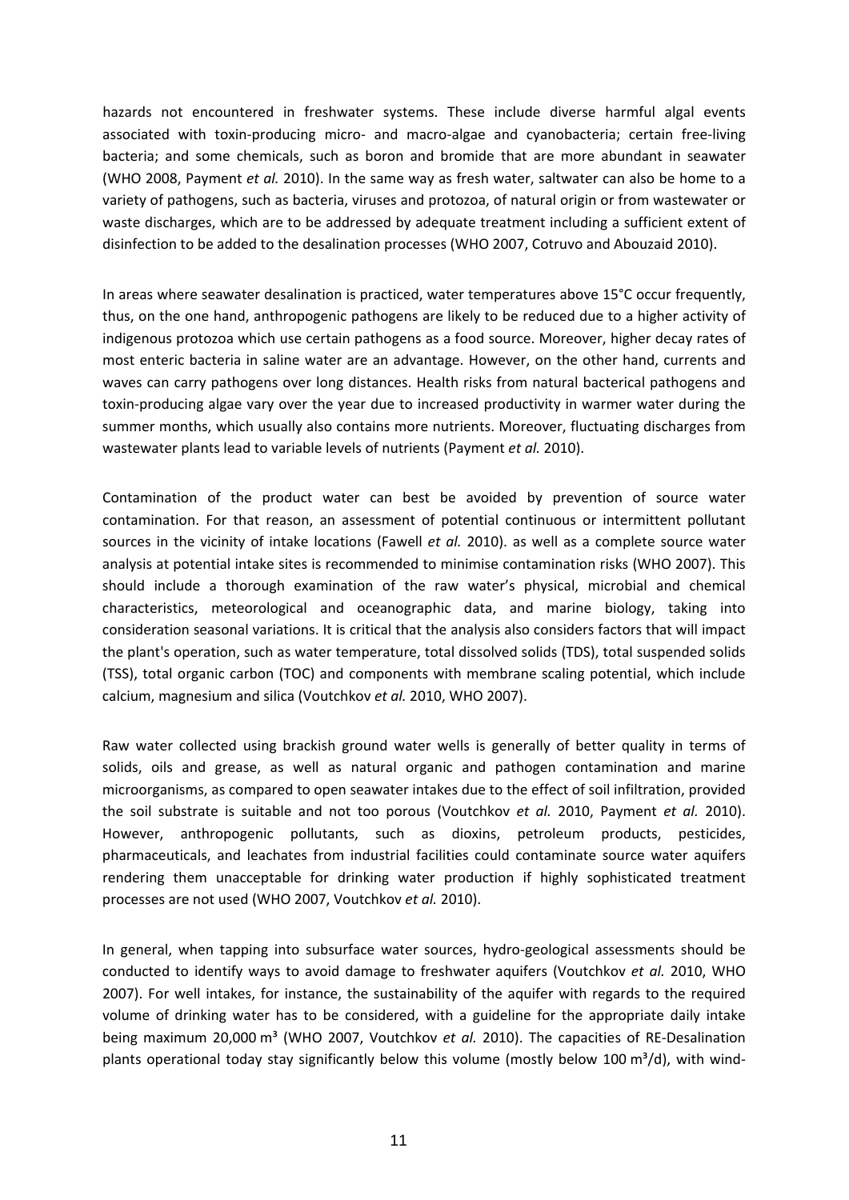hazards not encountered in freshwater systems. These include diverse harmful algal events associated with toxin-producing micro- and macro-algae and cyanobacteria; certain free-living bacteria; and some chemicals, such as boron and bromide that are more abundant in seawater (WHO 2008, Payment *et al.* 2010). In the same way as fresh water, saltwater can also be home to a variety of pathogens, such as bacteria, viruses and protozoa, of natural origin or from wastewater or waste discharges, which are to be addressed by adequate treatment including a sufficient extent of disinfection to be added to the desalination processes (WHO 2007, Cotruvo and Abouzaid 2010).

In areas where seawater desalination is practiced, water temperatures above 15°C occur frequently, thus, on the one hand, anthropogenic pathogens are likely to be reduced due to a higher activity of indigenous protozoa which use certain pathogens as a food source. Moreover, higher decay rates of most enteric bacteria in saline water are an advantage. However, on the other hand, currents and waves can carry pathogens over long distances. Health risks from natural bacterical pathogens and toxin-producing algae vary over the year due to increased productivity in warmer water during the summer months, which usually also contains more nutrients. Moreover, fluctuating discharges from wastewater plants lead to variable levels of nutrients (Payment *et al.* 2010).

Contamination of the product water can best be avoided by prevention of source water contamination. For that reason, an assessment of potential continuous or intermittent pollutant sources in the vicinity of intake locations (Fawell *et al.* 2010). as well as a complete source water analysis at potential intake sites is recommended to minimise contamination risks (WHO 2007). This should include a thorough examination of the raw water's physical, microbial and chemical characteristics, meteorological and oceanographic data, and marine biology, taking into consideration seasonal variations. It is critical that the analysis also considers factors that will impact the plant's operation, such as water temperature, total dissolved solids (TDS), total suspended solids (TSS), total organic carbon (TOC) and components with membrane scaling potential, which include calcium, magnesium and silica (Voutchkov *et al.* 2010, WHO 2007).

Raw water collected using brackish ground water wells is generally of better quality in terms of solids, oils and grease, as well as natural organic and pathogen contamination and marine microorganisms, as compared to open seawater intakes due to the effect of soil infiltration, provided the soil substrate is suitable and not too porous (Voutchkov *et al.* 2010, Payment *et al.* 2010). However, anthropogenic pollutants, such as dioxins, petroleum products, pesticides, pharmaceuticals, and leachates from industrial facilities could contaminate source water aquifers rendering them unacceptable for drinking water production if highly sophisticated treatment processes are not used (WHO 2007, Voutchkov *et al.* 2010).

In general, when tapping into subsurface water sources, hydro-geological assessments should be conducted to identify ways to avoid damage to freshwater aquifers (Voutchkov *et al.* 2010, WHO 2007). For well intakes, for instance, the sustainability of the aquifer with regards to the required volume of drinking water has to be considered, with a guideline for the appropriate daily intake being maximum 20,000 m³ (WHO 2007, Voutchkov *et al.* 2010). The capacities of RE-Desalination plants operational today stay significantly below this volume (mostly below 100 m³/d), with wind-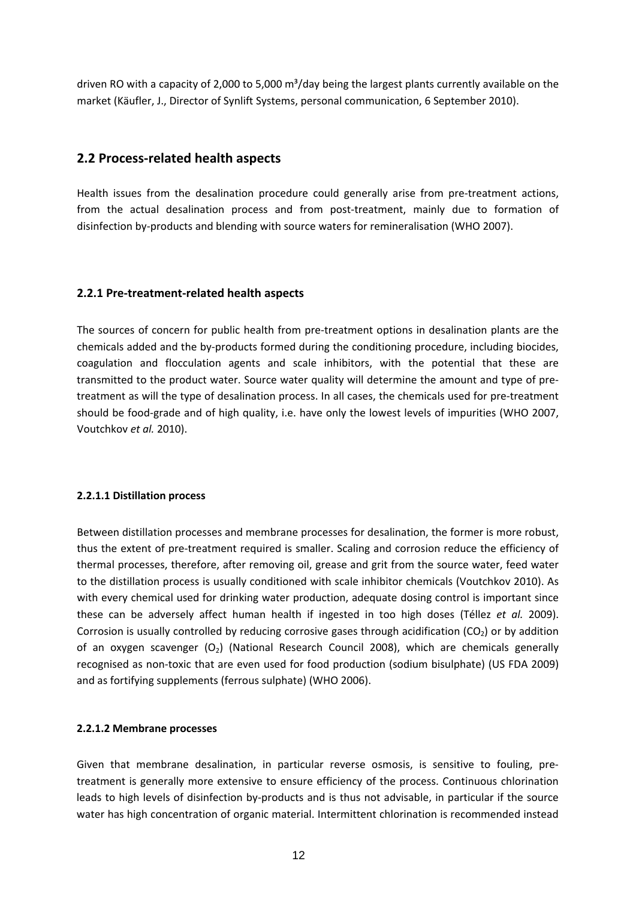driven RO with a capacity of 2,000 to 5,000 m³/day being the largest plants currently available on the market (Käufler, J., Director of Synlift Systems, personal communication, 6 September 2010).

## 2.2 Process-related health aspects

Health issues from the desalination procedure could generally arise from pre-treatment actions, from the actual desalination process and from post-treatment, mainly due to formation of disinfection by-products and blending with source waters for remineralisation (WHO 2007).

### 2.2.1 Pre-treatment-related health aspects

The sources of concern for public health from pre-treatment options in desalination plants are the chemicals added and the by-products formed during the conditioning procedure, including biocides, coagulation and flocculation agents and scale inhibitors, with the potential that these are transmitted to the product water. Source water quality will determine the amount and type of pre-treatment as will the type of desalination process. In all cases, the chemicals used for pre-treatment should be food-grade and of high quality, i.e. have only the lowest levels of impurities (WHO 2007, Voutchkov *et al.* 2010).

#### 2.2.1.1 Distillation process

Between distillation processes and membrane processes for desalination, the former is more robust, thus the extent of pre-treatment required is smaller. Scaling and corrosion reduce the efficiency of thermal processes, therefore, after removing oil, grease and grit from the source water, feed water to the distillation process is usually conditioned with scale inhibitor chemicals (Voutchkov 2010). As with every chemical used for drinking water production, adequate dosing control is important since these can be adversely affect human health if ingested in too high doses (Téllez *et al.* 2009). Corrosion is usually controlled by reducing corrosive gases through acidification ($CO_2$) or by addition of an oxygen scavenger ($O_2$) (National Research Council 2008), which are chemicals generally recognised as non-toxic that are even used for food production (sodium bisulphate) (US FDA 2009) and as fortifying supplements (ferrous sulphate) (WHO 2006).

#### 2.2.1.2 Membrane processes

Given that membrane desalination, in particular reverse osmosis, is sensitive to fouling, pre-treatment is generally more extensive to ensure efficiency of the process. Continuous chlorination leads to high levels of disinfection by-products and is thus not advisable, in particular if the source water has high concentration of organic material. Intermittent chlorination is recommended instead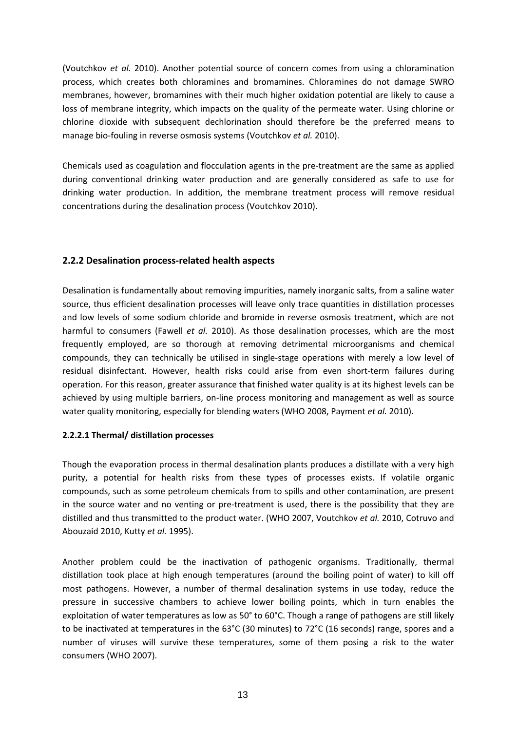(Voutchkov *et al.* 2010). Another potential source of concern comes from using a chloramination process, which creates both chloramines and bromamines. Chloramines do not damage SWRO membranes, however, bromamines with their much higher oxidation potential are likely to cause a loss of membrane integrity, which impacts on the quality of the permeate water. Using chlorine or chlorine dioxide with subsequent dechlorination should therefore be the preferred means to manage bio-fouling in reverse osmosis systems (Voutchkov *et al.* 2010).

Chemicals used as coagulation and flocculation agents in the pre-treatment are the same as applied during conventional drinking water production and are generally considered as safe to use for drinking water production. In addition, the membrane treatment process will remove residual concentrations during the desalination process (Voutchkov 2010).

### 2.2.2 Desalination process-related health aspects

Desalination is fundamentally about removing impurities, namely inorganic salts, from a saline water source, thus efficient desalination processes will leave only trace quantities in distillation processes and low levels of some sodium chloride and bromide in reverse osmosis treatment, which are not harmful to consumers (Fawell *et al.* 2010). As those desalination processes, which are the most frequently employed, are so thorough at removing detrimental microorganisms and chemical compounds, they can technically be utilised in single-stage operations with merely a low level of residual disinfectant. However, health risks could arise from even short-term failures during operation. For this reason, greater assurance that finished water quality is at its highest levels can be achieved by using multiple barriers, on-line process monitoring and management as well as source water quality monitoring, especially for blending waters (WHO 2008, Payment *et al.* 2010).

#### 2.2.2.1 Thermal/ distillation processes

Though the evaporation process in thermal desalination plants produces a distillate with a very high purity, a potential for health risks from these types of processes exists. If volatile organic compounds, such as some petroleum chemicals from to spills and other contamination, are present in the source water and no venting or pre-treatment is used, there is the possibility that they are distilled and thus transmitted to the product water. (WHO 2007, Voutchkov *et al.* 2010, Cotruvo and Abouzaid 2010, Kutty *et al.* 1995).

Another problem could be the inactivation of pathogenic organisms. Traditionally, thermal distillation took place at high enough temperatures (around the boiling point of water) to kill off most pathogens. However, a number of thermal desalination systems in use today, reduce the pressure in successive chambers to achieve lower boiling points, which in turn enables the exploitation of water temperatures as low as 50° to 60°C. Though a range of pathogens are still likely to be inactivated at temperatures in the 63°C (30 minutes) to 72°C (16 seconds) range, spores and a number of viruses will survive these temperatures, some of them posing a risk to the water consumers (WHO 2007).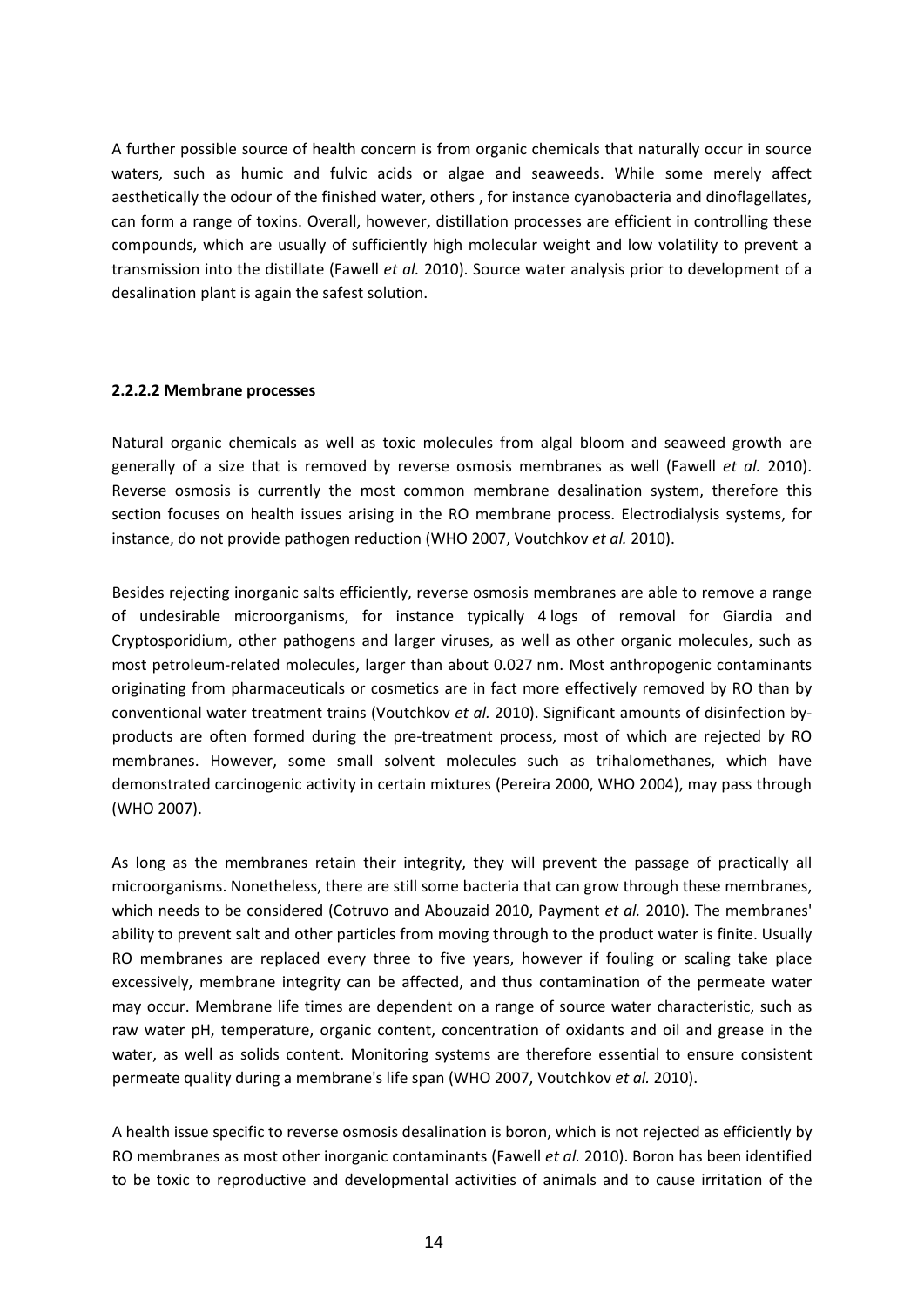A further possible source of health concern is from organic chemicals that naturally occur in source waters, such as humic and fulvic acids or algae and seaweeds. While some merely affect aesthetically the odour of the finished water, others , for instance cyanobacteria and dinoflagellates, can form a range of toxins. Overall, however, distillation processes are efficient in controlling these compounds, which are usually of sufficiently high molecular weight and low volatility to prevent a transmission into the distillate (Fawell *et al.* 2010). Source water analysis prior to development of a desalination plant is again the safest solution.

**2.2.2.2 Membrane processes**

Natural organic chemicals as well as toxic molecules from algal bloom and seaweed growth are generally of a size that is removed by reverse osmosis membranes as well (Fawell *et al.* 2010). Reverse osmosis is currently the most common membrane desalination system, therefore this section focuses on health issues arising in the RO membrane process. Electrodialysis systems, for instance, do not provide pathogen reduction (WHO 2007, Voutchkov *et al.* 2010).

Besides rejecting inorganic salts efficiently, reverse osmosis membranes are able to remove a range of undesirable microorganisms, for instance typically 4 logs of removal for Giardia and Cryptosporidium, other pathogens and larger viruses, as well as other organic molecules, such as most petroleum-related molecules, larger than about 0.027 nm. Most anthropogenic contaminants originating from pharmaceuticals or cosmetics are in fact more effectively removed by RO than by conventional water treatment trains (Voutchkov *et al.* 2010). Significant amounts of disinfection by-products are often formed during the pre-treatment process, most of which are rejected by RO membranes. However, some small solvent molecules such as trihalomethanes, which have demonstrated carcinogenic activity in certain mixtures (Pereira 2000, WHO 2004), may pass through (WHO 2007).

As long as the membranes retain their integrity, they will prevent the passage of practically all microorganisms. Nonetheless, there are still some bacteria that can grow through these membranes, which needs to be considered (Cotruvo and Abouzaid 2010, Payment *et al.* 2010). The membranes' ability to prevent salt and other particles from moving through to the product water is finite. Usually RO membranes are replaced every three to five years, however if fouling or scaling take place excessively, membrane integrity can be affected, and thus contamination of the permeate water may occur. Membrane life times are dependent on a range of source water characteristic, such as raw water pH, temperature, organic content, concentration of oxidants and oil and grease in the water, as well as solids content. Monitoring systems are therefore essential to ensure consistent permeate quality during a membrane's life span (WHO 2007, Voutchkov *et al.* 2010).

A health issue specific to reverse osmosis desalination is boron, which is not rejected as efficiently by RO membranes as most other inorganic contaminants (Fawell *et al.* 2010). Boron has been identified to be toxic to reproductive and developmental activities of animals and to cause irritation of the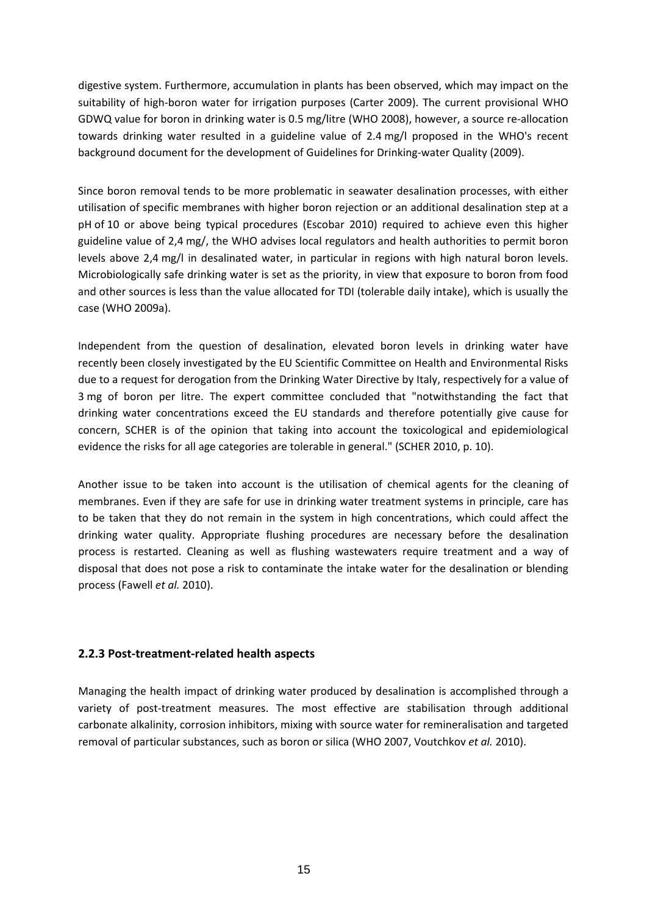digestive system. Furthermore, accumulation in plants has been observed, which may impact on the suitability of high-boron water for irrigation purposes (Carter 2009). The current provisional WHO GDWQ value for boron in drinking water is 0.5 mg/litre (WHO 2008), however, a source re-allocation towards drinking water resulted in a guideline value of 2.4 mg/l proposed in the WHO's recent background document for the development of Guidelines for Drinking-water Quality (2009).

Since boron removal tends to be more problematic in seawater desalination processes, with either utilisation of specific membranes with higher boron rejection or an additional desalination step at a pH of 10 or above being typical procedures (Escobar 2010) required to achieve even this higher guideline value of 2,4 mg/, the WHO advises local regulators and health authorities to permit boron levels above 2,4 mg/l in desalinated water, in particular in regions with high natural boron levels. Microbiologically safe drinking water is set as the priority, in view that exposure to boron from food and other sources is less than the value allocated for TDI (tolerable daily intake), which is usually the case (WHO 2009a).

Independent from the question of desalination, elevated boron levels in drinking water have recently been closely investigated by the EU Scientific Committee on Health and Environmental Risks due to a request for derogation from the Drinking Water Directive by Italy, respectively for a value of 3 mg of boron per litre. The expert committee concluded that "notwithstanding the fact that drinking water concentrations exceed the EU standards and therefore potentially give cause for concern, SCHER is of the opinion that taking into account the toxicological and epidemiological evidence the risks for all age categories are tolerable in general." (SCHER 2010, p. 10).

Another issue to be taken into account is the utilisation of chemical agents for the cleaning of membranes. Even if they are safe for use in drinking water treatment systems in principle, care has to be taken that they do not remain in the system in high concentrations, which could affect the drinking water quality. Appropriate flushing procedures are necessary before the desalination process is restarted. Cleaning as well as flushing wastewaters require treatment and a way of disposal that does not pose a risk to contaminate the intake water for the desalination or blending process (Fawell *et al.* 2010).

### 2.2.3 Post-treatment-related health aspects

Managing the health impact of drinking water produced by desalination is accomplished through a variety of post-treatment measures. The most effective are stabilisation through additional carbonate alkalinity, corrosion inhibitors, mixing with source water for remineralisation and targeted removal of particular substances, such as boron or silica (WHO 2007, Voutchkov *et al.* 2010).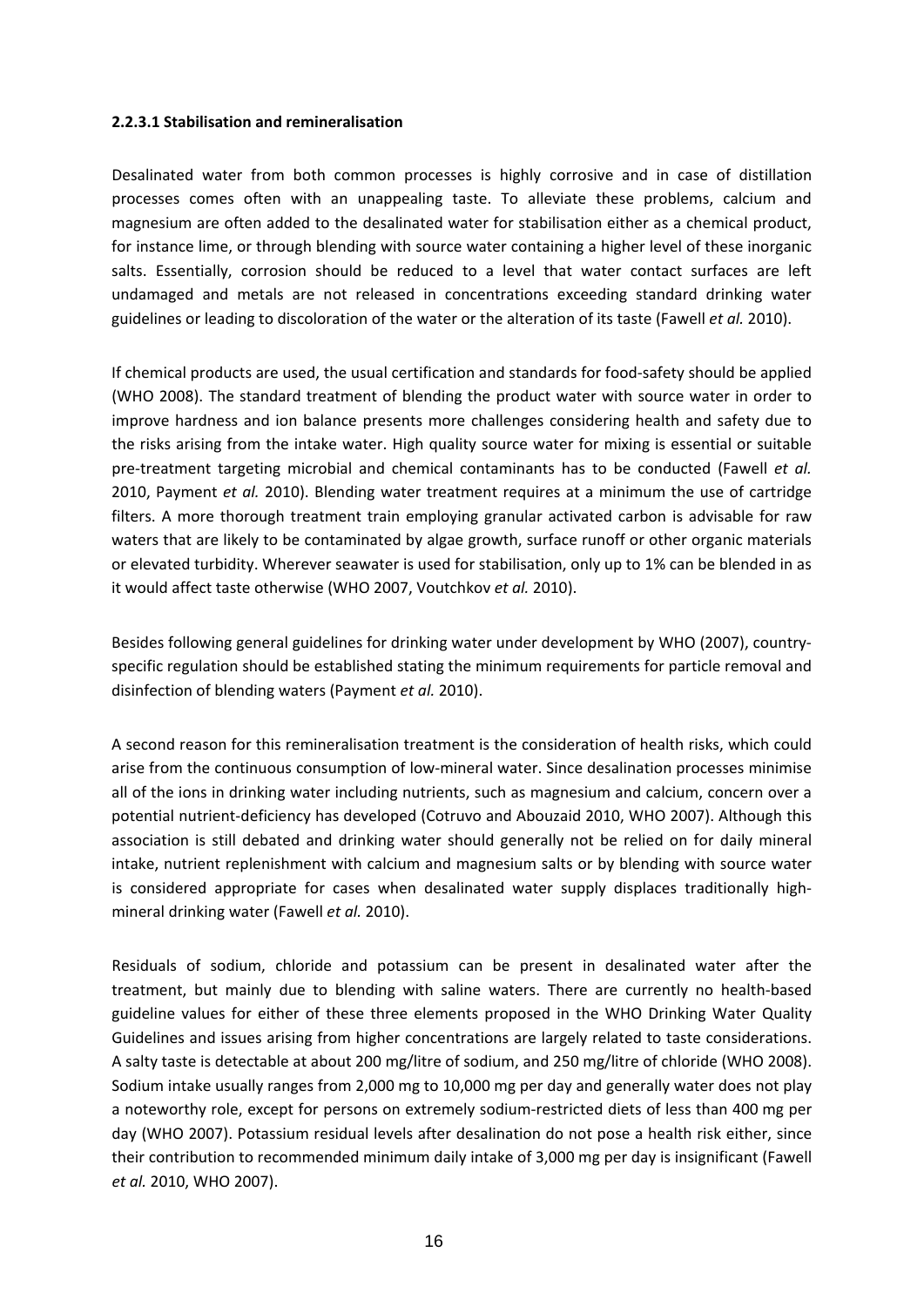#### 2.2.3.1 Stabilisation and remineralisation

Desalinated water from both common processes is highly corrosive and in case of distillation processes comes often with an unappealing taste. To alleviate these problems, calcium and magnesium are often added to the desalinated water for stabilisation either as a chemical product, for instance lime, or through blending with source water containing a higher level of these inorganic salts. Essentially, corrosion should be reduced to a level that water contact surfaces are left undamaged and metals are not released in concentrations exceeding standard drinking water guidelines or leading to discoloration of the water or the alteration of its taste (Fawell *et al.* 2010).

If chemical products are used, the usual certification and standards for food-safety should be applied (WHO 2008). The standard treatment of blending the product water with source water in order to improve hardness and ion balance presents more challenges considering health and safety due to the risks arising from the intake water. High quality source water for mixing is essential or suitable pre-treatment targeting microbial and chemical contaminants has to be conducted (Fawell *et al.* 2010, Payment *et al.* 2010). Blending water treatment requires at a minimum the use of cartridge filters. A more thorough treatment train employing granular activated carbon is advisable for raw waters that are likely to be contaminated by algae growth, surface runoff or other organic materials or elevated turbidity. Wherever seawater is used for stabilisation, only up to 1% can be blended in as it would affect taste otherwise (WHO 2007, Voutchkov *et al.* 2010).

Besides following general guidelines for drinking water under development by WHO (2007), country-specific regulation should be established stating the minimum requirements for particle removal and disinfection of blending waters (Payment *et al.* 2010).

A second reason for this remineralisation treatment is the consideration of health risks, which could arise from the continuous consumption of low-mineral water. Since desalination processes minimise all of the ions in drinking water including nutrients, such as magnesium and calcium, concern over a potential nutrient-deficiency has developed (Cotruvo and Abouzaid 2010, WHO 2007). Although this association is still debated and drinking water should generally not be relied on for daily mineral intake, nutrient replenishment with calcium and magnesium salts or by blending with source water is considered appropriate for cases when desalinated water supply displaces traditionally high-mineral drinking water (Fawell *et al.* 2010).

Residuals of sodium, chloride and potassium can be present in desalinated water after the treatment, but mainly due to blending with saline waters. There are currently no health-based guideline values for either of these three elements proposed in the WHO Drinking Water Quality Guidelines and issues arising from higher concentrations are largely related to taste considerations. A salty taste is detectable at about 200 mg/litre of sodium, and 250 mg/litre of chloride (WHO 2008). Sodium intake usually ranges from 2,000 mg to 10,000 mg per day and generally water does not play a noteworthy role, except for persons on extremely sodium-restricted diets of less than 400 mg per day (WHO 2007). Potassium residual levels after desalination do not pose a health risk either, since their contribution to recommended minimum daily intake of 3,000 mg per day is insignificant (Fawell *et al.* 2010, WHO 2007).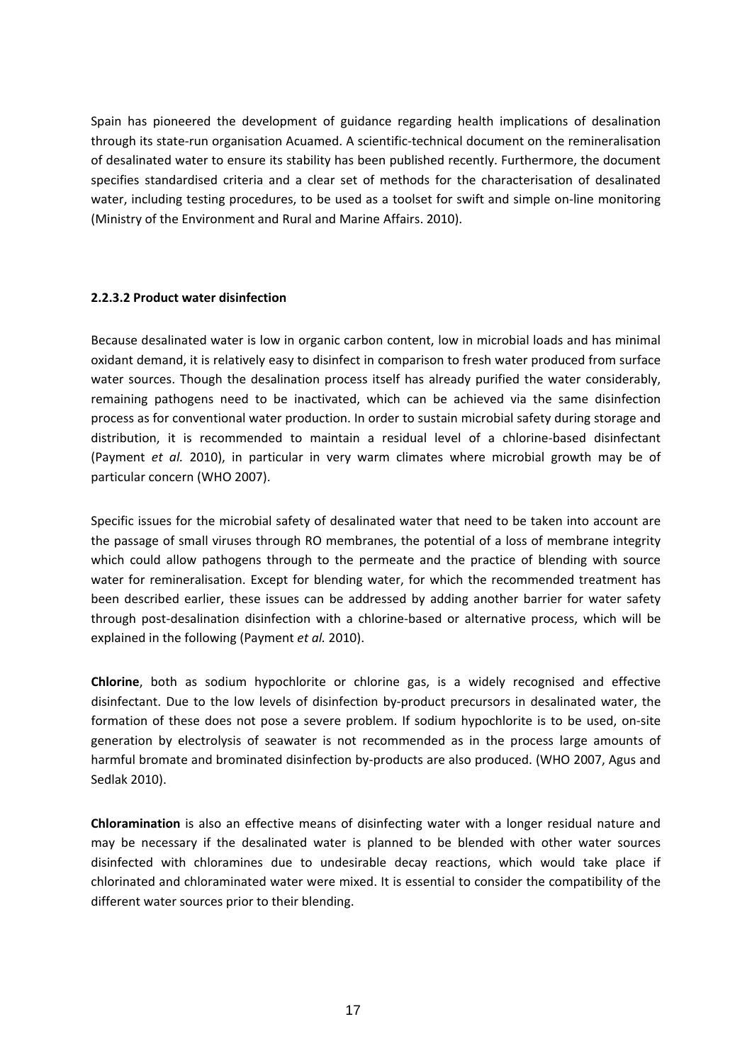Spain has pioneered the development of guidance regarding health implications of desalination through its state-run organisation Acuamed. A scientific-technical document on the remineralisation of desalinated water to ensure its stability has been published recently. Furthermore, the document specifies standardised criteria and a clear set of methods for the characterisation of desalinated water, including testing procedures, to be used as a toolset for swift and simple on-line monitoring (Ministry of the Environment and Rural and Marine Affairs. 2010).

#### 2.2.3.2 Product water disinfection

Because desalinated water is low in organic carbon content, low in microbial loads and has minimal oxidant demand, it is relatively easy to disinfect in comparison to fresh water produced from surface water sources. Though the desalination process itself has already purified the water considerably, remaining pathogens need to be inactivated, which can be achieved via the same disinfection process as for conventional water production. In order to sustain microbial safety during storage and distribution, it is recommended to maintain a residual level of a chlorine-based disinfectant (Payment *et al.* 2010), in particular in very warm climates where microbial growth may be of particular concern (WHO 2007).

Specific issues for the microbial safety of desalinated water that need to be taken into account are the passage of small viruses through RO membranes, the potential of a loss of membrane integrity which could allow pathogens through to the permeate and the practice of blending with source water for remineralisation. Except for blending water, for which the recommended treatment has been described earlier, these issues can be addressed by adding another barrier for water safety through post-desalination disinfection with a chlorine-based or alternative process, which will be explained in the following (Payment *et al.* 2010).

**Chlorine**, both as sodium hypochlorite or chlorine gas, is a widely recognised and effective disinfectant. Due to the low levels of disinfection by-product precursors in desalinated water, the formation of these does not pose a severe problem. If sodium hypochlorite is to be used, on-site generation by electrolysis of seawater is not recommended as in the process large amounts of harmful bromate and brominated disinfection by-products are also produced. (WHO 2007, Agus and Sedlak 2010).

**Chloramination** is also an effective means of disinfecting water with a longer residual nature and may be necessary if the desalinated water is planned to be blended with other water sources disinfected with chloramines due to undesirable decay reactions, which would take place if chlorinated and chloraminated water were mixed. It is essential to consider the compatibility of the different water sources prior to their blending.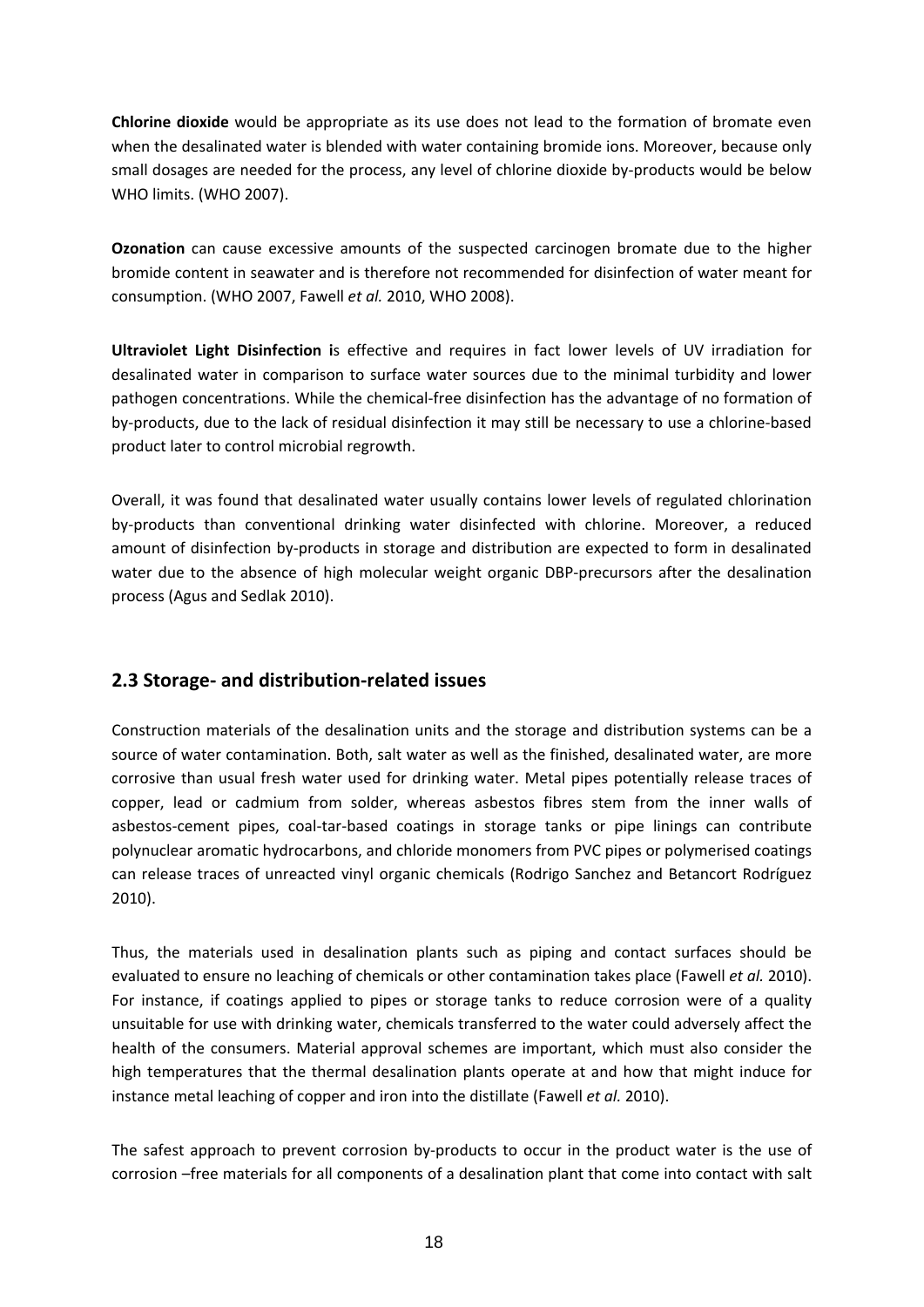**Chlorine dioxide** would be appropriate as its use does not lead to the formation of bromate even when the desalinated water is blended with water containing bromide ions. Moreover, because only small dosages are needed for the process, any level of chlorine dioxide by-products would be below WHO limits. (WHO 2007).

**Ozonation** can cause excessive amounts of the suspected carcinogen bromate due to the higher bromide content in seawater and is therefore not recommended for disinfection of water meant for consumption. (WHO 2007, Fawell *et al.* 2010, WHO 2008).

**Ultraviolet Light Disinfection i**s effective and requires in fact lower levels of UV irradiation for desalinated water in comparison to surface water sources due to the minimal turbidity and lower pathogen concentrations. While the chemical-free disinfection has the advantage of no formation of by-products, due to the lack of residual disinfection it may still be necessary to use a chlorine-based product later to control microbial regrowth.

Overall, it was found that desalinated water usually contains lower levels of regulated chlorination by-products than conventional drinking water disinfected with chlorine. Moreover, a reduced amount of disinfection by-products in storage and distribution are expected to form in desalinated water due to the absence of high molecular weight organic DBP-precursors after the desalination process (Agus and Sedlak 2010).

## 2.3 Storage- and distribution-related issues

Construction materials of the desalination units and the storage and distribution systems can be a source of water contamination. Both, salt water as well as the finished, desalinated water, are more corrosive than usual fresh water used for drinking water. Metal pipes potentially release traces of copper, lead or cadmium from solder, whereas asbestos fibres stem from the inner walls of asbestos-cement pipes, coal-tar-based coatings in storage tanks or pipe linings can contribute polynuclear aromatic hydrocarbons, and chloride monomers from PVC pipes or polymerised coatings can release traces of unreacted vinyl organic chemicals (Rodrigo Sanchez and Betancort Rodríguez 2010).

Thus, the materials used in desalination plants such as piping and contact surfaces should be evaluated to ensure no leaching of chemicals or other contamination takes place (Fawell *et al.* 2010). For instance, if coatings applied to pipes or storage tanks to reduce corrosion were of a quality unsuitable for use with drinking water, chemicals transferred to the water could adversely affect the health of the consumers. Material approval schemes are important, which must also consider the high temperatures that the thermal desalination plants operate at and how that might induce for instance metal leaching of copper and iron into the distillate (Fawell *et al.* 2010).

The safest approach to prevent corrosion by-products to occur in the product water is the use of corrosion –free materials for all components of a desalination plant that come into contact with salt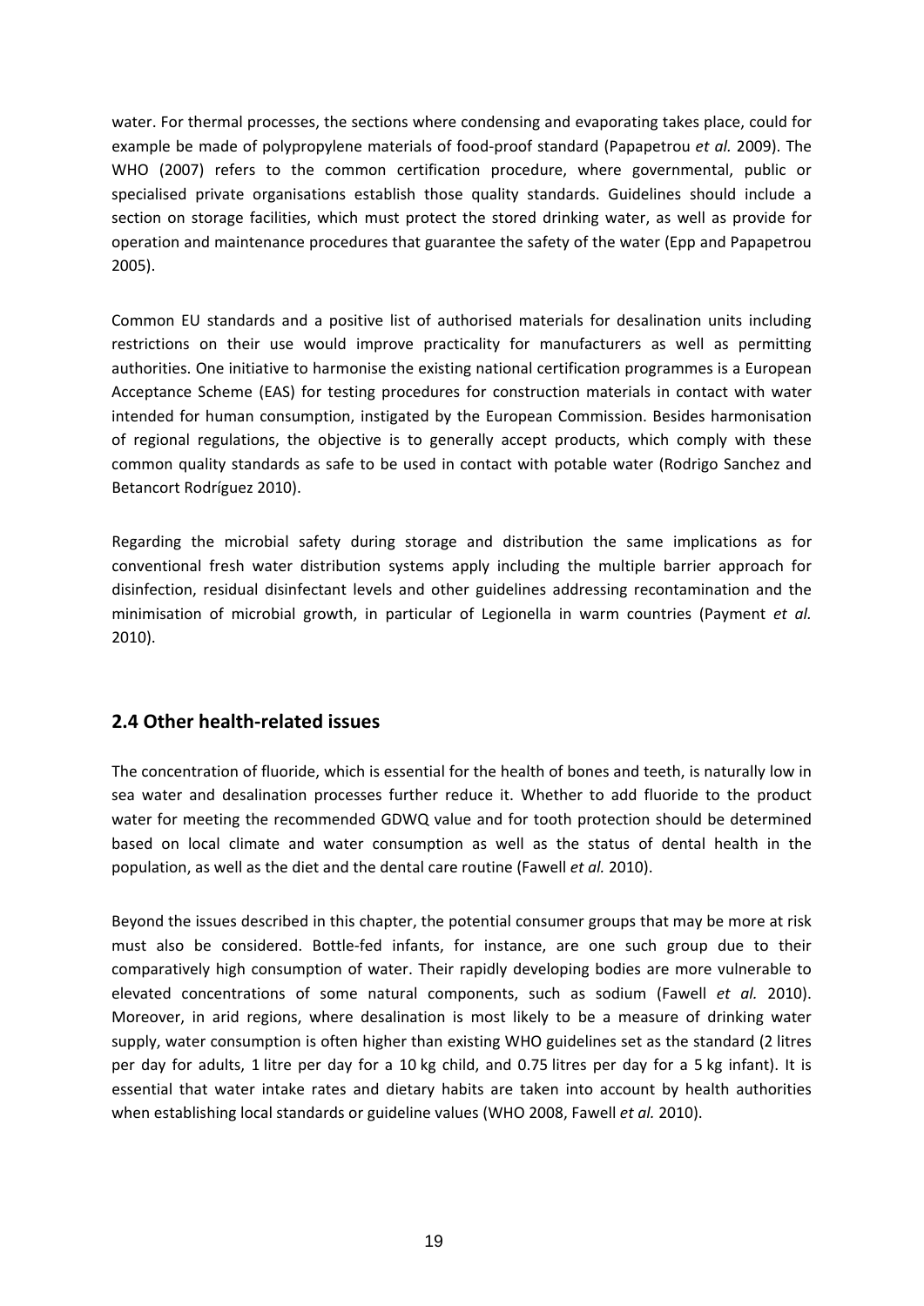water. For thermal processes, the sections where condensing and evaporating takes place, could for example be made of polypropylene materials of food-proof standard (Papapetrou *et al.* 2009). The WHO (2007) refers to the common certification procedure, where governmental, public or specialised private organisations establish those quality standards. Guidelines should include a section on storage facilities, which must protect the stored drinking water, as well as provide for operation and maintenance procedures that guarantee the safety of the water (Epp and Papapetrou 2005).

Common EU standards and a positive list of authorised materials for desalination units including restrictions on their use would improve practicality for manufacturers as well as permitting authorities. One initiative to harmonise the existing national certification programmes is a European Acceptance Scheme (EAS) for testing procedures for construction materials in contact with water intended for human consumption, instigated by the European Commission. Besides harmonisation of regional regulations, the objective is to generally accept products, which comply with these common quality standards as safe to be used in contact with potable water (Rodrigo Sanchez and Betancort Rodríguez 2010).

Regarding the microbial safety during storage and distribution the same implications as for conventional fresh water distribution systems apply including the multiple barrier approach for disinfection, residual disinfectant levels and other guidelines addressing recontamination and the minimisation of microbial growth, in particular of Legionella in warm countries (Payment *et al.* 2010).

## 2.4 Other health-related issues

The concentration of fluoride, which is essential for the health of bones and teeth, is naturally low in sea water and desalination processes further reduce it. Whether to add fluoride to the product water for meeting the recommended GDWQ value and for tooth protection should be determined based on local climate and water consumption as well as the status of dental health in the population, as well as the diet and the dental care routine (Fawell *et al.* 2010).

Beyond the issues described in this chapter, the potential consumer groups that may be more at risk must also be considered. Bottle-fed infants, for instance, are one such group due to their comparatively high consumption of water. Their rapidly developing bodies are more vulnerable to elevated concentrations of some natural components, such as sodium (Fawell *et al.* 2010). Moreover, in arid regions, where desalination is most likely to be a measure of drinking water supply, water consumption is often higher than existing WHO guidelines set as the standard (2 litres per day for adults, 1 litre per day for a 10 kg child, and 0.75 litres per day for a 5 kg infant). It is essential that water intake rates and dietary habits are taken into account by health authorities when establishing local standards or guideline values (WHO 2008, Fawell *et al.* 2010).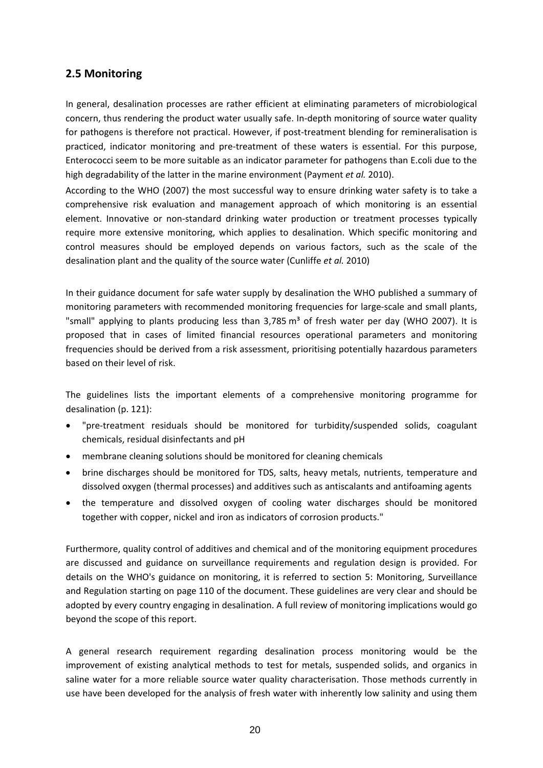## 2.5 Monitoring

In general, desalination processes are rather efficient at eliminating parameters of microbiological concern, thus rendering the product water usually safe. In-depth monitoring of source water quality for pathogens is therefore not practical. However, if post-treatment blending for remineralisation is practiced, indicator monitoring and pre-treatment of these waters is essential. For this purpose, Enterococci seem to be more suitable as an indicator parameter for pathogens than E.coli due to the high degradability of the latter in the marine environment (Payment *et al.* 2010).

According to the WHO (2007) the most successful way to ensure drinking water safety is to take a comprehensive risk evaluation and management approach of which monitoring is an essential element. Innovative or non-standard drinking water production or treatment processes typically require more extensive monitoring, which applies to desalination. Which specific monitoring and control measures should be employed depends on various factors, such as the scale of the desalination plant and the quality of the source water (Cunliffe *et al.* 2010)

In their guidance document for safe water supply by desalination the WHO published a summary of monitoring parameters with recommended monitoring frequencies for large-scale and small plants, "small" applying to plants producing less than 3,785 $m^3$ of fresh water per day (WHO 2007). It is proposed that in cases of limited financial resources operational parameters and monitoring frequencies should be derived from a risk assessment, prioritising potentially hazardous parameters based on their level of risk.

The guidelines lists the important elements of a comprehensive monitoring programme for desalination (p. 121):

- "pre-treatment residuals should be monitored for turbidity/suspended solids, coagulant chemicals, residual disinfectants and pH
- membrane cleaning solutions should be monitored for cleaning chemicals
- brine discharges should be monitored for TDS, salts, heavy metals, nutrients, temperature and dissolved oxygen (thermal processes) and additives such as antiscalants and antifoaming agents
- the temperature and dissolved oxygen of cooling water discharges should be monitored together with copper, nickel and iron as indicators of corrosion products."

Furthermore, quality control of additives and chemical and of the monitoring equipment procedures are discussed and guidance on surveillance requirements and regulation design is provided. For details on the WHO's guidance on monitoring, it is referred to section 5: Monitoring, Surveillance and Regulation starting on page 110 of the document. These guidelines are very clear and should be adopted by every country engaging in desalination. A full review of monitoring implications would go beyond the scope of this report.

A general research requirement regarding desalination process monitoring would be the improvement of existing analytical methods to test for metals, suspended solids, and organics in saline water for a more reliable source water quality characterisation. Those methods currently in use have been developed for the analysis of fresh water with inherently low salinity and using them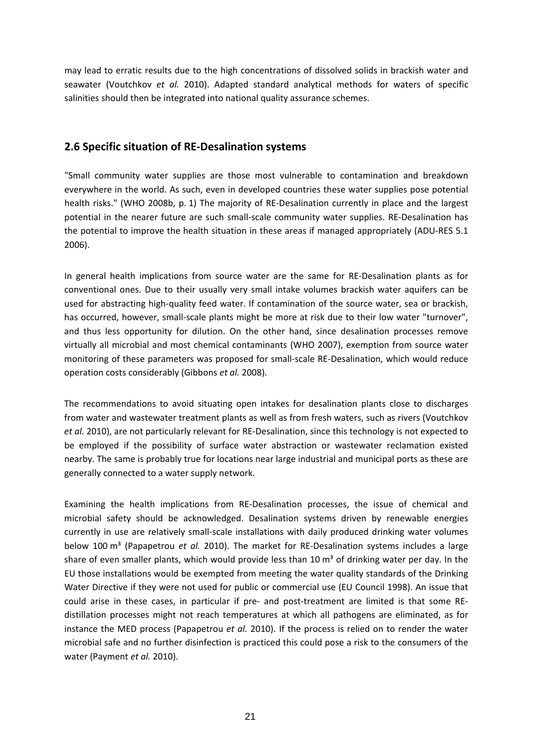may lead to erratic results due to the high concentrations of dissolved solids in brackish water and seawater (Voutchkov *et al.* 2010). Adapted standard analytical methods for waters of specific salinities should then be integrated into national quality assurance schemes.

## 2.6 Specific situation of RE-Desalination systems

"Small community water supplies are those most vulnerable to contamination and breakdown everywhere in the world. As such, even in developed countries these water supplies pose potential health risks." (WHO 2008b, p. 1) The majority of RE-Desalination currently in place and the largest potential in the nearer future are such small-scale community water supplies. RE-Desalination has the potential to improve the health situation in these areas if managed appropriately (ADU-RES 5.1 2006).

In general health implications from source water are the same for RE-Desalination plants as for conventional ones. Due to their usually very small intake volumes brackish water aquifers can be used for abstracting high-quality feed water. If contamination of the source water, sea or brackish, has occurred, however, small-scale plants might be more at risk due to their low water "turnover", and thus less opportunity for dilution. On the other hand, since desalination processes remove virtually all microbial and most chemical contaminants (WHO 2007), exemption from source water monitoring of these parameters was proposed for small-scale RE-Desalination, which would reduce operation costs considerably (Gibbons *et al.* 2008).

The recommendations to avoid situating open intakes for desalination plants close to discharges from water and wastewater treatment plants as well as from fresh waters, such as rivers (Voutchkov *et al.* 2010), are not particularly relevant for RE-Desalination, since this technology is not expected to be employed if the possibility of surface water abstraction or wastewater reclamation existed nearby. The same is probably true for locations near large industrial and municipal ports as these are generally connected to a water supply network.

Examining the health implications from RE-Desalination processes, the issue of chemical and microbial safety should be acknowledged. Desalination systems driven by renewable energies currently in use are relatively small-scale installations with daily produced drinking water volumes below 100 m³ (Papapetrou *et al.* 2010). The market for RE-Desalination systems includes a large share of even smaller plants, which would provide less than 10 m³ of drinking water per day. In the EU those installations would be exempted from meeting the water quality standards of the Drinking Water Directive if they were not used for public or commercial use (EU Council 1998). An issue that could arise in these cases, in particular if pre- and post-treatment are limited is that some RE-distillation processes might not reach temperatures at which all pathogens are eliminated, as for instance the MED process (Papapetrou *et al.* 2010). If the process is relied on to render the water microbial safe and no further disinfection is practiced this could pose a risk to the consumers of the water (Payment *et al.* 2010).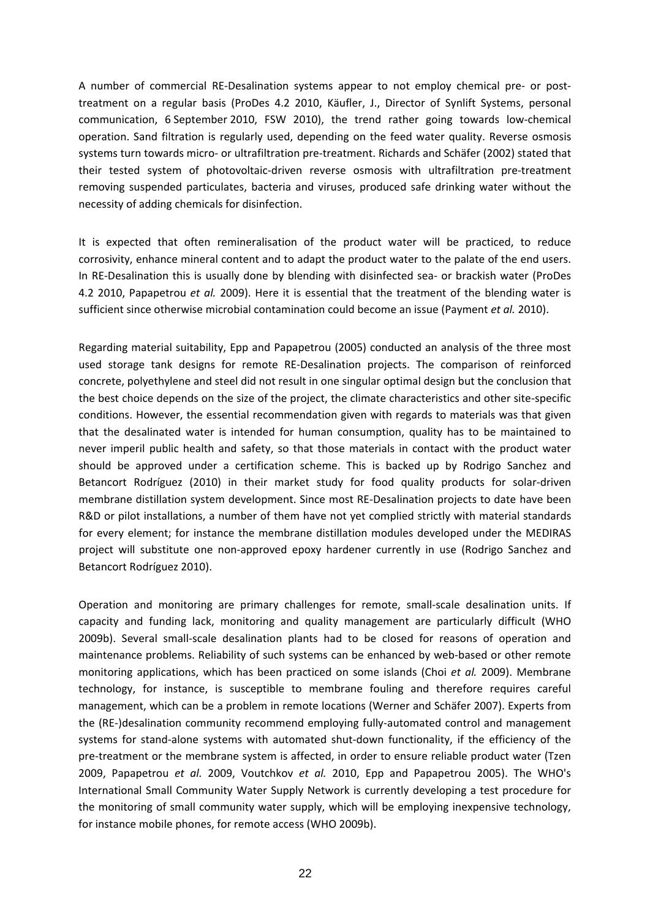A number of commercial RE-Desalination systems appear to not employ chemical pre- or post-treatment on a regular basis (ProDes 4.2 2010, Käufler, J., Director of Synlift Systems, personal communication, 6 September 2010, FSW 2010), the trend rather going towards low-chemical operation. Sand filtration is regularly used, depending on the feed water quality. Reverse osmosis systems turn towards micro- or ultrafiltration pre-treatment. Richards and Schäfer (2002) stated that their tested system of photovoltaic-driven reverse osmosis with ultrafiltration pre-treatment removing suspended particulates, bacteria and viruses, produced safe drinking water without the necessity of adding chemicals for disinfection.

It is expected that often remineralisation of the product water will be practiced, to reduce corrosivity, enhance mineral content and to adapt the product water to the palate of the end users. In RE-Desalination this is usually done by blending with disinfected sea- or brackish water (ProDes 4.2 2010, Papapetrou *et al.* 2009). Here it is essential that the treatment of the blending water is sufficient since otherwise microbial contamination could become an issue (Payment *et al.* 2010).

Regarding material suitability, Epp and Papapetrou (2005) conducted an analysis of the three most used storage tank designs for remote RE-Desalination projects. The comparison of reinforced concrete, polyethylene and steel did not result in one singular optimal design but the conclusion that the best choice depends on the size of the project, the climate characteristics and other site-specific conditions. However, the essential recommendation given with regards to materials was that given that the desalinated water is intended for human consumption, quality has to be maintained to never imperil public health and safety, so that those materials in contact with the product water should be approved under a certification scheme. This is backed up by Rodrigo Sanchez and Betancort Rodríguez (2010) in their market study for food quality products for solar-driven membrane distillation system development. Since most RE-Desalination projects to date have been R&D or pilot installations, a number of them have not yet complied strictly with material standards for every element; for instance the membrane distillation modules developed under the MEDIRAS project will substitute one non-approved epoxy hardener currently in use (Rodrigo Sanchez and Betancort Rodríguez 2010).

Operation and monitoring are primary challenges for remote, small-scale desalination units. If capacity and funding lack, monitoring and quality management are particularly difficult (WHO 2009b). Several small-scale desalination plants had to be closed for reasons of operation and maintenance problems. Reliability of such systems can be enhanced by web-based or other remote monitoring applications, which has been practiced on some islands (Choi *et al.* 2009). Membrane technology, for instance, is susceptible to membrane fouling and therefore requires careful management, which can be a problem in remote locations (Werner and Schäfer 2007). Experts from the (RE-)desalination community recommend employing fully-automated control and management systems for stand-alone systems with automated shut-down functionality, if the efficiency of the pre-treatment or the membrane system is affected, in order to ensure reliable product water (Tzen 2009, Papapetrou *et al.* 2009, Voutchkov *et al.* 2010, Epp and Papapetrou 2005). The WHO's International Small Community Water Supply Network is currently developing a test procedure for the monitoring of small community water supply, which will be employing inexpensive technology, for instance mobile phones, for remote access (WHO 2009b).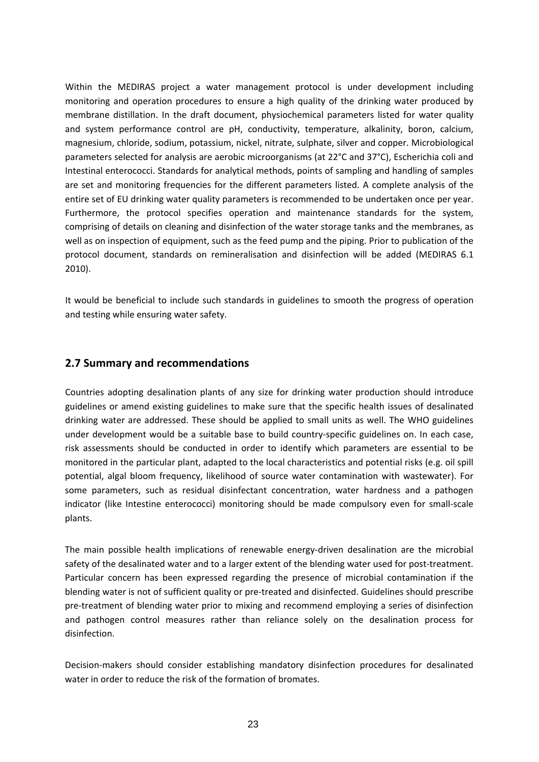Within the MEDIRAS project a water management protocol is under development including monitoring and operation procedures to ensure a high quality of the drinking water produced by membrane distillation. In the draft document, physiochemical parameters listed for water quality and system performance control are pH, conductivity, temperature, alkalinity, boron, calcium, magnesium, chloride, sodium, potassium, nickel, nitrate, sulphate, silver and copper. Microbiological parameters selected for analysis are aerobic microorganisms (at 22°C and 37°C), Escherichia coli and Intestinal enterococci. Standards for analytical methods, points of sampling and handling of samples are set and monitoring frequencies for the different parameters listed. A complete analysis of the entire set of EU drinking water quality parameters is recommended to be undertaken once per year. Furthermore, the protocol specifies operation and maintenance standards for the system, comprising of details on cleaning and disinfection of the water storage tanks and the membranes, as well as on inspection of equipment, such as the feed pump and the piping. Prior to publication of the protocol document, standards on remineralisation and disinfection will be added (MEDIRAS 6.1 2010).

It would be beneficial to include such standards in guidelines to smooth the progress of operation and testing while ensuring water safety.

## 2.7 Summary and recommendations

Countries adopting desalination plants of any size for drinking water production should introduce guidelines or amend existing guidelines to make sure that the specific health issues of desalinated drinking water are addressed. These should be applied to small units as well. The WHO guidelines under development would be a suitable base to build country-specific guidelines on. In each case, risk assessments should be conducted in order to identify which parameters are essential to be monitored in the particular plant, adapted to the local characteristics and potential risks (e.g. oil spill potential, algal bloom frequency, likelihood of source water contamination with wastewater). For some parameters, such as residual disinfectant concentration, water hardness and a pathogen indicator (like Intestine enterococci) monitoring should be made compulsory even for small-scale plants.

The main possible health implications of renewable energy-driven desalination are the microbial safety of the desalinated water and to a larger extent of the blending water used for post-treatment. Particular concern has been expressed regarding the presence of microbial contamination if the blending water is not of sufficient quality or pre-treated and disinfected. Guidelines should prescribe pre-treatment of blending water prior to mixing and recommend employing a series of disinfection and pathogen control measures rather than reliance solely on the desalination process for disinfection.

Decision-makers should consider establishing mandatory disinfection procedures for desalinated water in order to reduce the risk of the formation of bromates.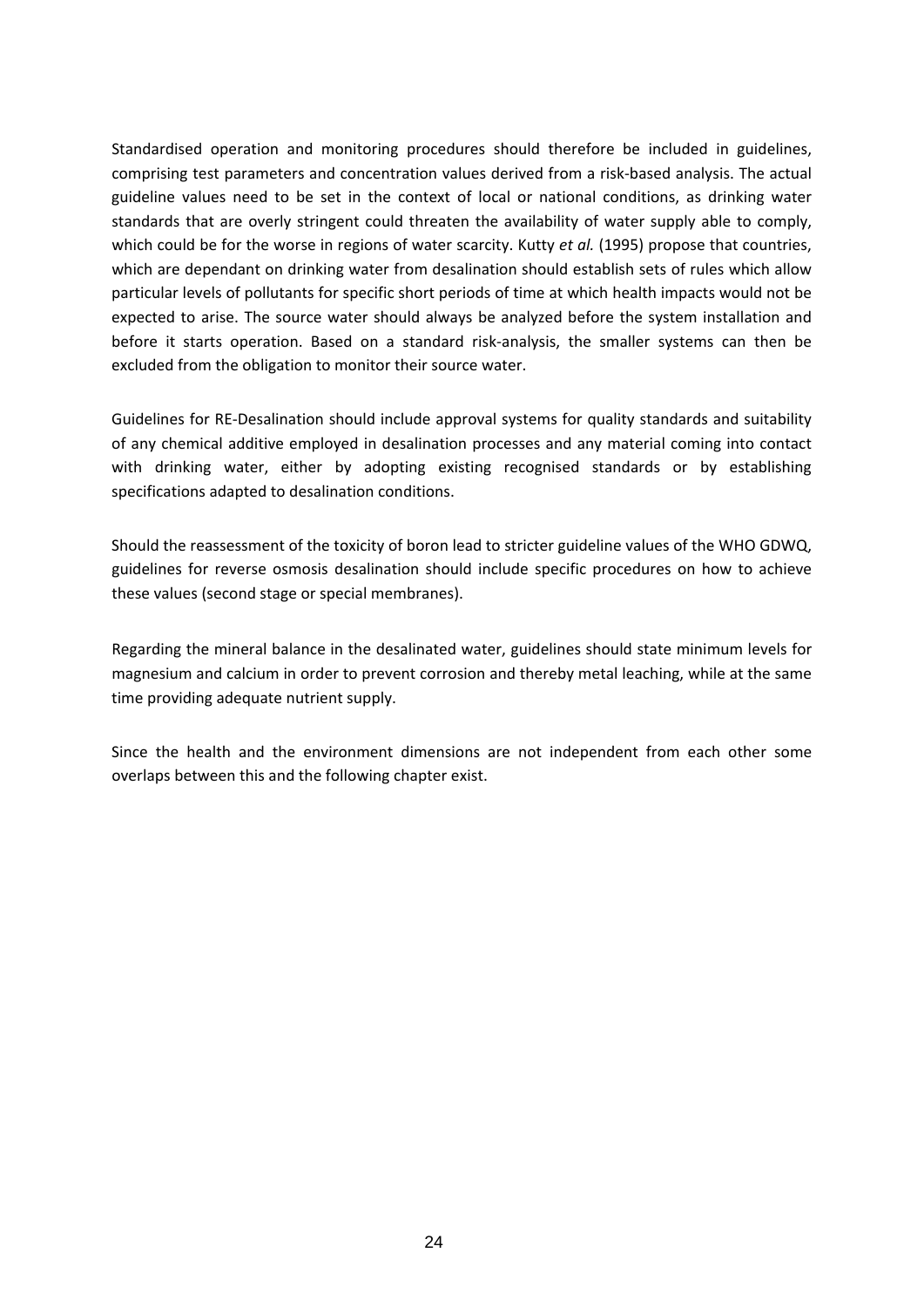Standardised operation and monitoring procedures should therefore be included in guidelines, comprising test parameters and concentration values derived from a risk-based analysis. The actual guideline values need to be set in the context of local or national conditions, as drinking water standards that are overly stringent could threaten the availability of water supply able to comply, which could be for the worse in regions of water scarcity. Kutty *et al.* (1995) propose that countries, which are dependant on drinking water from desalination should establish sets of rules which allow particular levels of pollutants for specific short periods of time at which health impacts would not be expected to arise. The source water should always be analyzed before the system installation and before it starts operation. Based on a standard risk-analysis, the smaller systems can then be excluded from the obligation to monitor their source water.

Guidelines for RE-Desalination should include approval systems for quality standards and suitability of any chemical additive employed in desalination processes and any material coming into contact with drinking water, either by adopting existing recognised standards or by establishing specifications adapted to desalination conditions.

Should the reassessment of the toxicity of boron lead to stricter guideline values of the WHO GDWQ, guidelines for reverse osmosis desalination should include specific procedures on how to achieve these values (second stage or special membranes).

Regarding the mineral balance in the desalinated water, guidelines should state minimum levels for magnesium and calcium in order to prevent corrosion and thereby metal leaching, while at the same time providing adequate nutrient supply.

Since the health and the environment dimensions are not independent from each other some overlaps between this and the following chapter exist.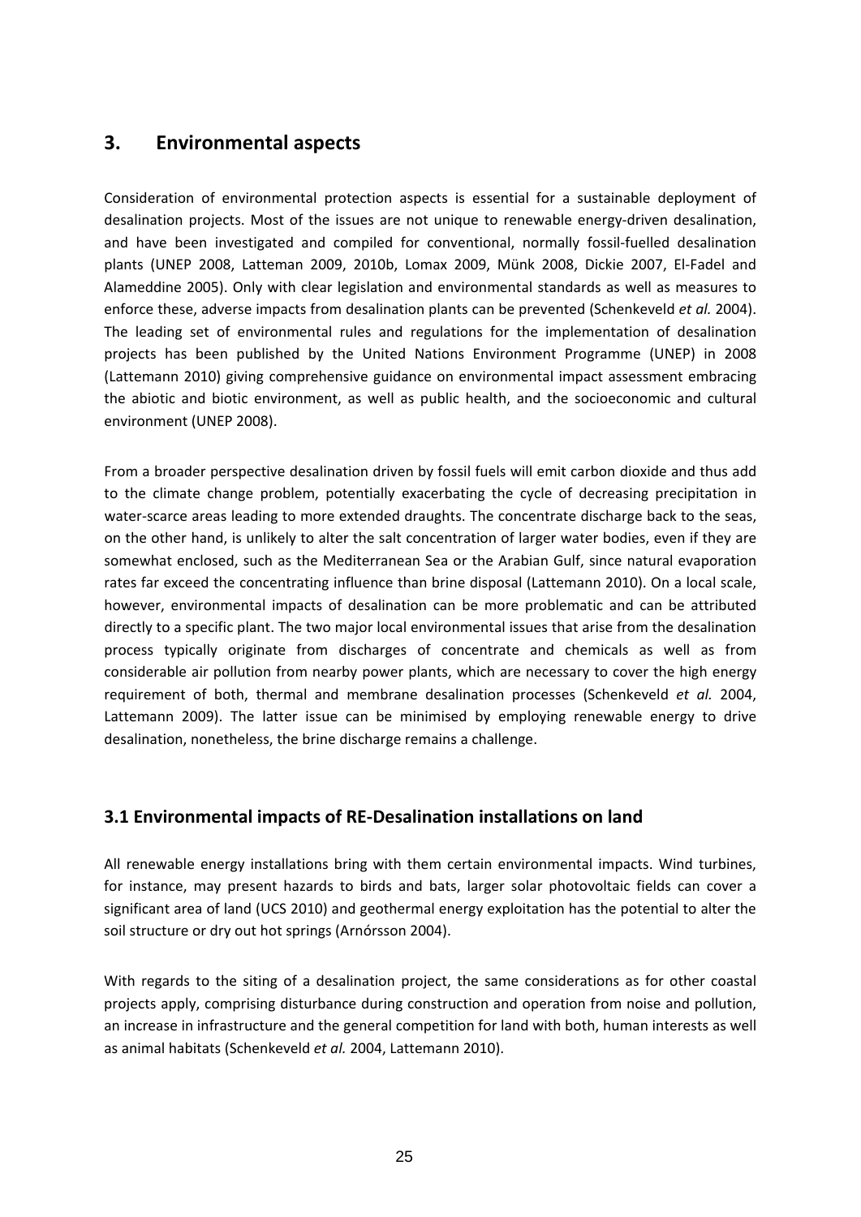## 3. Environmental aspects

Consideration of environmental protection aspects is essential for a sustainable deployment of desalination projects. Most of the issues are not unique to renewable energy-driven desalination, and have been investigated and compiled for conventional, normally fossil-fuelled desalination plants (UNEP 2008, Latteman 2009, 2010b, Lomax 2009, Münk 2008, Dickie 2007, El-Fadel and Alameddine 2005). Only with clear legislation and environmental standards as well as measures to enforce these, adverse impacts from desalination plants can be prevented (Schenkeveld *et al.* 2004). The leading set of environmental rules and regulations for the implementation of desalination projects has been published by the United Nations Environment Programme (UNEP) in 2008 (Lattemann 2010) giving comprehensive guidance on environmental impact assessment embracing the abiotic and biotic environment, as well as public health, and the socioeconomic and cultural environment (UNEP 2008).

From a broader perspective desalination driven by fossil fuels will emit carbon dioxide and thus add to the climate change problem, potentially exacerbating the cycle of decreasing precipitation in water-scarce areas leading to more extended draughts. The concentrate discharge back to the seas, on the other hand, is unlikely to alter the salt concentration of larger water bodies, even if they are somewhat enclosed, such as the Mediterranean Sea or the Arabian Gulf, since natural evaporation rates far exceed the concentrating influence than brine disposal (Lattemann 2010). On a local scale, however, environmental impacts of desalination can be more problematic and can be attributed directly to a specific plant. The two major local environmental issues that arise from the desalination process typically originate from discharges of concentrate and chemicals as well as from considerable air pollution from nearby power plants, which are necessary to cover the high energy requirement of both, thermal and membrane desalination processes (Schenkeveld *et al.* 2004, Lattemann 2009). The latter issue can be minimised by employing renewable energy to drive desalination, nonetheless, the brine discharge remains a challenge.

### 3.1 Environmental impacts of RE-Desalination installations on land

All renewable energy installations bring with them certain environmental impacts. Wind turbines, for instance, may present hazards to birds and bats, larger solar photovoltaic fields can cover a significant area of land (UCS 2010) and geothermal energy exploitation has the potential to alter the soil structure or dry out hot springs (Arnórsson 2004).

With regards to the siting of a desalination project, the same considerations as for other coastal projects apply, comprising disturbance during construction and operation from noise and pollution, an increase in infrastructure and the general competition for land with both, human interests as well as animal habitats (Schenkeveld *et al.* 2004, Lattemann 2010).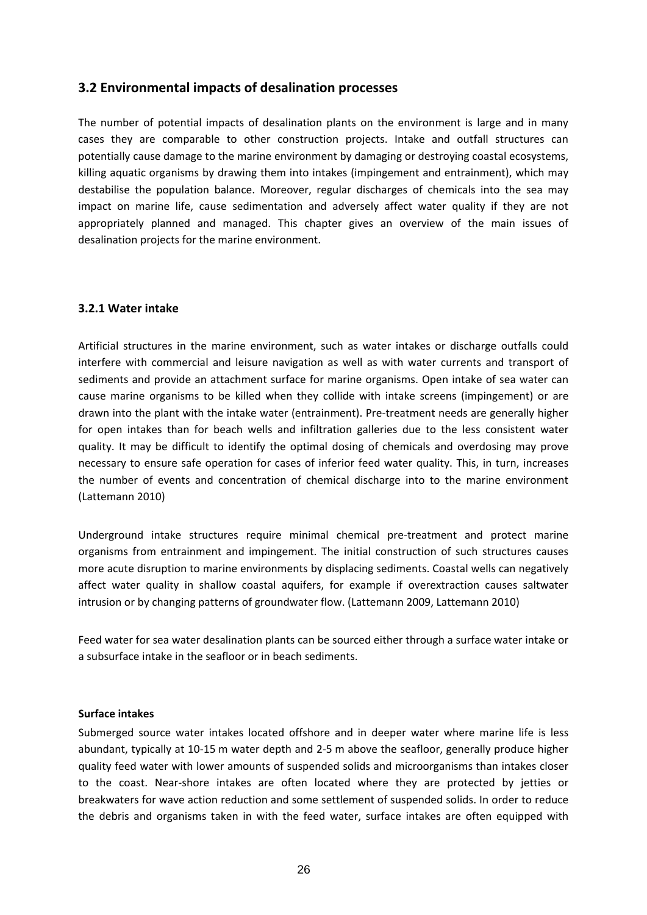## 3.2 Environmental impacts of desalination processes

The number of potential impacts of desalination plants on the environment is large and in many cases they are comparable to other construction projects. Intake and outfall structures can potentially cause damage to the marine environment by damaging or destroying coastal ecosystems, killing aquatic organisms by drawing them into intakes (impingement and entrainment), which may destabilise the population balance. Moreover, regular discharges of chemicals into the sea may impact on marine life, cause sedimentation and adversely affect water quality if they are not appropriately planned and managed. This chapter gives an overview of the main issues of desalination projects for the marine environment.

### 3.2.1 Water intake

Artificial structures in the marine environment, such as water intakes or discharge outfalls could interfere with commercial and leisure navigation as well as with water currents and transport of sediments and provide an attachment surface for marine organisms. Open intake of sea water can cause marine organisms to be killed when they collide with intake screens (impingement) or are drawn into the plant with the intake water (entrainment). Pre-treatment needs are generally higher for open intakes than for beach wells and infiltration galleries due to the less consistent water quality. It may be difficult to identify the optimal dosing of chemicals and overdosing may prove necessary to ensure safe operation for cases of inferior feed water quality. This, in turn, increases the number of events and concentration of chemical discharge into to the marine environment (Lattemann 2010)

Underground intake structures require minimal chemical pre-treatment and protect marine organisms from entrainment and impingement. The initial construction of such structures causes more acute disruption to marine environments by displacing sediments. Coastal wells can negatively affect water quality in shallow coastal aquifers, for example if overextraction causes saltwater intrusion or by changing patterns of groundwater flow. (Lattemann 2009, Lattemann 2010)

Feed water for sea water desalination plants can be sourced either through a surface water intake or a subsurface intake in the seafloor or in beach sediments.

**Surface intakes**

Submerged source water intakes located offshore and in deeper water where marine life is less abundant, typically at 10-15 m water depth and 2-5 m above the seafloor, generally produce higher quality feed water with lower amounts of suspended solids and microorganisms than intakes closer to the coast. Near-shore intakes are often located where they are protected by jetties or breakwaters for wave action reduction and some settlement of suspended solids. In order to reduce the debris and organisms taken in with the feed water, surface intakes are often equipped with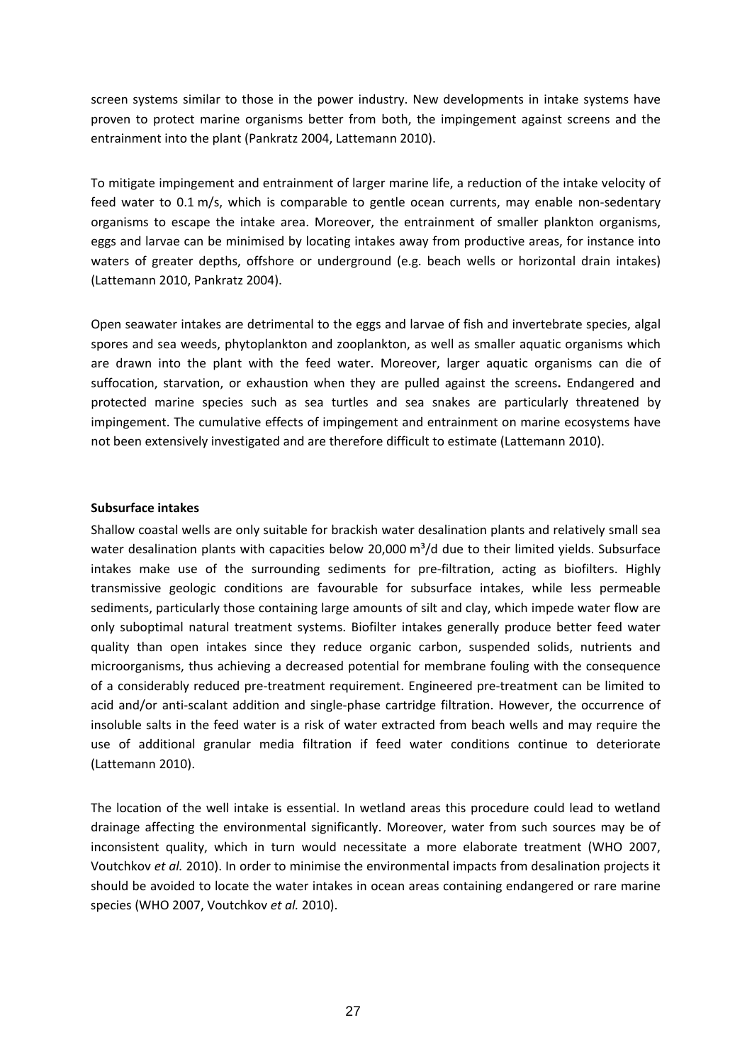screen systems similar to those in the power industry. New developments in intake systems have proven to protect marine organisms better from both, the impingement against screens and the entrainment into the plant (Pankratz 2004, Lattemann 2010).

To mitigate impingement and entrainment of larger marine life, a reduction of the intake velocity of feed water to 0.1 m/s, which is comparable to gentle ocean currents, may enable non-sedentary organisms to escape the intake area. Moreover, the entrainment of smaller plankton organisms, eggs and larvae can be minimised by locating intakes away from productive areas, for instance into waters of greater depths, offshore or underground (e.g. beach wells or horizontal drain intakes) (Lattemann 2010, Pankratz 2004).

Open seawater intakes are detrimental to the eggs and larvae of fish and invertebrate species, algal spores and sea weeds, phytoplankton and zooplankton, as well as smaller aquatic organisms which are drawn into the plant with the feed water. Moreover, larger aquatic organisms can die of suffocation, starvation, or exhaustion when they are pulled against the screens**.** Endangered and protected marine species such as sea turtles and sea snakes are particularly threatened by impingement. The cumulative effects of impingement and entrainment on marine ecosystems have not been extensively investigated and are therefore difficult to estimate (Lattemann 2010).

**Subsurface intakes**

Shallow coastal wells are only suitable for brackish water desalination plants and relatively small sea water desalination plants with capacities below 20,000 m³/d due to their limited yields. Subsurface intakes make use of the surrounding sediments for pre-filtration, acting as biofilters. Highly transmissive geologic conditions are favourable for subsurface intakes, while less permeable sediments, particularly those containing large amounts of silt and clay, which impede water flow are only suboptimal natural treatment systems. Biofilter intakes generally produce better feed water quality than open intakes since they reduce organic carbon, suspended solids, nutrients and microorganisms, thus achieving a decreased potential for membrane fouling with the consequence of a considerably reduced pre-treatment requirement. Engineered pre-treatment can be limited to acid and/or anti-scalant addition and single-phase cartridge filtration. However, the occurrence of insoluble salts in the feed water is a risk of water extracted from beach wells and may require the use of additional granular media filtration if feed water conditions continue to deteriorate (Lattemann 2010).

The location of the well intake is essential. In wetland areas this procedure could lead to wetland drainage affecting the environmental significantly. Moreover, water from such sources may be of inconsistent quality, which in turn would necessitate a more elaborate treatment (WHO 2007, Voutchkov *et al.* 2010). In order to minimise the environmental impacts from desalination projects it should be avoided to locate the water intakes in ocean areas containing endangered or rare marine species (WHO 2007, Voutchkov *et al.* 2010).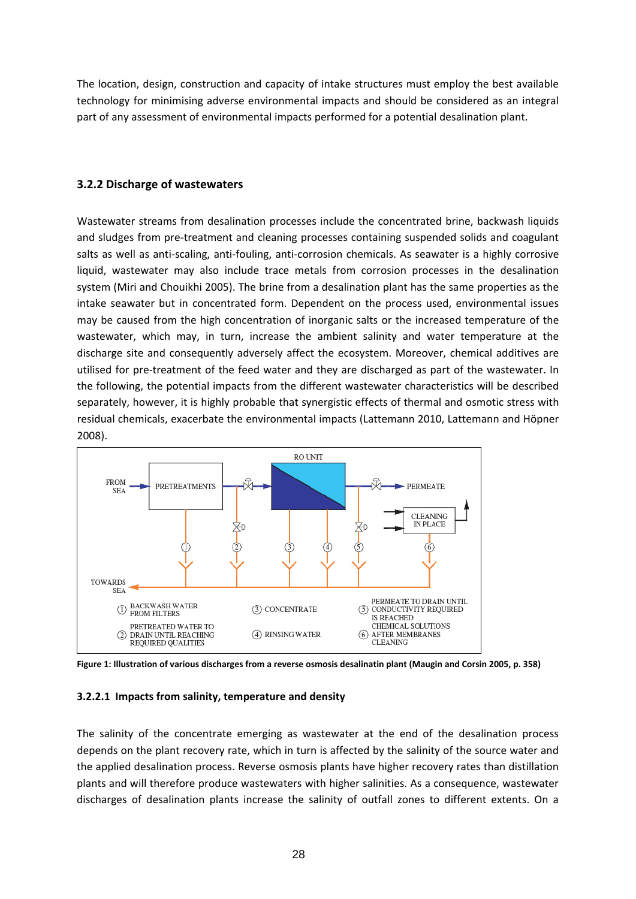The location, design, construction and capacity of intake structures must employ the best available technology for minimising adverse environmental impacts and should be considered as an integral part of any assessment of environmental impacts performed for a potential desalination plant.

### 3.2.2 Discharge of wastewaters

Wastewater streams from desalination processes include the concentrated brine, backwash liquids and sludges from pre-treatment and cleaning processes containing suspended solids and coagulant salts as well as anti-scaling, anti-fouling, anti-corrosion chemicals. As seawater is a highly corrosive liquid, wastewater may also include trace metals from corrosion processes in the desalination system (Miri and Chouikhi 2005). The brine from a desalination plant has the same properties as the intake seawater but in concentrated form. Dependent on the process used, environmental issues may be caused from the high concentration of inorganic salts or the increased temperature of the wastewater, which may, in turn, increase the ambient salinity and water temperature at the discharge site and consequently adversely affect the ecosystem. Moreover, chemical additives are utilised for pre-treatment of the feed water and they are discharged as part of the wastewater. In the following, the potential impacts from the different wastewater characteristics will be described separately, however, it is highly probable that synergistic effects of thermal and osmotic stress with residual chemicals, exacerbate the environmental impacts (Lattemann 2010, Lattemann and Höpner 2008).

**Figure 1: Illustration of various discharges from a reverse osmosis desalinatin plant (Maugin and Corsin 2005, p. 358)**

#### 3.2.2.1 Impacts from salinity, temperature and density

The salinity of the concentrate emerging as wastewater at the end of the desalination process depends on the plant recovery rate, which in turn is affected by the salinity of the source water and the applied desalination process. Reverse osmosis plants have higher recovery rates than distillation plants and will therefore produce wastewaters with higher salinities. As a consequence, wastewater discharges of desalination plants increase the salinity of outfall zones to different extents. On a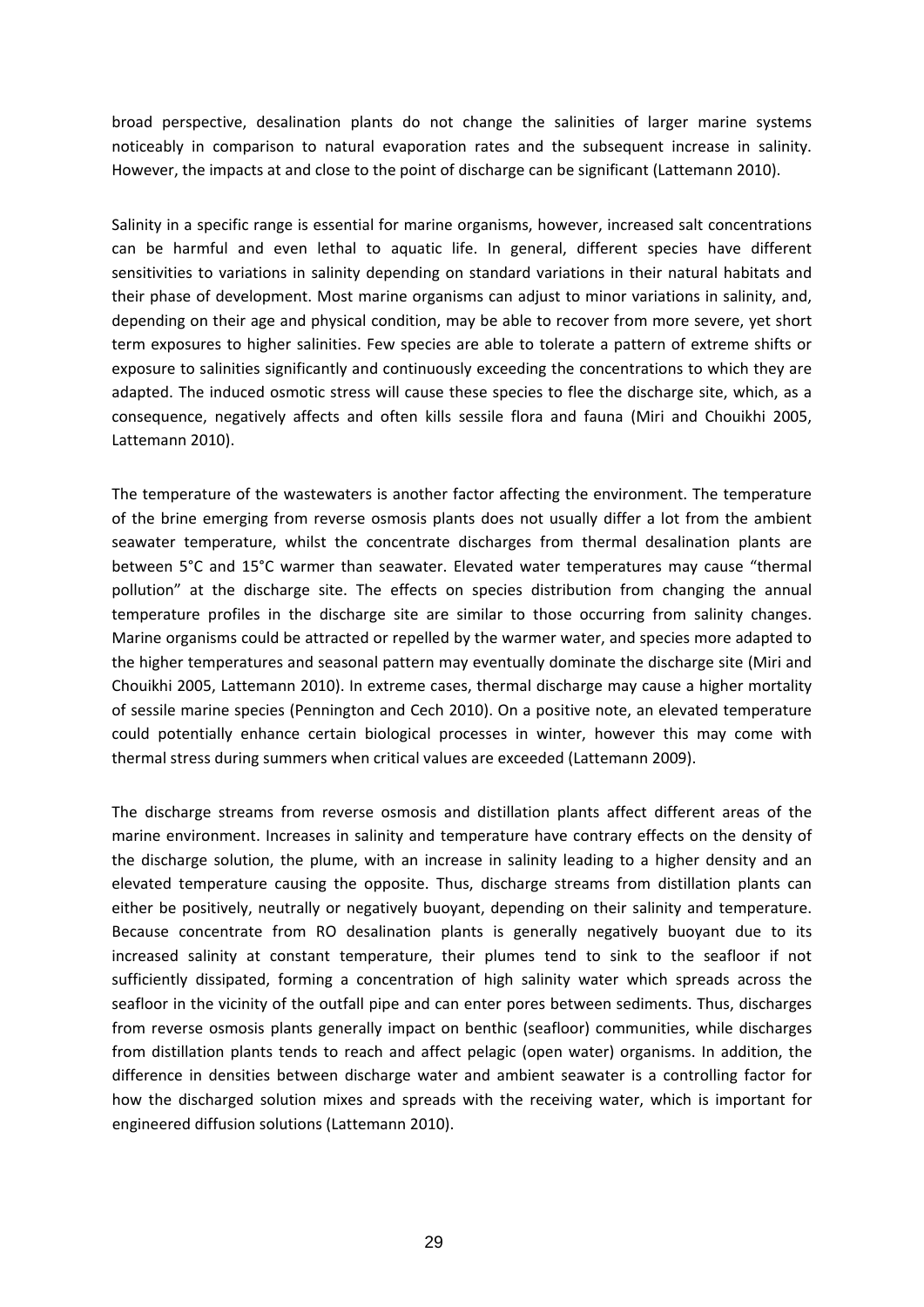broad perspective, desalination plants do not change the salinities of larger marine systems noticeably in comparison to natural evaporation rates and the subsequent increase in salinity. However, the impacts at and close to the point of discharge can be significant (Lattemann 2010).

Salinity in a specific range is essential for marine organisms, however, increased salt concentrations can be harmful and even lethal to aquatic life. In general, different species have different sensitivities to variations in salinity depending on standard variations in their natural habitats and their phase of development. Most marine organisms can adjust to minor variations in salinity, and, depending on their age and physical condition, may be able to recover from more severe, yet short term exposures to higher salinities. Few species are able to tolerate a pattern of extreme shifts or exposure to salinities significantly and continuously exceeding the concentrations to which they are adapted. The induced osmotic stress will cause these species to flee the discharge site, which, as a consequence, negatively affects and often kills sessile flora and fauna (Miri and Chouikhi 2005, Lattemann 2010).

The temperature of the wastewaters is another factor affecting the environment. The temperature of the brine emerging from reverse osmosis plants does not usually differ a lot from the ambient seawater temperature, whilst the concentrate discharges from thermal desalination plants are between 5°C and 15°C warmer than seawater. Elevated water temperatures may cause "thermal pollution" at the discharge site. The effects on species distribution from changing the annual temperature profiles in the discharge site are similar to those occurring from salinity changes. Marine organisms could be attracted or repelled by the warmer water, and species more adapted to the higher temperatures and seasonal pattern may eventually dominate the discharge site (Miri and Chouikhi 2005, Lattemann 2010). In extreme cases, thermal discharge may cause a higher mortality of sessile marine species (Pennington and Cech 2010). On a positive note, an elevated temperature could potentially enhance certain biological processes in winter, however this may come with thermal stress during summers when critical values are exceeded (Lattemann 2009).

The discharge streams from reverse osmosis and distillation plants affect different areas of the marine environment. Increases in salinity and temperature have contrary effects on the density of the discharge solution, the plume, with an increase in salinity leading to a higher density and an elevated temperature causing the opposite. Thus, discharge streams from distillation plants can either be positively, neutrally or negatively buoyant, depending on their salinity and temperature. Because concentrate from RO desalination plants is generally negatively buoyant due to its increased salinity at constant temperature, their plumes tend to sink to the seafloor if not sufficiently dissipated, forming a concentration of high salinity water which spreads across the seafloor in the vicinity of the outfall pipe and can enter pores between sediments. Thus, discharges from reverse osmosis plants generally impact on benthic (seafloor) communities, while discharges from distillation plants tends to reach and affect pelagic (open water) organisms. In addition, the difference in densities between discharge water and ambient seawater is a controlling factor for how the discharged solution mixes and spreads with the receiving water, which is important for engineered diffusion solutions (Lattemann 2010).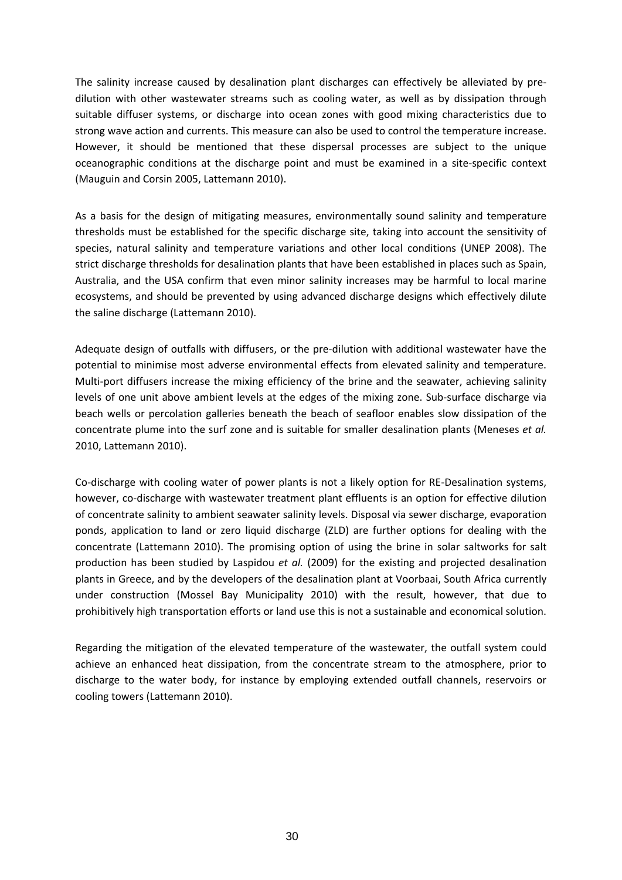The salinity increase caused by desalination plant discharges can effectively be alleviated by pre-dilution with other wastewater streams such as cooling water, as well as by dissipation through suitable diffuser systems, or discharge into ocean zones with good mixing characteristics due to strong wave action and currents. This measure can also be used to control the temperature increase. However, it should be mentioned that these dispersal processes are subject to the unique oceanographic conditions at the discharge point and must be examined in a site-specific context (Mauguin and Corsin 2005, Lattemann 2010).

As a basis for the design of mitigating measures, environmentally sound salinity and temperature thresholds must be established for the specific discharge site, taking into account the sensitivity of species, natural salinity and temperature variations and other local conditions (UNEP 2008). The strict discharge thresholds for desalination plants that have been established in places such as Spain, Australia, and the USA confirm that even minor salinity increases may be harmful to local marine ecosystems, and should be prevented by using advanced discharge designs which effectively dilute the saline discharge (Lattemann 2010).

Adequate design of outfalls with diffusers, or the pre-dilution with additional wastewater have the potential to minimise most adverse environmental effects from elevated salinity and temperature. Multi-port diffusers increase the mixing efficiency of the brine and the seawater, achieving salinity levels of one unit above ambient levels at the edges of the mixing zone. Sub-surface discharge via beach wells or percolation galleries beneath the beach of seafloor enables slow dissipation of the concentrate plume into the surf zone and is suitable for smaller desalination plants (Meneses *et al.* 2010, Lattemann 2010).

Co-discharge with cooling water of power plants is not a likely option for RE-Desalination systems, however, co-discharge with wastewater treatment plant effluents is an option for effective dilution of concentrate salinity to ambient seawater salinity levels. Disposal via sewer discharge, evaporation ponds, application to land or zero liquid discharge (ZLD) are further options for dealing with the concentrate (Lattemann 2010). The promising option of using the brine in solar saltworks for salt production has been studied by Laspidou *et al.* (2009) for the existing and projected desalination plants in Greece, and by the developers of the desalination plant at Voorbaai, South Africa currently under construction (Mossel Bay Municipality 2010) with the result, however, that due to prohibitively high transportation efforts or land use this is not a sustainable and economical solution.

Regarding the mitigation of the elevated temperature of the wastewater, the outfall system could achieve an enhanced heat dissipation, from the concentrate stream to the atmosphere, prior to discharge to the water body, for instance by employing extended outfall channels, reservoirs or cooling towers (Lattemann 2010).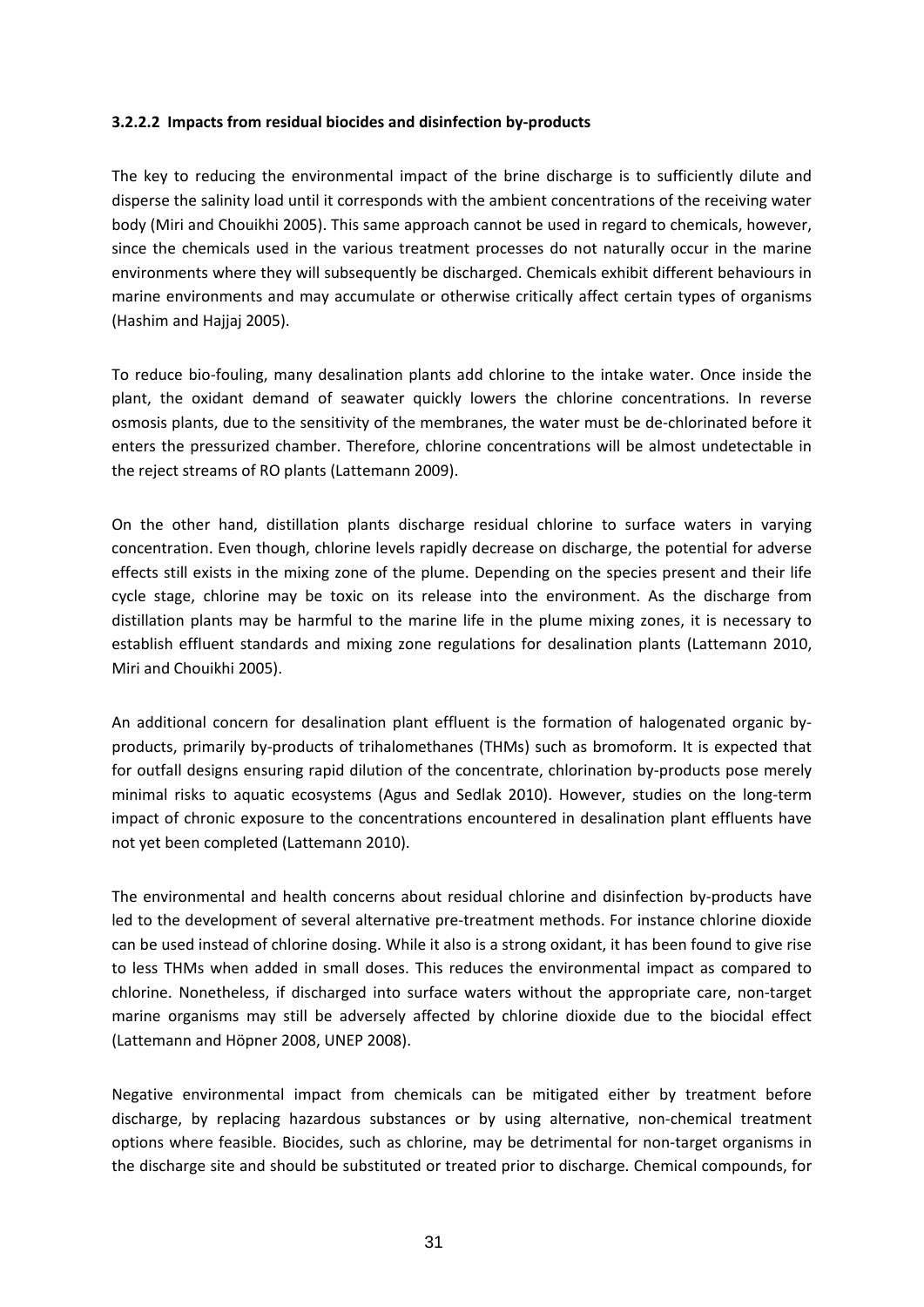#### 3.2.2.2 Impacts from residual biocides and disinfection by-products

The key to reducing the environmental impact of the brine discharge is to sufficiently dilute and disperse the salinity load until it corresponds with the ambient concentrations of the receiving water body (Miri and Chouikhi 2005). This same approach cannot be used in regard to chemicals, however, since the chemicals used in the various treatment processes do not naturally occur in the marine environments where they will subsequently be discharged. Chemicals exhibit different behaviours in marine environments and may accumulate or otherwise critically affect certain types of organisms (Hashim and Hajjaj 2005).

To reduce bio-fouling, many desalination plants add chlorine to the intake water. Once inside the plant, the oxidant demand of seawater quickly lowers the chlorine concentrations. In reverse osmosis plants, due to the sensitivity of the membranes, the water must be de-chlorinated before it enters the pressurized chamber. Therefore, chlorine concentrations will be almost undetectable in the reject streams of RO plants (Lattemann 2009).

On the other hand, distillation plants discharge residual chlorine to surface waters in varying concentration. Even though, chlorine levels rapidly decrease on discharge, the potential for adverse effects still exists in the mixing zone of the plume. Depending on the species present and their life cycle stage, chlorine may be toxic on its release into the environment. As the discharge from distillation plants may be harmful to the marine life in the plume mixing zones, it is necessary to establish effluent standards and mixing zone regulations for desalination plants (Lattemann 2010, Miri and Chouikhi 2005).

An additional concern for desalination plant effluent is the formation of halogenated organic by-products, primarily by-products of trihalomethanes (THMs) such as bromoform. It is expected that for outfall designs ensuring rapid dilution of the concentrate, chlorination by-products pose merely minimal risks to aquatic ecosystems (Agus and Sedlak 2010). However, studies on the long-term impact of chronic exposure to the concentrations encountered in desalination plant effluents have not yet been completed (Lattemann 2010).

The environmental and health concerns about residual chlorine and disinfection by-products have led to the development of several alternative pre-treatment methods. For instance chlorine dioxide can be used instead of chlorine dosing. While it also is a strong oxidant, it has been found to give rise to less THMs when added in small doses. This reduces the environmental impact as compared to chlorine. Nonetheless, if discharged into surface waters without the appropriate care, non-target marine organisms may still be adversely affected by chlorine dioxide due to the biocidal effect (Lattemann and Höpner 2008, UNEP 2008).

Negative environmental impact from chemicals can be mitigated either by treatment before discharge, by replacing hazardous substances or by using alternative, non-chemical treatment options where feasible. Biocides, such as chlorine, may be detrimental for non-target organisms in the discharge site and should be substituted or treated prior to discharge. Chemical compounds, for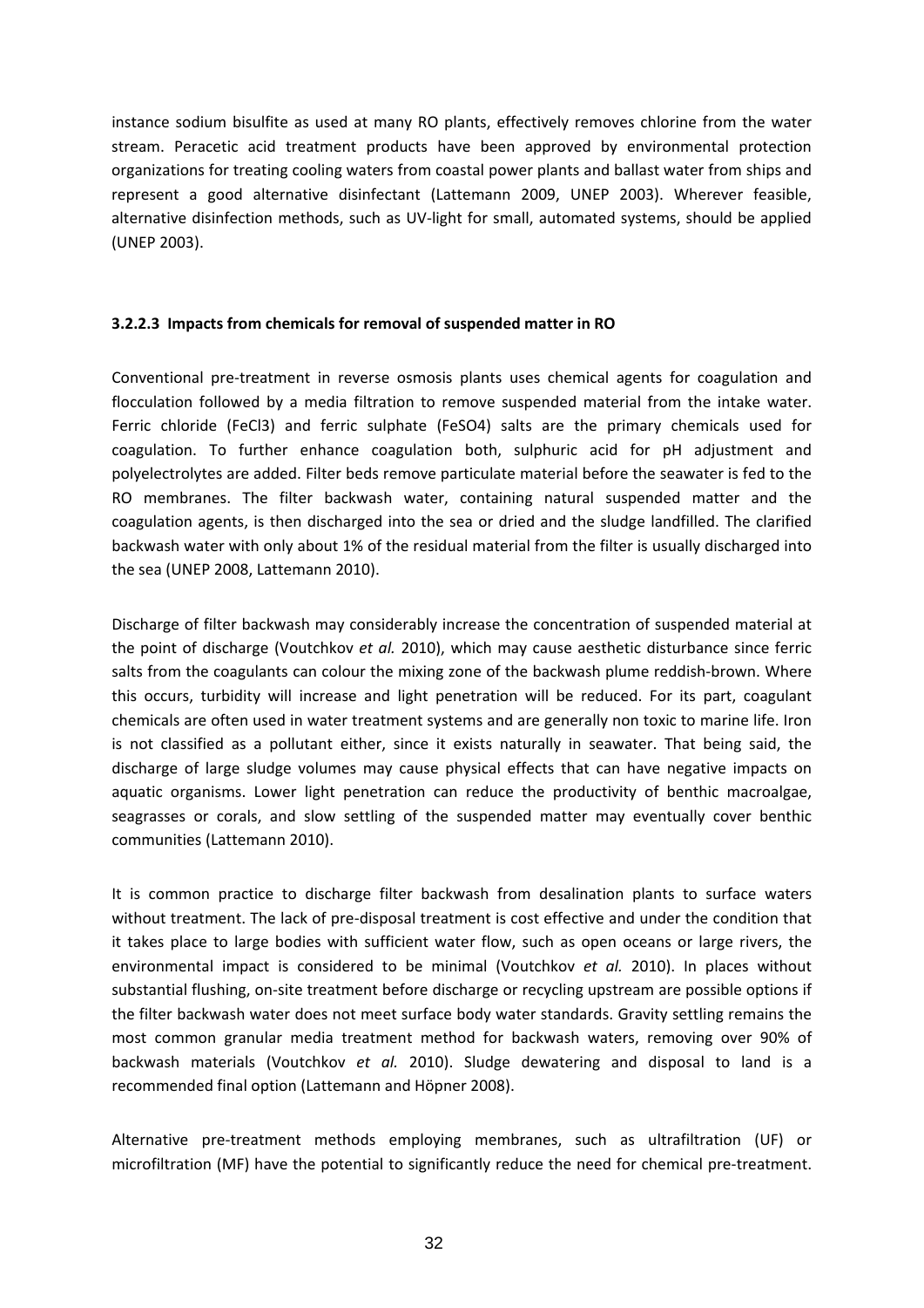instance sodium bisulfite as used at many RO plants, effectively removes chlorine from the water stream. Peracetic acid treatment products have been approved by environmental protection organizations for treating cooling waters from coastal power plants and ballast water from ships and represent a good alternative disinfectant (Lattemann 2009, UNEP 2003). Wherever feasible, alternative disinfection methods, such as UV-light for small, automated systems, should be applied (UNEP 2003).

#### 3.2.2.3 Impacts from chemicals for removal of suspended matter in RO

Conventional pre-treatment in reverse osmosis plants uses chemical agents for coagulation and flocculation followed by a media filtration to remove suspended material from the intake water. Ferric chloride ($FeCl_3$) and ferric sulphate ($FeSO_4$) salts are the primary chemicals used for coagulation. To further enhance coagulation both, sulphuric acid for pH adjustment and polyelectrolytes are added. Filter beds remove particulate material before the seawater is fed to the RO membranes. The filter backwash water, containing natural suspended matter and the coagulation agents, is then discharged into the sea or dried and the sludge landfilled. The clarified backwash water with only about 1% of the residual material from the filter is usually discharged into the sea (UNEP 2008, Lattemann 2010).

Discharge of filter backwash may considerably increase the concentration of suspended material at the point of discharge (Voutchkov *et al.* 2010), which may cause aesthetic disturbance since ferric salts from the coagulants can colour the mixing zone of the backwash plume reddish-brown. Where this occurs, turbidity will increase and light penetration will be reduced. For its part, coagulant chemicals are often used in water treatment systems and are generally non toxic to marine life. Iron is not classified as a pollutant either, since it exists naturally in seawater. That being said, the discharge of large sludge volumes may cause physical effects that can have negative impacts on aquatic organisms. Lower light penetration can reduce the productivity of benthic macroalgae, seagrasses or corals, and slow settling of the suspended matter may eventually cover benthic communities (Lattemann 2010).

It is common practice to discharge filter backwash from desalination plants to surface waters without treatment. The lack of pre-disposal treatment is cost effective and under the condition that it takes place to large bodies with sufficient water flow, such as open oceans or large rivers, the environmental impact is considered to be minimal (Voutchkov *et al.* 2010). In places without substantial flushing, on-site treatment before discharge or recycling upstream are possible options if the filter backwash water does not meet surface body water standards. Gravity settling remains the most common granular media treatment method for backwash waters, removing over 90% of backwash materials (Voutchkov *et al.* 2010). Sludge dewatering and disposal to land is a recommended final option (Lattemann and Höpner 2008).

Alternative pre-treatment methods employing membranes, such as ultrafiltration (UF) or microfiltration (MF) have the potential to significantly reduce the need for chemical pre-treatment.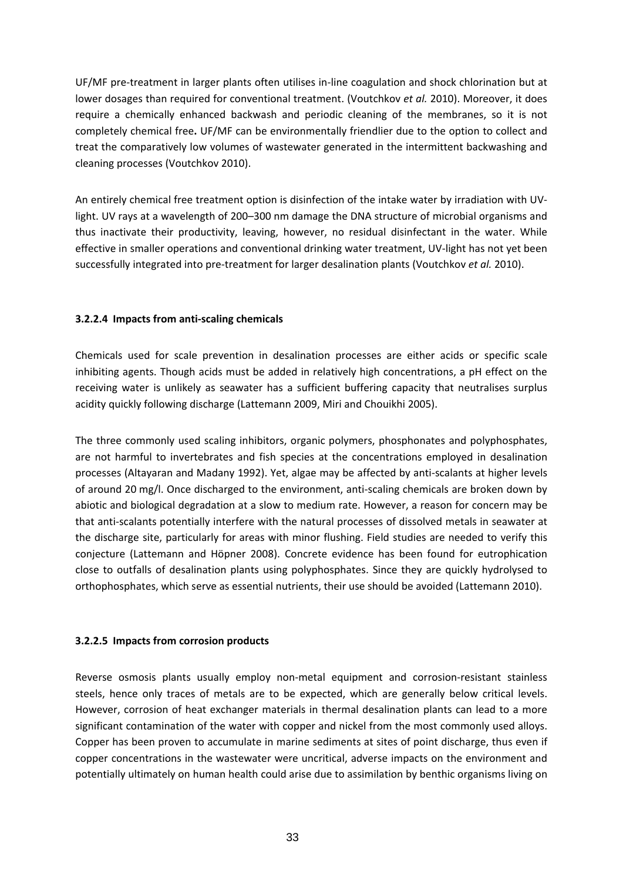UF/MF pre-treatment in larger plants often utilises in-line coagulation and shock chlorination but at lower dosages than required for conventional treatment. (Voutchkov *et al.* 2010). Moreover, it does require a chemically enhanced backwash and periodic cleaning of the membranes, so it is not completely chemical free**.** UF/MF can be environmentally friendlier due to the option to collect and treat the comparatively low volumes of wastewater generated in the intermittent backwashing and cleaning processes (Voutchkov 2010).

An entirely chemical free treatment option is disinfection of the intake water by irradiation with UV-light. UV rays at a wavelength of 200–300 nm damage the DNA structure of microbial organisms and thus inactivate their productivity, leaving, however, no residual disinfectant in the water. While effective in smaller operations and conventional drinking water treatment, UV-light has not yet been successfully integrated into pre-treatment for larger desalination plants (Voutchkov *et al.* 2010).

#### 3.2.2.4 Impacts from anti-scaling chemicals

Chemicals used for scale prevention in desalination processes are either acids or specific scale inhibiting agents. Though acids must be added in relatively high concentrations, a pH effect on the receiving water is unlikely as seawater has a sufficient buffering capacity that neutralises surplus acidity quickly following discharge (Lattemann 2009, Miri and Chouikhi 2005).

The three commonly used scaling inhibitors, organic polymers, phosphonates and polyphosphates, are not harmful to invertebrates and fish species at the concentrations employed in desalination processes (Altayaran and Madany 1992). Yet, algae may be affected by anti-scalants at higher levels of around 20 mg/l. Once discharged to the environment, anti-scaling chemicals are broken down by abiotic and biological degradation at a slow to medium rate. However, a reason for concern may be that anti-scalants potentially interfere with the natural processes of dissolved metals in seawater at the discharge site, particularly for areas with minor flushing. Field studies are needed to verify this conjecture (Lattemann and Höpner 2008). Concrete evidence has been found for eutrophication close to outfalls of desalination plants using polyphosphates. Since they are quickly hydrolysed to orthophosphates, which serve as essential nutrients, their use should be avoided (Lattemann 2010).

#### 3.2.2.5 Impacts from corrosion products

Reverse osmosis plants usually employ non-metal equipment and corrosion-resistant stainless steels, hence only traces of metals are to be expected, which are generally below critical levels. However, corrosion of heat exchanger materials in thermal desalination plants can lead to a more significant contamination of the water with copper and nickel from the most commonly used alloys. Copper has been proven to accumulate in marine sediments at sites of point discharge, thus even if copper concentrations in the wastewater were uncritical, adverse impacts on the environment and potentially ultimately on human health could arise due to assimilation by benthic organisms living on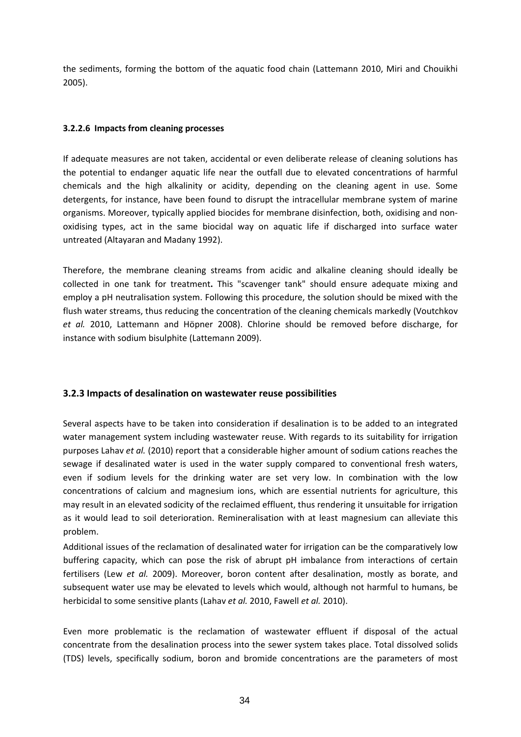the sediments, forming the bottom of the aquatic food chain (Lattemann 2010, Miri and Chouikhi 2005).

#### 3.2.2.6 Impacts from cleaning processes

If adequate measures are not taken, accidental or even deliberate release of cleaning solutions has the potential to endanger aquatic life near the outfall due to elevated concentrations of harmful chemicals and the high alkalinity or acidity, depending on the cleaning agent in use. Some detergents, for instance, have been found to disrupt the intracellular membrane system of marine organisms. Moreover, typically applied biocides for membrane disinfection, both, oxidising and non-oxidising types, act in the same biocidal way on aquatic life if discharged into surface water untreated (Altayaran and Madany 1992).

Therefore, the membrane cleaning streams from acidic and alkaline cleaning should ideally be collected in one tank for treatment**.** This "scavenger tank" should ensure adequate mixing and employ a pH neutralisation system. Following this procedure, the solution should be mixed with the flush water streams, thus reducing the concentration of the cleaning chemicals markedly (Voutchkov *et al.* 2010, Lattemann and Höpner 2008). Chlorine should be removed before discharge, for instance with sodium bisulphite (Lattemann 2009).

### 3.2.3 Impacts of desalination on wastewater reuse possibilities

Several aspects have to be taken into consideration if desalination is to be added to an integrated water management system including wastewater reuse. With regards to its suitability for irrigation purposes Lahav *et al.* (2010) report that a considerable higher amount of sodium cations reaches the sewage if desalinated water is used in the water supply compared to conventional fresh waters, even if sodium levels for the drinking water are set very low. In combination with the low concentrations of calcium and magnesium ions, which are essential nutrients for agriculture, this may result in an elevated sodicity of the reclaimed effluent, thus rendering it unsuitable for irrigation as it would lead to soil deterioration. Remineralisation with at least magnesium can alleviate this problem.

Additional issues of the reclamation of desalinated water for irrigation can be the comparatively low buffering capacity, which can pose the risk of abrupt pH imbalance from interactions of certain fertilisers (Lew *et al.* 2009). Moreover, boron content after desalination, mostly as borate, and subsequent water use may be elevated to levels which would, although not harmful to humans, be herbicidal to some sensitive plants (Lahav *et al.* 2010, Fawell *et al.* 2010).

Even more problematic is the reclamation of wastewater effluent if disposal of the actual concentrate from the desalination process into the sewer system takes place. Total dissolved solids (TDS) levels, specifically sodium, boron and bromide concentrations are the parameters of most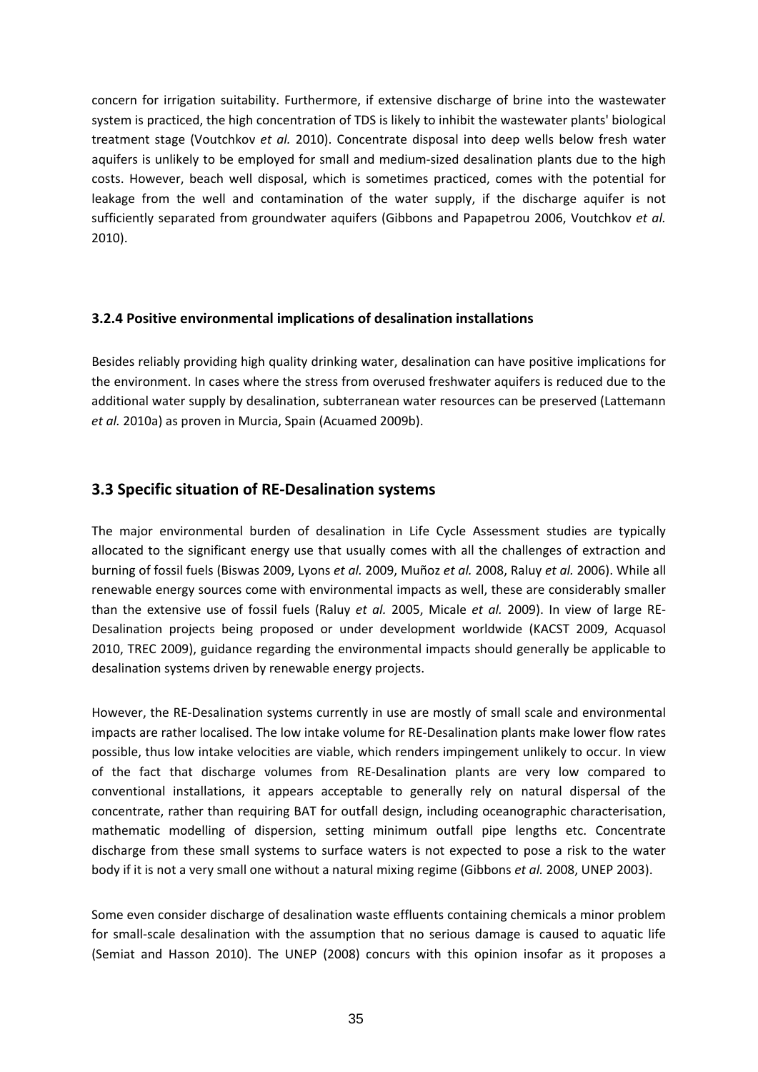concern for irrigation suitability. Furthermore, if extensive discharge of brine into the wastewater system is practiced, the high concentration of TDS is likely to inhibit the wastewater plants' biological treatment stage (Voutchkov *et al.* 2010). Concentrate disposal into deep wells below fresh water aquifers is unlikely to be employed for small and medium-sized desalination plants due to the high costs. However, beach well disposal, which is sometimes practiced, comes with the potential for leakage from the well and contamination of the water supply, if the discharge aquifer is not sufficiently separated from groundwater aquifers (Gibbons and Papapetrou 2006, Voutchkov *et al.* 2010).

### 3.2.4 Positive environmental implications of desalination installations

Besides reliably providing high quality drinking water, desalination can have positive implications for the environment. In cases where the stress from overused freshwater aquifers is reduced due to the additional water supply by desalination, subterranean water resources can be preserved (Lattemann *et al.* 2010a) as proven in Murcia, Spain (Acuamed 2009b).

## 3.3 Specific situation of RE-Desalination systems

The major environmental burden of desalination in Life Cycle Assessment studies are typically allocated to the significant energy use that usually comes with all the challenges of extraction and burning of fossil fuels (Biswas 2009, Lyons *et al.* 2009, Muñoz *et al.* 2008, Raluy *et al.* 2006). While all renewable energy sources come with environmental impacts as well, these are considerably smaller than the extensive use of fossil fuels (Raluy *et al.* 2005, Micale *et al.* 2009). In view of large RE-Desalination projects being proposed or under development worldwide (KACST 2009, Acquasol 2010, TREC 2009), guidance regarding the environmental impacts should generally be applicable to desalination systems driven by renewable energy projects.

However, the RE-Desalination systems currently in use are mostly of small scale and environmental impacts are rather localised. The low intake volume for RE-Desalination plants make lower flow rates possible, thus low intake velocities are viable, which renders impingement unlikely to occur. In view of the fact that discharge volumes from RE-Desalination plants are very low compared to conventional installations, it appears acceptable to generally rely on natural dispersal of the concentrate, rather than requiring BAT for outfall design, including oceanographic characterisation, mathematic modelling of dispersion, setting minimum outfall pipe lengths etc. Concentrate discharge from these small systems to surface waters is not expected to pose a risk to the water body if it is not a very small one without a natural mixing regime (Gibbons *et al.* 2008, UNEP 2003).

Some even consider discharge of desalination waste effluents containing chemicals a minor problem for small-scale desalination with the assumption that no serious damage is caused to aquatic life (Semiat and Hasson 2010). The UNEP (2008) concurs with this opinion insofar as it proposes a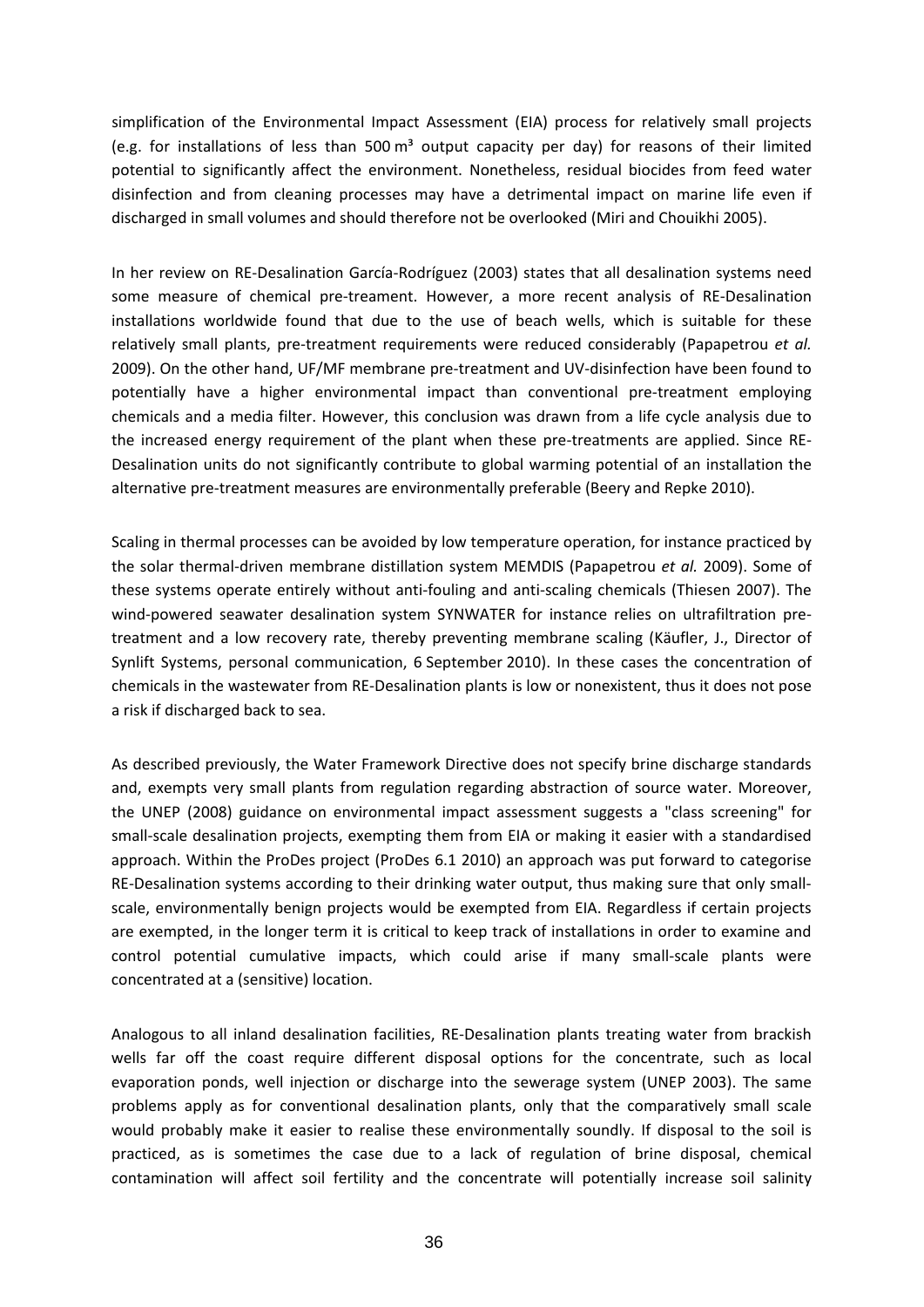simplification of the Environmental Impact Assessment (EIA) process for relatively small projects (e.g. for installations of less than 500 m³ output capacity per day) for reasons of their limited potential to significantly affect the environment. Nonetheless, residual biocides from feed water disinfection and from cleaning processes may have a detrimental impact on marine life even if discharged in small volumes and should therefore not be overlooked (Miri and Chouikhi 2005).

In her review on RE-Desalination García-Rodríguez (2003) states that all desalination systems need some measure of chemical pre-treament. However, a more recent analysis of RE-Desalination installations worldwide found that due to the use of beach wells, which is suitable for these relatively small plants, pre-treatment requirements were reduced considerably (Papapetrou *et al.* 2009). On the other hand, UF/MF membrane pre-treatment and UV-disinfection have been found to potentially have a higher environmental impact than conventional pre-treatment employing chemicals and a media filter. However, this conclusion was drawn from a life cycle analysis due to the increased energy requirement of the plant when these pre-treatments are applied. Since RE-Desalination units do not significantly contribute to global warming potential of an installation the alternative pre-treatment measures are environmentally preferable (Beery and Repke 2010).

Scaling in thermal processes can be avoided by low temperature operation, for instance practiced by the solar thermal-driven membrane distillation system MEMDIS (Papapetrou *et al.* 2009). Some of these systems operate entirely without anti-fouling and anti-scaling chemicals (Thiesen 2007). The wind-powered seawater desalination system SYNWATER for instance relies on ultrafiltration pre-treatment and a low recovery rate, thereby preventing membrane scaling (Käufler, J., Director of Synlift Systems, personal communication, 6 September 2010). In these cases the concentration of chemicals in the wastewater from RE-Desalination plants is low or nonexistent, thus it does not pose a risk if discharged back to sea.

As described previously, the Water Framework Directive does not specify brine discharge standards and, exempts very small plants from regulation regarding abstraction of source water. Moreover, the UNEP (2008) guidance on environmental impact assessment suggests a "class screening" for small-scale desalination projects, exempting them from EIA or making it easier with a standardised approach. Within the ProDes project (ProDes 6.1 2010) an approach was put forward to categorise RE-Desalination systems according to their drinking water output, thus making sure that only small-scale, environmentally benign projects would be exempted from EIA. Regardless if certain projects are exempted, in the longer term it is critical to keep track of installations in order to examine and control potential cumulative impacts, which could arise if many small-scale plants were concentrated at a (sensitive) location.

Analogous to all inland desalination facilities, RE-Desalination plants treating water from brackish wells far off the coast require different disposal options for the concentrate, such as local evaporation ponds, well injection or discharge into the sewerage system (UNEP 2003). The same problems apply as for conventional desalination plants, only that the comparatively small scale would probably make it easier to realise these environmentally soundly. If disposal to the soil is practiced, as is sometimes the case due to a lack of regulation of brine disposal, chemical contamination will affect soil fertility and the concentrate will potentially increase soil salinity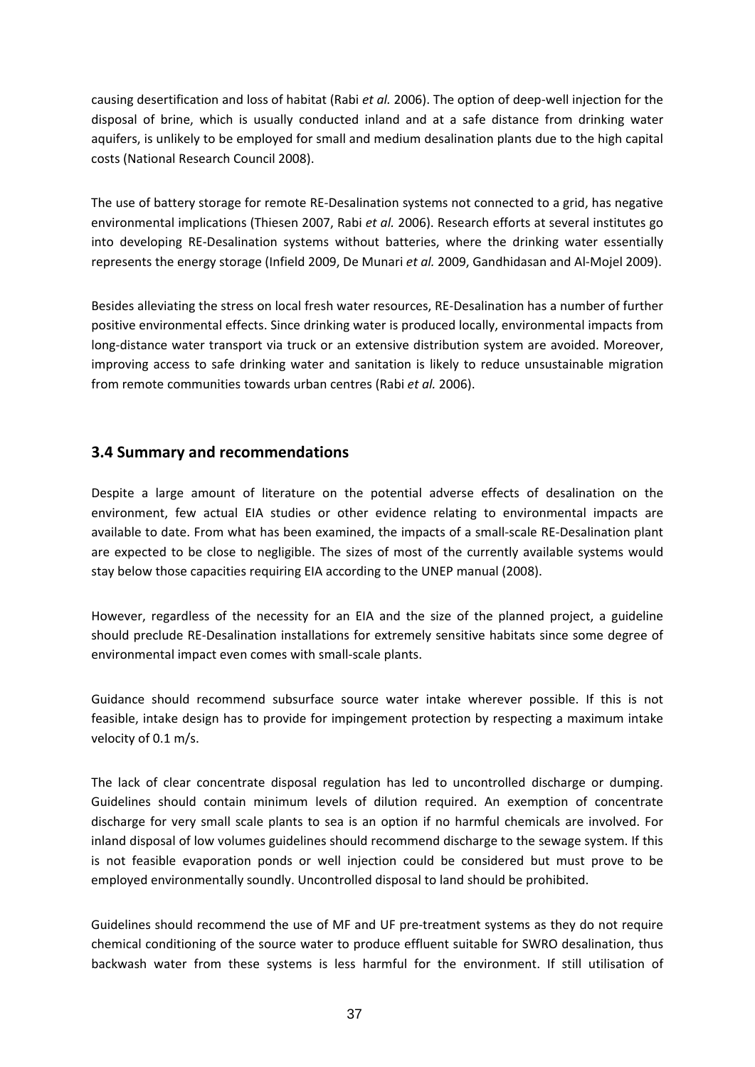causing desertification and loss of habitat (Rabi *et al.* 2006). The option of deep-well injection for the disposal of brine, which is usually conducted inland and at a safe distance from drinking water aquifers, is unlikely to be employed for small and medium desalination plants due to the high capital costs (National Research Council 2008).

The use of battery storage for remote RE-Desalination systems not connected to a grid, has negative environmental implications (Thiesen 2007, Rabi *et al.* 2006). Research efforts at several institutes go into developing RE-Desalination systems without batteries, where the drinking water essentially represents the energy storage (Infield 2009, De Munari *et al.* 2009, Gandhidasan and Al-Mojel 2009).

Besides alleviating the stress on local fresh water resources, RE-Desalination has a number of further positive environmental effects. Since drinking water is produced locally, environmental impacts from long-distance water transport via truck or an extensive distribution system are avoided. Moreover, improving access to safe drinking water and sanitation is likely to reduce unsustainable migration from remote communities towards urban centres (Rabi *et al.* 2006).

## 3.4 Summary and recommendations

Despite a large amount of literature on the potential adverse effects of desalination on the environment, few actual EIA studies or other evidence relating to environmental impacts are available to date. From what has been examined, the impacts of a small-scale RE-Desalination plant are expected to be close to negligible. The sizes of most of the currently available systems would stay below those capacities requiring EIA according to the UNEP manual (2008).

However, regardless of the necessity for an EIA and the size of the planned project, a guideline should preclude RE-Desalination installations for extremely sensitive habitats since some degree of environmental impact even comes with small-scale plants.

Guidance should recommend subsurface source water intake wherever possible. If this is not feasible, intake design has to provide for impingement protection by respecting a maximum intake velocity of 0.1 m/s.

The lack of clear concentrate disposal regulation has led to uncontrolled discharge or dumping. Guidelines should contain minimum levels of dilution required. An exemption of concentrate discharge for very small scale plants to sea is an option if no harmful chemicals are involved. For inland disposal of low volumes guidelines should recommend discharge to the sewage system. If this is not feasible evaporation ponds or well injection could be considered but must prove to be employed environmentally soundly. Uncontrolled disposal to land should be prohibited.

Guidelines should recommend the use of MF and UF pre-treatment systems as they do not require chemical conditioning of the source water to produce effluent suitable for SWRO desalination, thus backwash water from these systems is less harmful for the environment. If still utilisation of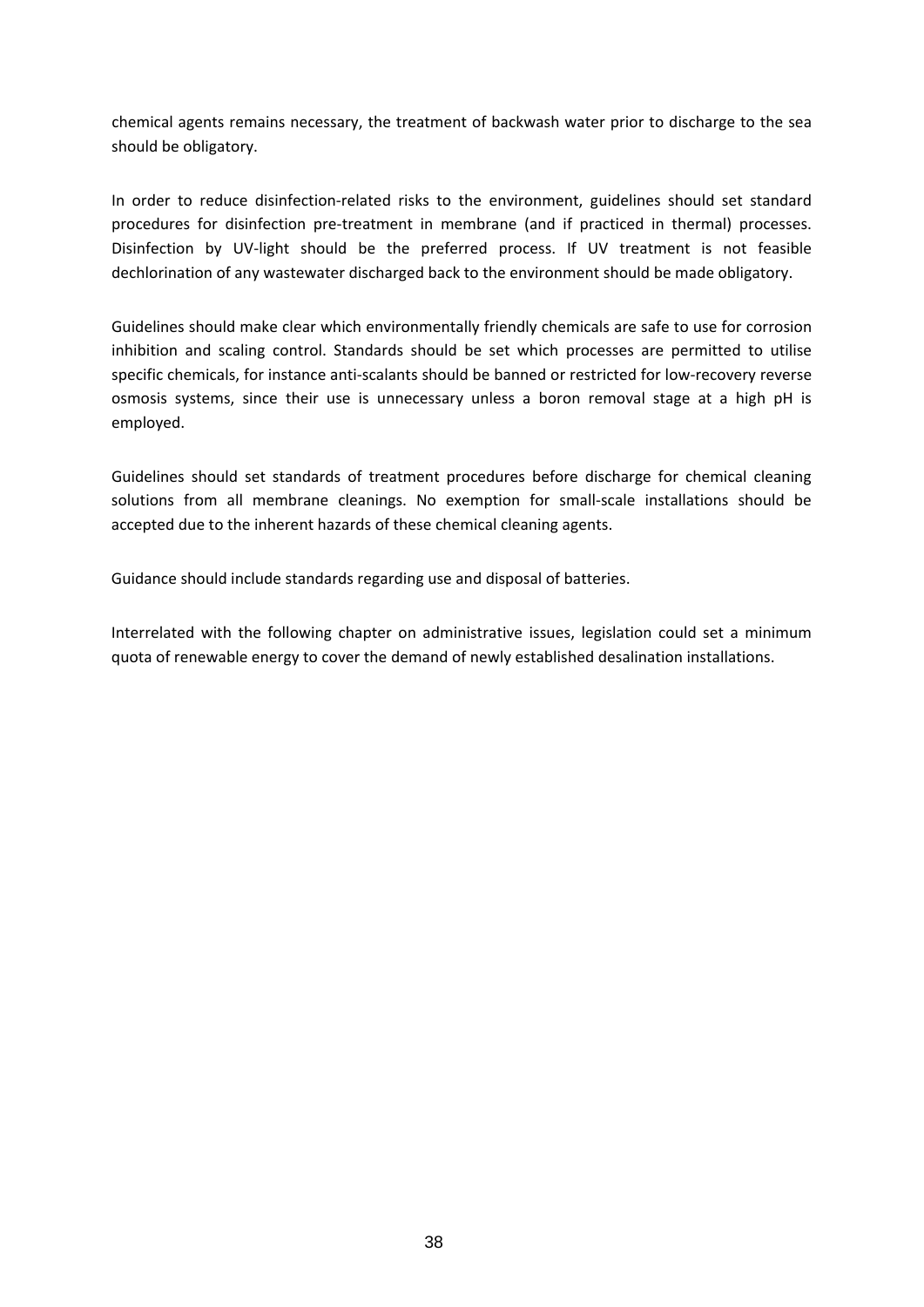chemical agents remains necessary, the treatment of backwash water prior to discharge to the sea should be obligatory.

In order to reduce disinfection-related risks to the environment, guidelines should set standard procedures for disinfection pre-treatment in membrane (and if practiced in thermal) processes. Disinfection by UV-light should be the preferred process. If UV treatment is not feasible dechlorination of any wastewater discharged back to the environment should be made obligatory.

Guidelines should make clear which environmentally friendly chemicals are safe to use for corrosion inhibition and scaling control. Standards should be set which processes are permitted to utilise specific chemicals, for instance anti-scalants should be banned or restricted for low-recovery reverse osmosis systems, since their use is unnecessary unless a boron removal stage at a high pH is employed.

Guidelines should set standards of treatment procedures before discharge for chemical cleaning solutions from all membrane cleanings. No exemption for small-scale installations should be accepted due to the inherent hazards of these chemical cleaning agents.

Guidance should include standards regarding use and disposal of batteries.

Interrelated with the following chapter on administrative issues, legislation could set a minimum quota of renewable energy to cover the demand of newly established desalination installations.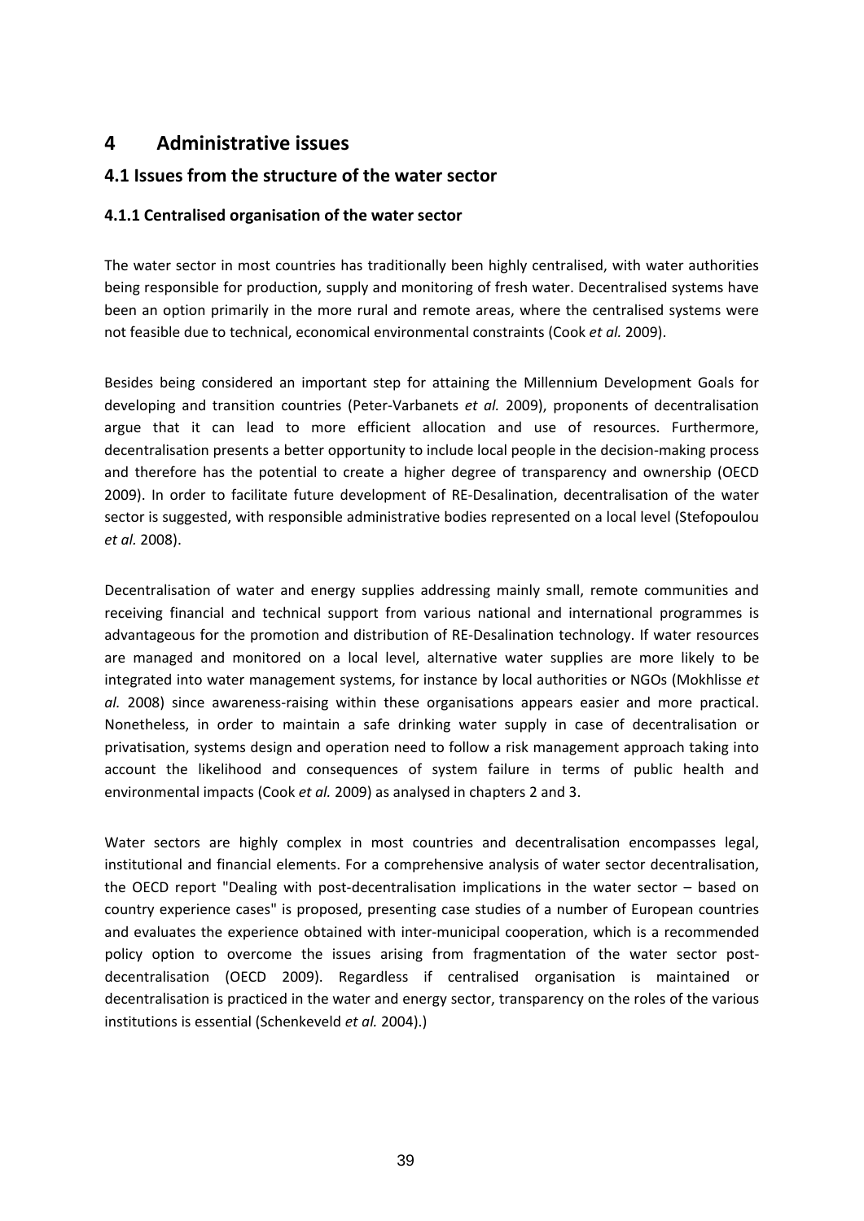# 4 Administrative issues

## 4.1 Issues from the structure of the water sector

### 4.1.1 Centralised organisation of the water sector

The water sector in most countries has traditionally been highly centralised, with water authorities being responsible for production, supply and monitoring of fresh water. Decentralised systems have been an option primarily in the more rural and remote areas, where the centralised systems were not feasible due to technical, economical environmental constraints (Cook *et al.* 2009).

Besides being considered an important step for attaining the Millennium Development Goals for developing and transition countries (Peter-Varbanets *et al.* 2009), proponents of decentralisation argue that it can lead to more efficient allocation and use of resources. Furthermore, decentralisation presents a better opportunity to include local people in the decision-making process and therefore has the potential to create a higher degree of transparency and ownership (OECD 2009). In order to facilitate future development of RE-Desalination, decentralisation of the water sector is suggested, with responsible administrative bodies represented on a local level (Stefopoulou *et al.* 2008).

Decentralisation of water and energy supplies addressing mainly small, remote communities and receiving financial and technical support from various national and international programmes is advantageous for the promotion and distribution of RE-Desalination technology. If water resources are managed and monitored on a local level, alternative water supplies are more likely to be integrated into water management systems, for instance by local authorities or NGOs (Mokhlisse *et al.* 2008) since awareness-raising within these organisations appears easier and more practical. Nonetheless, in order to maintain a safe drinking water supply in case of decentralisation or privatisation, systems design and operation need to follow a risk management approach taking into account the likelihood and consequences of system failure in terms of public health and environmental impacts (Cook *et al.* 2009) as analysed in chapters 2 and 3.

Water sectors are highly complex in most countries and decentralisation encompasses legal, institutional and financial elements. For a comprehensive analysis of water sector decentralisation, the OECD report "Dealing with post-decentralisation implications in the water sector – based on country experience cases" is proposed, presenting case studies of a number of European countries and evaluates the experience obtained with inter-municipal cooperation, which is a recommended policy option to overcome the issues arising from fragmentation of the water sector post-decentralisation (OECD 2009). Regardless if centralised organisation is maintained or decentralisation is practiced in the water and energy sector, transparency on the roles of the various institutions is essential (Schenkeveld *et al.* 2004).)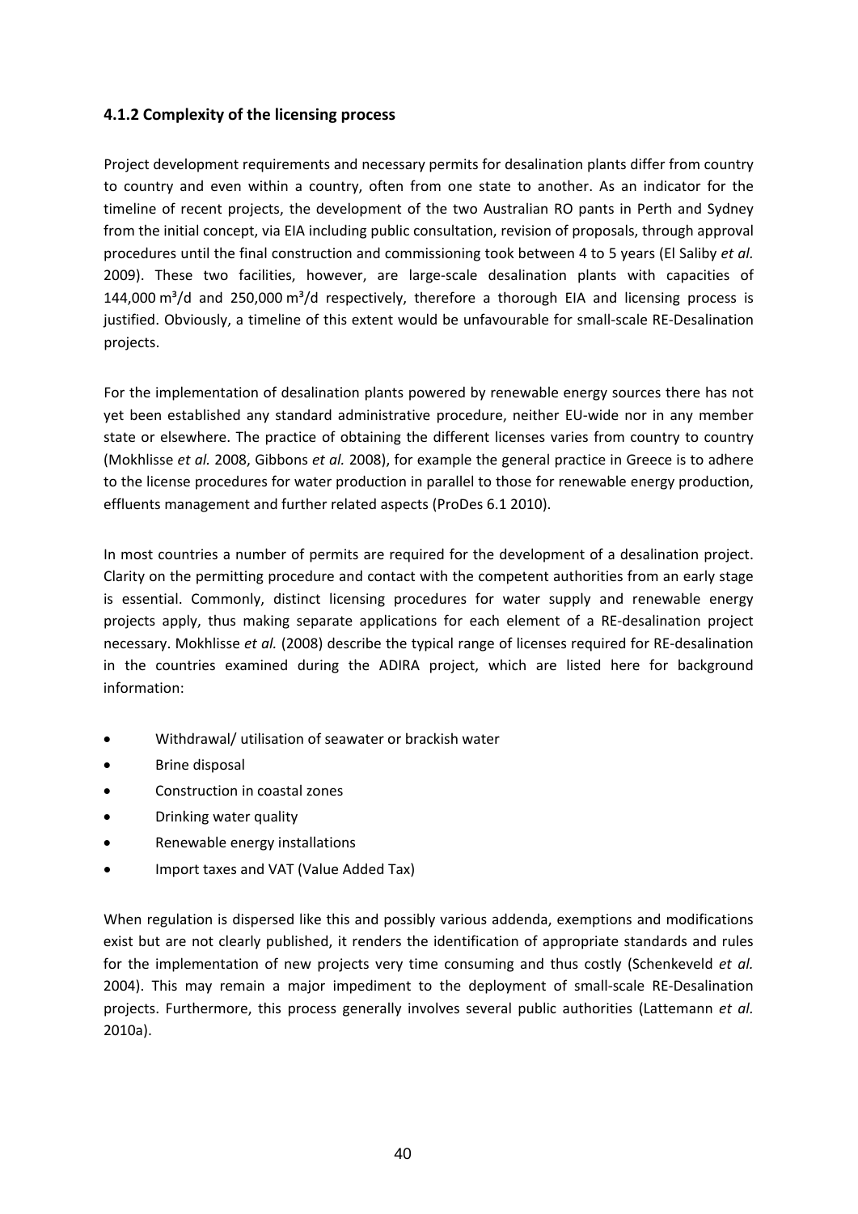### 4.1.2 Complexity of the licensing process

Project development requirements and necessary permits for desalination plants differ from country to country and even within a country, often from one state to another. As an indicator for the timeline of recent projects, the development of the two Australian RO pants in Perth and Sydney from the initial concept, via EIA including public consultation, revision of proposals, through approval procedures until the final construction and commissioning took between 4 to 5 years (El Saliby *et al.* 2009). These two facilities, however, are large-scale desalination plants with capacities of 144,000 m³/d and 250,000 m³/d respectively, therefore a thorough EIA and licensing process is justified. Obviously, a timeline of this extent would be unfavourable for small-scale RE-Desalination projects.

For the implementation of desalination plants powered by renewable energy sources there has not yet been established any standard administrative procedure, neither EU-wide nor in any member state or elsewhere. The practice of obtaining the different licenses varies from country to country (Mokhlisse *et al.* 2008, Gibbons *et al.* 2008), for example the general practice in Greece is to adhere to the license procedures for water production in parallel to those for renewable energy production, effluents management and further related aspects (ProDes 6.1 2010).

In most countries a number of permits are required for the development of a desalination project. Clarity on the permitting procedure and contact with the competent authorities from an early stage is essential. Commonly, distinct licensing procedures for water supply and renewable energy projects apply, thus making separate applications for each element of a RE-desalination project necessary. Mokhlisse *et al.* (2008) describe the typical range of licenses required for RE-desalination in the countries examined during the ADIRA project, which are listed here for background information:

- Withdrawal/ utilisation of seawater or brackish water
- Brine disposal
- Construction in coastal zones
- Drinking water quality
- Renewable energy installations
- Import taxes and VAT (Value Added Tax)

When regulation is dispersed like this and possibly various addenda, exemptions and modifications exist but are not clearly published, it renders the identification of appropriate standards and rules for the implementation of new projects very time consuming and thus costly (Schenkeveld *et al.* 2004). This may remain a major impediment to the deployment of small-scale RE-Desalination projects. Furthermore, this process generally involves several public authorities (Lattemann *et al.* 2010a).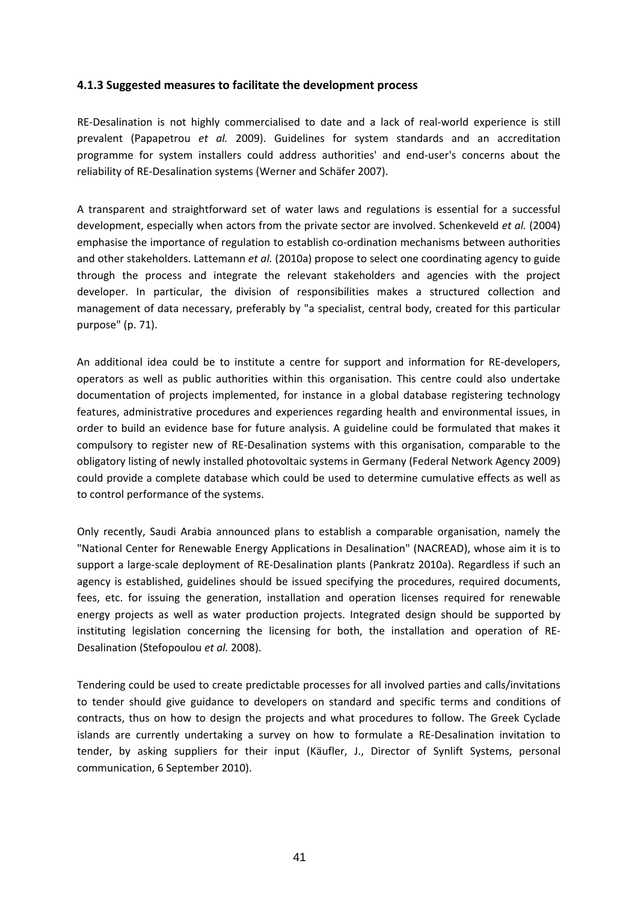### 4.1.3 Suggested measures to facilitate the development process

RE-Desalination is not highly commercialised to date and a lack of real-world experience is still prevalent (Papapetrou *et al.* 2009). Guidelines for system standards and an accreditation programme for system installers could address authorities' and end-user's concerns about the reliability of RE-Desalination systems (Werner and Schäfer 2007).

A transparent and straightforward set of water laws and regulations is essential for a successful development, especially when actors from the private sector are involved. Schenkeveld *et al.* (2004) emphasise the importance of regulation to establish co-ordination mechanisms between authorities and other stakeholders. Lattemann *et al.* (2010a) propose to select one coordinating agency to guide through the process and integrate the relevant stakeholders and agencies with the project developer. In particular, the division of responsibilities makes a structured collection and management of data necessary, preferably by "a specialist, central body, created for this particular purpose" (p. 71).

An additional idea could be to institute a centre for support and information for RE-developers, operators as well as public authorities within this organisation. This centre could also undertake documentation of projects implemented, for instance in a global database registering technology features, administrative procedures and experiences regarding health and environmental issues, in order to build an evidence base for future analysis. A guideline could be formulated that makes it compulsory to register new of RE-Desalination systems with this organisation, comparable to the obligatory listing of newly installed photovoltaic systems in Germany (Federal Network Agency 2009) could provide a complete database which could be used to determine cumulative effects as well as to control performance of the systems.

Only recently, Saudi Arabia announced plans to establish a comparable organisation, namely the "National Center for Renewable Energy Applications in Desalination" (NACREAD), whose aim it is to support a large-scale deployment of RE-Desalination plants (Pankratz 2010a). Regardless if such an agency is established, guidelines should be issued specifying the procedures, required documents, fees, etc. for issuing the generation, installation and operation licenses required for renewable energy projects as well as water production projects. Integrated design should be supported by instituting legislation concerning the licensing for both, the installation and operation of RE-Desalination (Stefopoulou *et al.* 2008).

Tendering could be used to create predictable processes for all involved parties and calls/invitations to tender should give guidance to developers on standard and specific terms and conditions of contracts, thus on how to design the projects and what procedures to follow. The Greek Cyclade islands are currently undertaking a survey on how to formulate a RE-Desalination invitation to tender, by asking suppliers for their input (Käufler, J., Director of Synlift Systems, personal communication, 6 September 2010).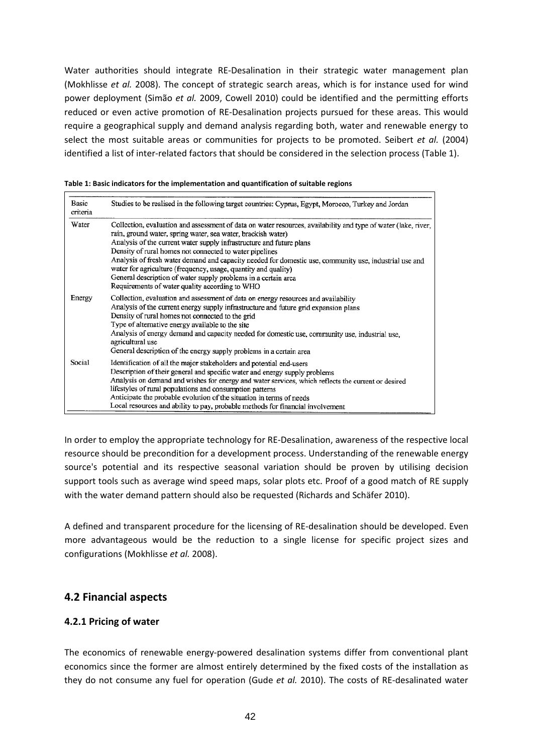Water authorities should integrate RE-Desalination in their strategic water management plan (Mokhlisse *et al.* 2008). The concept of strategic search areas, which is for instance used for wind power deployment (Simão *et al.* 2009, Cowell 2010) could be identified and the permitting efforts reduced or even active promotion of RE-Desalination projects pursued for these areas. This would require a geographical supply and demand analysis regarding both, water and renewable energy to select the most suitable areas or communities for projects to be promoted. Seibert *et al.* (2004) identified a list of inter-related factors that should be considered in the selection process (Table 1).

**Table 1: Basic indicators for the implementation and quantification of suitable regions**

| Basic criteria | Studies to be realised in the following target countries: Cyprus, Egypt, Morocco, Turkey and Jordan |
|---|---|
| Water | Collection, evaluation and assessment of data on water resources, availability and type of water (lake, river, rain, ground water, spring water, sea water, brackish water)<br>Analysis of the current water supply infrastructure and future plans<br>Density of rural homes not connected to water pipelines<br>Analysis of fresh water demand and capacity needed for domestic use, community use, industrial use and water for agriculture (frequency, usage, quantity and quality)<br>General description of water supply problems in a certain area<br>Requirements of water quality according to WHO |
| Energy | Collection, evaluation and assessment of data on energy resources and availability<br>Analysis of the current energy supply infrastructure and future grid expansion plans<br>Density of rural homes not connected to the grid<br>Type of alternative energy available to the site<br>Analysis of energy demand and capacity needed for domestic use, community use, industrial use, agricultural use<br>General description of the energy supply problems in a certain area |
| Social | Identification of all the major stakeholders and potential end-users<br>Description of their general and specific water and energy supply problems<br>Analysis on demand and wishes for energy and water services, which reflects the current or desired lifestyles of rural populations and consumption patterns<br>Anticipate the probable evolution of the situation in terms of needs<br>Local resources and ability to pay, probable methods for financial involvement |

In order to employ the appropriate technology for RE-Desalination, awareness of the respective local resource should be precondition for a development process. Understanding of the renewable energy source's potential and its respective seasonal variation should be proven by utilising decision support tools such as average wind speed maps, solar plots etc. Proof of a good match of RE supply with the water demand pattern should also be requested (Richards and Schäfer 2010).

A defined and transparent procedure for the licensing of RE-desalination should be developed. Even more advantageous would be the reduction to a single license for specific project sizes and configurations (Mokhlisse *et al.* 2008).

## 4.2 Financial aspects

### 4.2.1 Pricing of water

The economics of renewable energy-powered desalination systems differ from conventional plant economics since the former are almost entirely determined by the fixed costs of the installation as they do not consume any fuel for operation (Gude *et al.* 2010). The costs of RE-desalinated water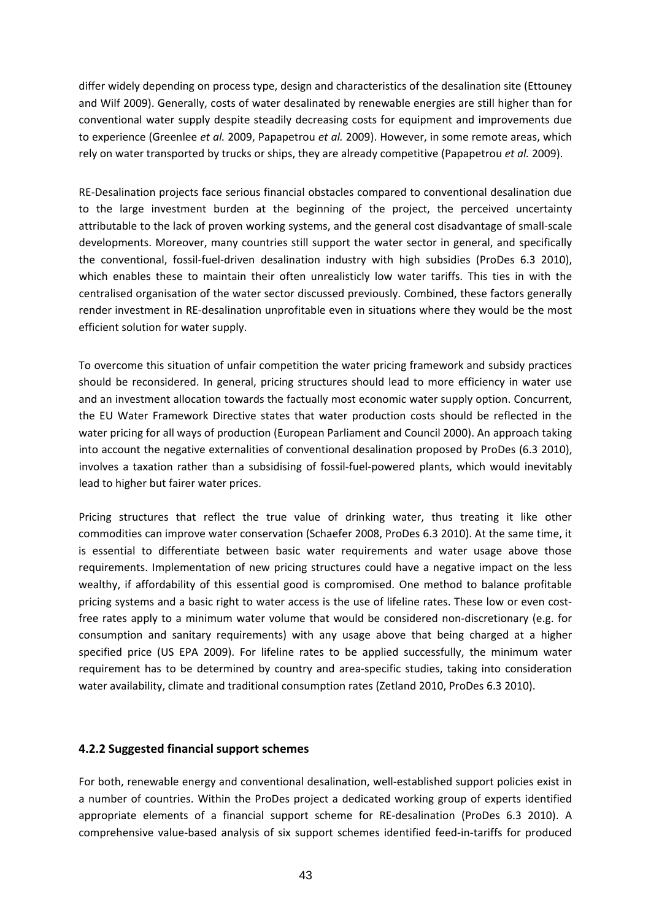differ widely depending on process type, design and characteristics of the desalination site (Ettouney and Wilf 2009). Generally, costs of water desalinated by renewable energies are still higher than for conventional water supply despite steadily decreasing costs for equipment and improvements due to experience (Greenlee *et al.* 2009, Papapetrou *et al.* 2009). However, in some remote areas, which rely on water transported by trucks or ships, they are already competitive (Papapetrou *et al.* 2009).

RE-Desalination projects face serious financial obstacles compared to conventional desalination due to the large investment burden at the beginning of the project, the perceived uncertainty attributable to the lack of proven working systems, and the general cost disadvantage of small-scale developments. Moreover, many countries still support the water sector in general, and specifically the conventional, fossil-fuel-driven desalination industry with high subsidies (ProDes 6.3 2010), which enables these to maintain their often unrealisticly low water tariffs. This ties in with the centralised organisation of the water sector discussed previously. Combined, these factors generally render investment in RE-desalination unprofitable even in situations where they would be the most efficient solution for water supply.

To overcome this situation of unfair competition the water pricing framework and subsidy practices should be reconsidered. In general, pricing structures should lead to more efficiency in water use and an investment allocation towards the factually most economic water supply option. Concurrent, the EU Water Framework Directive states that water production costs should be reflected in the water pricing for all ways of production (European Parliament and Council 2000). An approach taking into account the negative externalities of conventional desalination proposed by ProDes (6.3 2010), involves a taxation rather than a subsidising of fossil-fuel-powered plants, which would inevitably lead to higher but fairer water prices.

Pricing structures that reflect the true value of drinking water, thus treating it like other commodities can improve water conservation (Schaefer 2008, ProDes 6.3 2010). At the same time, it is essential to differentiate between basic water requirements and water usage above those requirements. Implementation of new pricing structures could have a negative impact on the less wealthy, if affordability of this essential good is compromised. One method to balance profitable pricing systems and a basic right to water access is the use of lifeline rates. These low or even cost-free rates apply to a minimum water volume that would be considered non-discretionary (e.g. for consumption and sanitary requirements) with any usage above that being charged at a higher specified price (US EPA 2009). For lifeline rates to be applied successfully, the minimum water requirement has to be determined by country and area-specific studies, taking into consideration water availability, climate and traditional consumption rates (Zetland 2010, ProDes 6.3 2010).

### 4.2.2 Suggested financial support schemes

For both, renewable energy and conventional desalination, well-established support policies exist in a number of countries. Within the ProDes project a dedicated working group of experts identified appropriate elements of a financial support scheme for RE-desalination (ProDes 6.3 2010). A comprehensive value-based analysis of six support schemes identified feed-in-tariffs for produced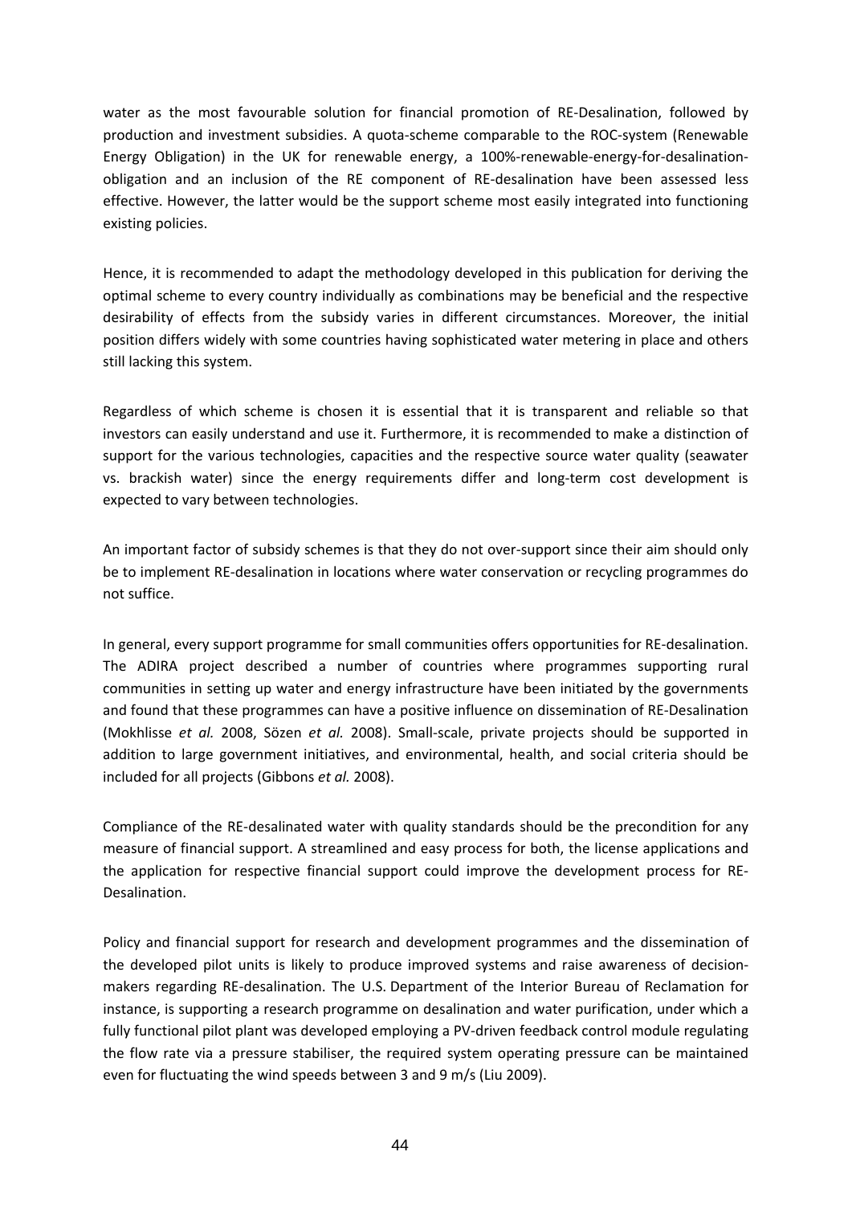water as the most favourable solution for financial promotion of RE-Desalination, followed by production and investment subsidies. A quota-scheme comparable to the ROC-system (Renewable Energy Obligation) in the UK for renewable energy, a 100%-renewable-energy-for-desalination-obligation and an inclusion of the RE component of RE-desalination have been assessed less effective. However, the latter would be the support scheme most easily integrated into functioning existing policies.

Hence, it is recommended to adapt the methodology developed in this publication for deriving the optimal scheme to every country individually as combinations may be beneficial and the respective desirability of effects from the subsidy varies in different circumstances. Moreover, the initial position differs widely with some countries having sophisticated water metering in place and others still lacking this system.

Regardless of which scheme is chosen it is essential that it is transparent and reliable so that investors can easily understand and use it. Furthermore, it is recommended to make a distinction of support for the various technologies, capacities and the respective source water quality (seawater vs. brackish water) since the energy requirements differ and long-term cost development is expected to vary between technologies.

An important factor of subsidy schemes is that they do not over-support since their aim should only be to implement RE-desalination in locations where water conservation or recycling programmes do not suffice.

In general, every support programme for small communities offers opportunities for RE-desalination. The ADIRA project described a number of countries where programmes supporting rural communities in setting up water and energy infrastructure have been initiated by the governments and found that these programmes can have a positive influence on dissemination of RE-Desalination (Mokhlisse *et al.* 2008, Sözen *et al.* 2008). Small-scale, private projects should be supported in addition to large government initiatives, and environmental, health, and social criteria should be included for all projects (Gibbons *et al.* 2008).

Compliance of the RE-desalinated water with quality standards should be the precondition for any measure of financial support. A streamlined and easy process for both, the license applications and the application for respective financial support could improve the development process for RE-Desalination.

Policy and financial support for research and development programmes and the dissemination of the developed pilot units is likely to produce improved systems and raise awareness of decision-makers regarding RE-desalination. The U.S. Department of the Interior Bureau of Reclamation for instance, is supporting a research programme on desalination and water purification, under which a fully functional pilot plant was developed employing a PV-driven feedback control module regulating the flow rate via a pressure stabiliser, the required system operating pressure can be maintained even for fluctuating the wind speeds between 3 and 9 m/s (Liu 2009).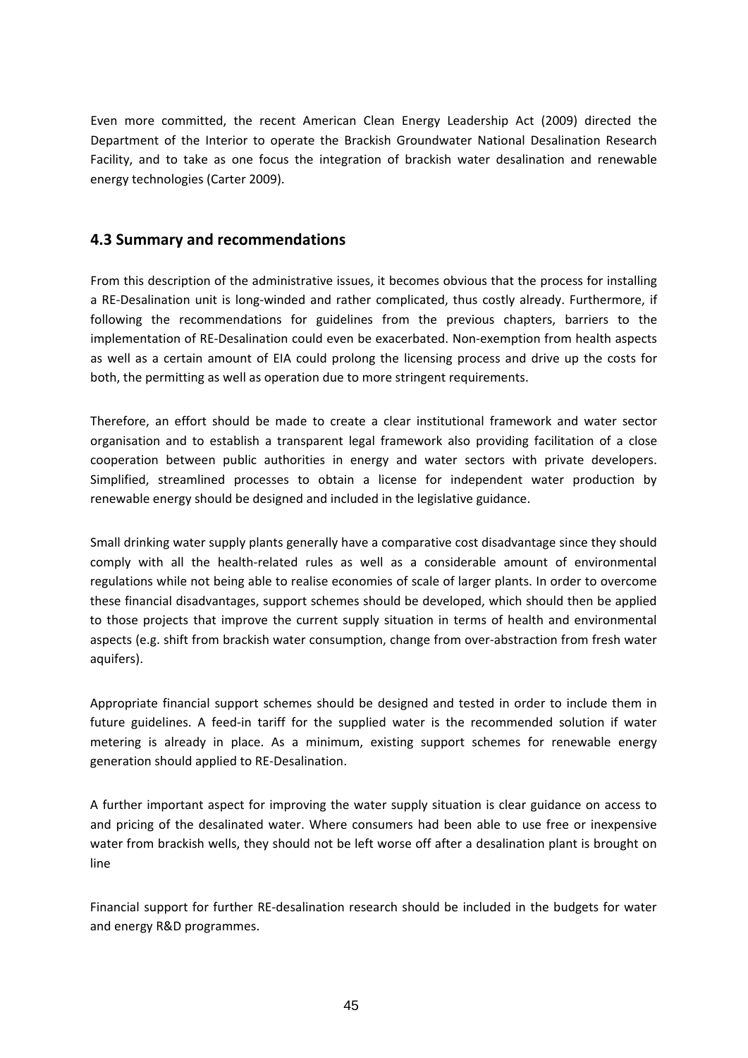Even more committed, the recent American Clean Energy Leadership Act (2009) directed the Department of the Interior to operate the Brackish Groundwater National Desalination Research Facility, and to take as one focus the integration of brackish water desalination and renewable energy technologies (Carter 2009).

## 4.3 Summary and recommendations

From this description of the administrative issues, it becomes obvious that the process for installing a RE-Desalination unit is long-winded and rather complicated, thus costly already. Furthermore, if following the recommendations for guidelines from the previous chapters, barriers to the implementation of RE-Desalination could even be exacerbated. Non-exemption from health aspects as well as a certain amount of EIA could prolong the licensing process and drive up the costs for both, the permitting as well as operation due to more stringent requirements.

Therefore, an effort should be made to create a clear institutional framework and water sector organisation and to establish a transparent legal framework also providing facilitation of a close cooperation between public authorities in energy and water sectors with private developers. Simplified, streamlined processes to obtain a license for independent water production by renewable energy should be designed and included in the legislative guidance.

Small drinking water supply plants generally have a comparative cost disadvantage since they should comply with all the health-related rules as well as a considerable amount of environmental regulations while not being able to realise economies of scale of larger plants. In order to overcome these financial disadvantages, support schemes should be developed, which should then be applied to those projects that improve the current supply situation in terms of health and environmental aspects (e.g. shift from brackish water consumption, change from over-abstraction from fresh water aquifers).

Appropriate financial support schemes should be designed and tested in order to include them in future guidelines. A feed-in tariff for the supplied water is the recommended solution if water metering is already in place. As a minimum, existing support schemes for renewable energy generation should applied to RE-Desalination.

A further important aspect for improving the water supply situation is clear guidance on access to and pricing of the desalinated water. Where consumers had been able to use free or inexpensive water from brackish wells, they should not be left worse off after a desalination plant is brought on line

Financial support for further RE-desalination research should be included in the budgets for water and energy R&D programmes.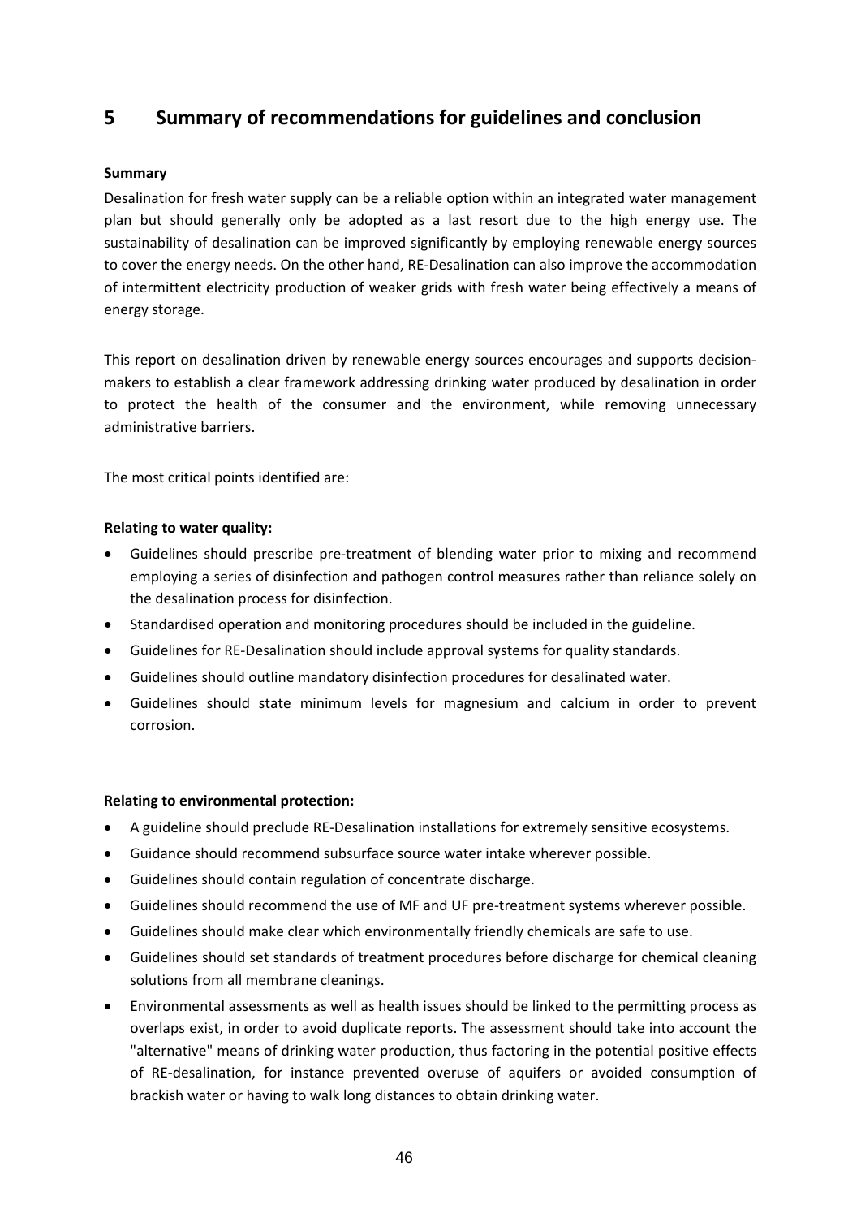# 5 Summary of recommendations for guidelines and conclusion

**Summary**

Desalination for fresh water supply can be a reliable option within an integrated water management plan but should generally only be adopted as a last resort due to the high energy use. The sustainability of desalination can be improved significantly by employing renewable energy sources to cover the energy needs. On the other hand, RE-Desalination can also improve the accommodation of intermittent electricity production of weaker grids with fresh water being effectively a means of energy storage.

This report on desalination driven by renewable energy sources encourages and supports decision-makers to establish a clear framework addressing drinking water produced by desalination in order to protect the health of the consumer and the environment, while removing unnecessary administrative barriers.

The most critical points identified are:

**Relating to water quality:**

- Guidelines should prescribe pre-treatment of blending water prior to mixing and recommend employing a series of disinfection and pathogen control measures rather than reliance solely on the desalination process for disinfection.
- Standardised operation and monitoring procedures should be included in the guideline.
- Guidelines for RE-Desalination should include approval systems for quality standards.
- Guidelines should outline mandatory disinfection procedures for desalinated water.
- Guidelines should state minimum levels for magnesium and calcium in order to prevent corrosion.

**Relating to environmental protection:**

- A guideline should preclude RE-Desalination installations for extremely sensitive ecosystems.
- Guidance should recommend subsurface source water intake wherever possible.
- Guidelines should contain regulation of concentrate discharge.
- Guidelines should recommend the use of MF and UF pre-treatment systems wherever possible.
- Guidelines should make clear which environmentally friendly chemicals are safe to use.
- Guidelines should set standards of treatment procedures before discharge for chemical cleaning solutions from all membrane cleanings.
- Environmental assessments as well as health issues should be linked to the permitting process as overlaps exist, in order to avoid duplicate reports. The assessment should take into account the "alternative" means of drinking water production, thus factoring in the potential positive effects of RE-desalination, for instance prevented overuse of aquifers or avoided consumption of brackish water or having to walk long distances to obtain drinking water.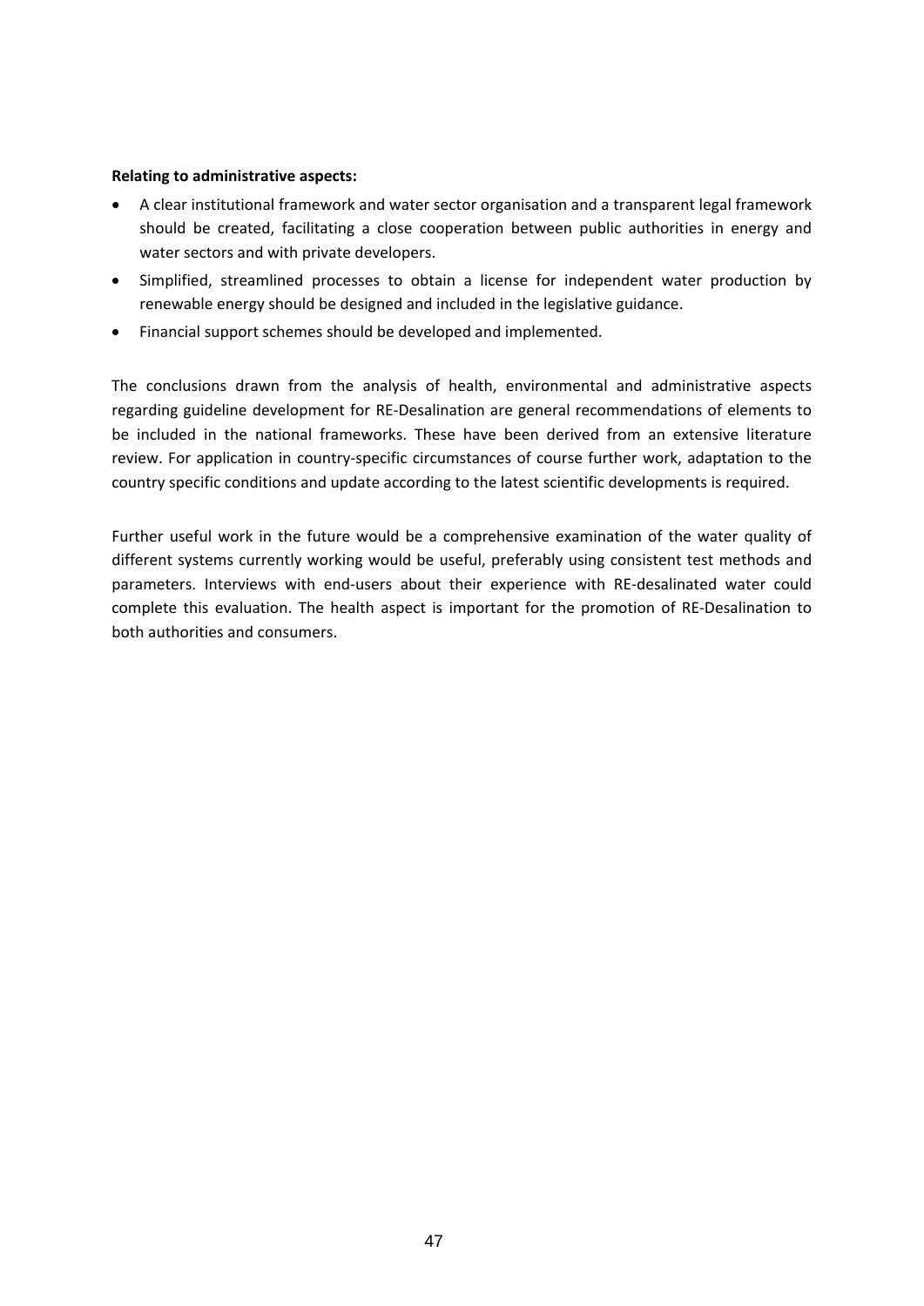**Relating to administrative aspects:**

- A clear institutional framework and water sector organisation and a transparent legal framework should be created, facilitating a close cooperation between public authorities in energy and water sectors and with private developers.
- Simplified, streamlined processes to obtain a license for independent water production by renewable energy should be designed and included in the legislative guidance.
- Financial support schemes should be developed and implemented.

The conclusions drawn from the analysis of health, environmental and administrative aspects regarding guideline development for RE-Desalination are general recommendations of elements to be included in the national frameworks. These have been derived from an extensive literature review. For application in country-specific circumstances of course further work, adaptation to the country specific conditions and update according to the latest scientific developments is required.

Further useful work in the future would be a comprehensive examination of the water quality of different systems currently working would be useful, preferably using consistent test methods and parameters. Interviews with end-users about their experience with RE-desalinated water could complete this evaluation. The health aspect is important for the promotion of RE-Desalination to both authorities and consumers.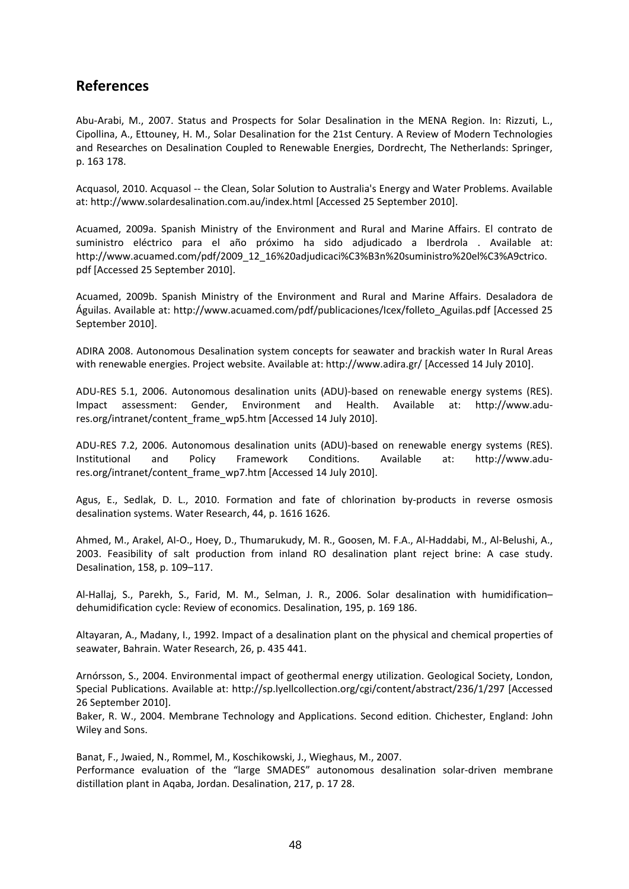## References

Abu-Arabi, M., 2007. Status and Prospects for Solar Desalination in the MENA Region. In: Rizzuti, L., Cipollina, A., Ettouney, H. M., Solar Desalination for the 21st Century. A Review of Modern Technologies and Researches on Desalination Coupled to Renewable Energies, Dordrecht, The Netherlands: Springer, p. 163 178.

Acquasol, 2010. Acquasol -- the Clean, Solar Solution to Australia's Energy and Water Problems. Available at: http://www.solardesalination.com.au/index.html [Accessed 25 September 2010].

Acuamed, 2009a. Spanish Ministry of the Environment and Rural and Marine Affairs. El contrato de suministro eléctrico para el año próximo ha sido adjudicado a Iberdrola . Available at: http://www.acuamed.com/pdf/2009_12_16%20adjudicaci%C3%B3n%20suministro%20el%C3%A9ctrico.pdf [Accessed 25 September 2010].

Acuamed, 2009b. Spanish Ministry of the Environment and Rural and Marine Affairs. Desaladora de Águilas. Available at: http://www.acuamed.com/pdf/publicaciones/Icex/folleto_Aguilas.pdf [Accessed 25 September 2010].

ADIRA 2008. Autonomous Desalination system concepts for seawater and brackish water In Rural Areas with renewable energies. Project website. Available at: http://www.adira.gr/ [Accessed 14 July 2010].

ADU-RES 5.1, 2006. Autonomous desalination units (ADU)-based on renewable energy systems (RES). Impact assessment: Gender, Environment and Health. Available at: http://www.adu-res.org/intranet/content_frame_wp5.htm [Accessed 14 July 2010].

ADU-RES 7.2, 2006. Autonomous desalination units (ADU)-based on renewable energy systems (RES). Institutional and Policy Framework Conditions. Available at: http://www.adu-res.org/intranet/content_frame_wp7.htm [Accessed 14 July 2010].

Agus, E., Sedlak, D. L., 2010. Formation and fate of chlorination by-products in reverse osmosis desalination systems. Water Research, 44, p. 1616 1626.

Ahmed, M., Arakel, AI-O., Hoey, D., Thumarukudy, M. R., Goosen, M. F.A., Al-Haddabi, M., Al-Belushi, A., 2003. Feasibility of salt production from inland RO desalination plant reject brine: A case study. Desalination, 158, p. 109–117.

Al-Hallaj, S., Parekh, S., Farid, M. M., Selman, J. R., 2006. Solar desalination with humidification–dehumidification cycle: Review of economics. Desalination, 195, p. 169 186.

Altayaran, A., Madany, I., 1992. Impact of a desalination plant on the physical and chemical properties of seawater, Bahrain. Water Research, 26, p. 435 441.

Arnórsson, S., 2004. Environmental impact of geothermal energy utilization. Geological Society, London, Special Publications. Available at: http://sp.lyellcollection.org/cgi/content/abstract/236/1/297 [Accessed 26 September 2010].

Baker, R. W., 2004. Membrane Technology and Applications. Second edition. Chichester, England: John Wiley and Sons.

Banat, F., Jwaied, N., Rommel, M., Koschikowski, J., Wieghaus, M., 2007.
Performance evaluation of the "large SMADES" autonomous desalination solar-driven membrane distillation plant in Aqaba, Jordan. Desalination, 217, p. 17 28.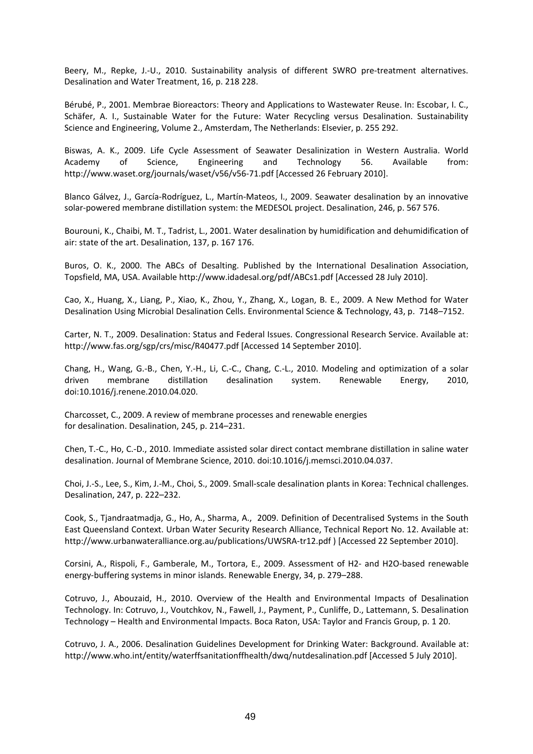Beery, M., Repke, J.-U., 2010. Sustainability analysis of different SWRO pre-treatment alternatives. Desalination and Water Treatment, 16, p. 218 228.

Bérubé, P., 2001. Membrae Bioreactors: Theory and Applications to Wastewater Reuse. In: Escobar, I. C., Schäfer, A. I., Sustainable Water for the Future: Water Recycling versus Desalination. Sustainability Science and Engineering, Volume 2., Amsterdam, The Netherlands: Elsevier, p. 255 292.

Biswas, A. K., 2009. Life Cycle Assessment of Seawater Desalinization in Western Australia. World Academy of Science, Engineering and Technology 56. Available from: http://www.waset.org/journals/waset/v56/v56-71.pdf [Accessed 26 February 2010].

Blanco Gálvez, J., García-Rodríguez, L., Martín-Mateos, I., 2009. Seawater desalination by an innovative solar-powered membrane distillation system: the MEDESOL project. Desalination, 246, p. 567 576.

Bourouni, K., Chaibi, M. T., Tadrist, L., 2001. Water desalination by humidification and dehumidification of air: state of the art. Desalination, 137, p. 167 176.

Buros, O. K., 2000. The ABCs of Desalting. Published by the International Desalination Association, Topsfield, MA, USA. Available http://www.idadesal.org/pdf/ABCs1.pdf [Accessed 28 July 2010].

Cao, X., Huang, X., Liang, P., Xiao, K., Zhou, Y., Zhang, X., Logan, B. E., 2009. A New Method for Water Desalination Using Microbial Desalination Cells. Environmental Science & Technology, 43, p. 7148–7152.

Carter, N. T., 2009. Desalination: Status and Federal Issues. Congressional Research Service. Available at: http://www.fas.org/sgp/crs/misc/R40477.pdf [Accessed 14 September 2010].

Chang, H., Wang, G.-B., Chen, Y.-H., Li, C.-C., Chang, C.-L., 2010. Modeling and optimization of a solar driven membrane distillation desalination system. Renewable Energy, 2010, doi:10.1016/j.renene.2010.04.020.

Charcosset, C., 2009. A review of membrane processes and renewable energies for desalination. Desalination, 245, p. 214–231.

Chen, T.-C., Ho, C.-D., 2010. Immediate assisted solar direct contact membrane distillation in saline water desalination. Journal of Membrane Science, 2010. doi:10.1016/j.memsci.2010.04.037.

Choi, J.-S., Lee, S., Kim, J.-M., Choi, S., 2009. Small-scale desalination plants in Korea: Technical challenges. Desalination, 247, p. 222–232.

Cook, S., Tjandraatmadja, G., Ho, A., Sharma, A., 2009. Definition of Decentralised Systems in the South East Queensland Context. Urban Water Security Research Alliance, Technical Report No. 12. Available at: http://www.urbanwateralliance.org.au/publications/UWSRA-tr12.pdf ) [Accessed 22 September 2010].

Corsini, A., Rispoli, F., Gamberale, M., Tortora, E., 2009. Assessment of H2- and H2O-based renewable energy-buffering systems in minor islands. Renewable Energy, 34, p. 279–288.

Cotruvo, J., Abouzaid, H., 2010. Overview of the Health and Environmental Impacts of Desalination Technology. In: Cotruvo, J., Voutchkov, N., Fawell, J., Payment, P., Cunliffe, D., Lattemann, S. Desalination Technology – Health and Environmental Impacts. Boca Raton, USA: Taylor and Francis Group, p. 1 20.

Cotruvo, J. A., 2006. Desalination Guidelines Development for Drinking Water: Background. Available at: http://www.who.int/entity/waterffsanitationffhealth/dwq/nutdesalination.pdf [Accessed 5 July 2010].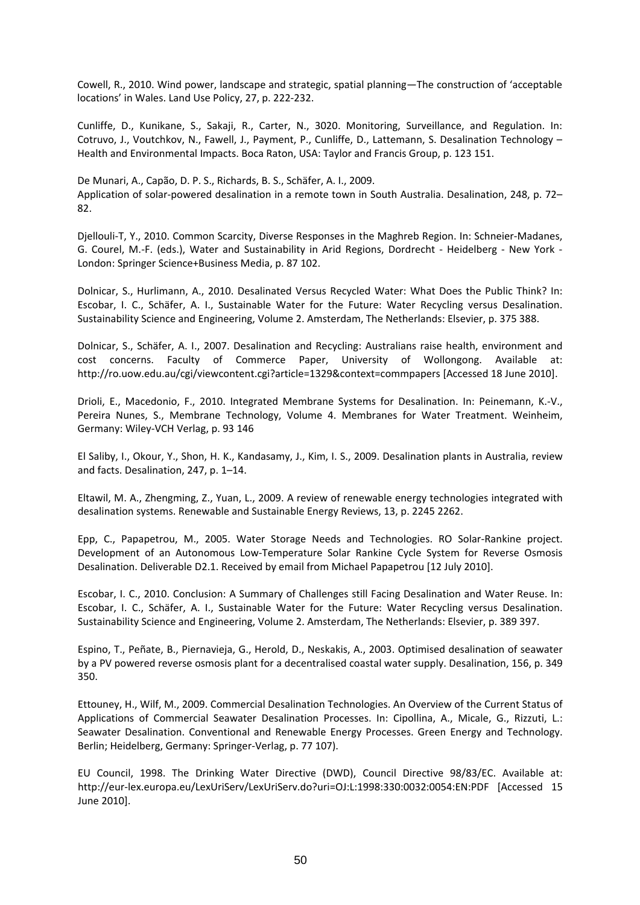Cowell, R., 2010. Wind power, landscape and strategic, spatial planning—The construction of 'acceptable locations' in Wales. Land Use Policy, 27, p. 222-232.

Cunliffe, D., Kunikane, S., Sakaji, R., Carter, N., 3020. Monitoring, Surveillance, and Regulation. In: Cotruvo, J., Voutchkov, N., Fawell, J., Payment, P., Cunliffe, D., Lattemann, S. Desalination Technology – Health and Environmental Impacts. Boca Raton, USA: Taylor and Francis Group, p. 123 151.

De Munari, A., Capão, D. P. S., Richards, B. S., Schäfer, A. I., 2009.
Application of solar-powered desalination in a remote town in South Australia. Desalination, 248, p. 72–82.

Djellouli-T, Y., 2010. Common Scarcity, Diverse Responses in the Maghreb Region. In: Schneier-Madanes, G. Courel, M.-F. (eds.), Water and Sustainability in Arid Regions, Dordrecht - Heidelberg - New York - London: Springer Science+Business Media, p. 87 102.

Dolnicar, S., Hurlimann, A., 2010. Desalinated Versus Recycled Water: What Does the Public Think? In: Escobar, I. C., Schäfer, A. I., Sustainable Water for the Future: Water Recycling versus Desalination. Sustainability Science and Engineering, Volume 2. Amsterdam, The Netherlands: Elsevier, p. 375 388.

Dolnicar, S., Schäfer, A. I., 2007. Desalination and Recycling: Australians raise health, environment and cost concerns. Faculty of Commerce Paper, University of Wollongong. Available at: http://ro.uow.edu.au/cgi/viewcontent.cgi?article=1329&context=commpapers [Accessed 18 June 2010].

Drioli, E., Macedonio, F., 2010. Integrated Membrane Systems for Desalination. In: Peinemann, K.-V., Pereira Nunes, S., Membrane Technology, Volume 4. Membranes for Water Treatment. Weinheim, Germany: Wiley-VCH Verlag, p. 93 146

El Saliby, I., Okour, Y., Shon, H. K., Kandasamy, J., Kim, I. S., 2009. Desalination plants in Australia, review and facts. Desalination, 247, p. 1–14.

Eltawil, M. A., Zhengming, Z., Yuan, L., 2009. A review of renewable energy technologies integrated with desalination systems. Renewable and Sustainable Energy Reviews, 13, p. 2245 2262.

Epp, C., Papapetrou, M., 2005. Water Storage Needs and Technologies. RO Solar-Rankine project. Development of an Autonomous Low-Temperature Solar Rankine Cycle System for Reverse Osmosis Desalination. Deliverable D2.1. Received by email from Michael Papapetrou [12 July 2010].

Escobar, I. C., 2010. Conclusion: A Summary of Challenges still Facing Desalination and Water Reuse. In: Escobar, I. C., Schäfer, A. I., Sustainable Water for the Future: Water Recycling versus Desalination. Sustainability Science and Engineering, Volume 2. Amsterdam, The Netherlands: Elsevier, p. 389 397.

Espino, T., Peñate, B., Piernavieja, G., Herold, D., Neskakis, A., 2003. Optimised desalination of seawater by a PV powered reverse osmosis plant for a decentralised coastal water supply. Desalination, 156, p. 349 350.

Ettouney, H., Wilf, M., 2009. Commercial Desalination Technologies. An Overview of the Current Status of Applications of Commercial Seawater Desalination Processes. In: Cipollina, A., Micale, G., Rizzuti, L.: Seawater Desalination. Conventional and Renewable Energy Processes. Green Energy and Technology. Berlin; Heidelberg, Germany: Springer-Verlag, p. 77 107).

EU Council, 1998. The Drinking Water Directive (DWD), Council Directive 98/83/EC. Available at: http://eur-lex.europa.eu/LexUriServ/LexUriServ.do?uri=OJ:L:1998:330:0032:0054:EN:PDF [Accessed 15 June 2010].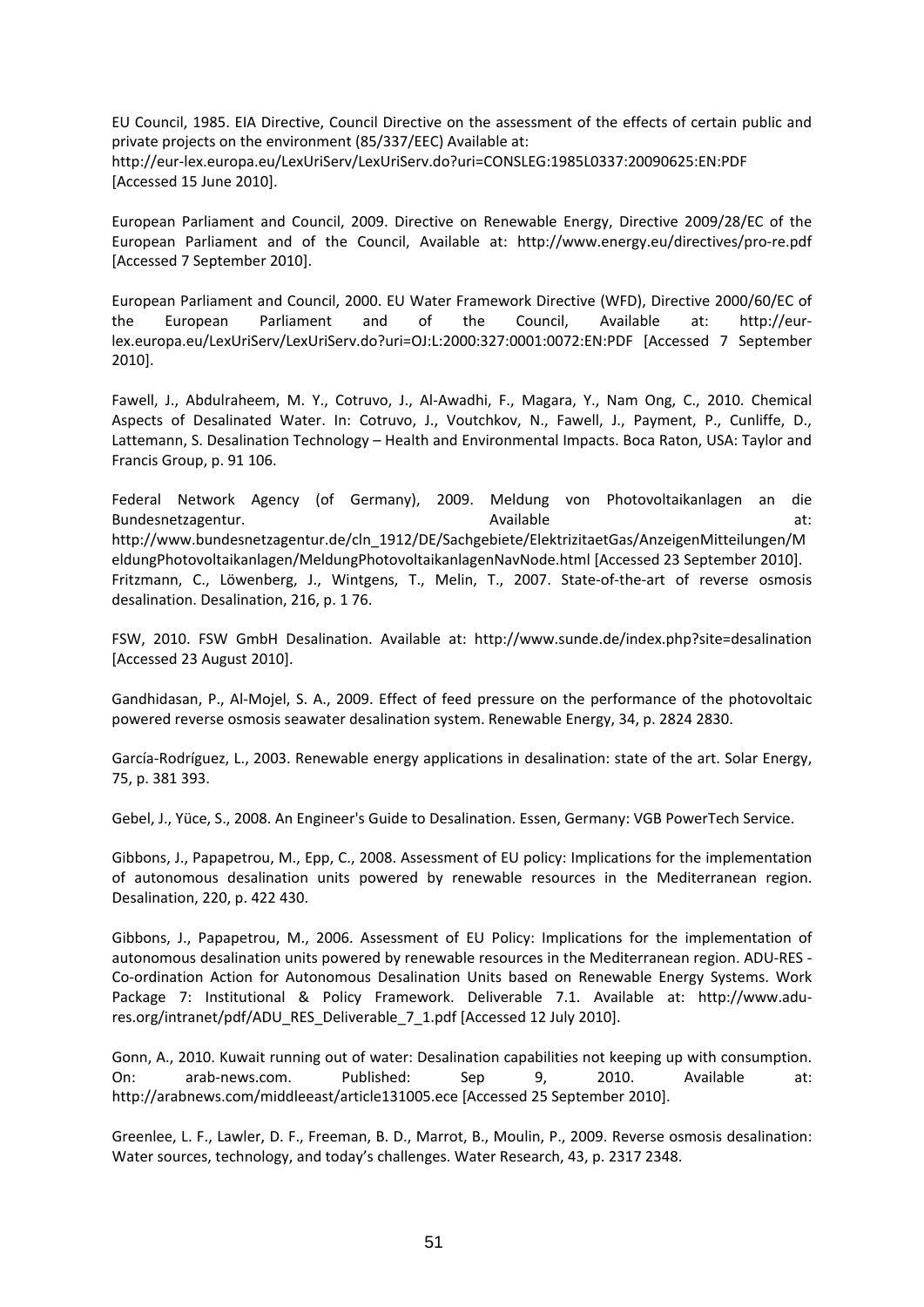EU Council, 1985. EIA Directive, Council Directive on the assessment of the effects of certain public and private projects on the environment (85/337/EEC) Available at: http://eur-lex.europa.eu/LexUriServ/LexUriServ.do?uri=CONSLEG:1985L0337:20090625:EN:PDF [Accessed 15 June 2010].

European Parliament and Council, 2009. Directive on Renewable Energy, Directive 2009/28/EC of the European Parliament and of the Council, Available at: http://www.energy.eu/directives/pro-re.pdf [Accessed 7 September 2010].

European Parliament and Council, 2000. EU Water Framework Directive (WFD), Directive 2000/60/EC of the European Parliament and of the Council, Available at: http://eur-lex.europa.eu/LexUriServ/LexUriServ.do?uri=OJ:L:2000:327:0001:0072:EN:PDF [Accessed 7 September 2010].

Fawell, J., Abdulraheem, M. Y., Cotruvo, J., Al-Awadhi, F., Magara, Y., Nam Ong, C., 2010. Chemical Aspects of Desalinated Water. In: Cotruvo, J., Voutchkov, N., Fawell, J., Payment, P., Cunliffe, D., Lattemann, S. Desalination Technology – Health and Environmental Impacts. Boca Raton, USA: Taylor and Francis Group, p. 91 106.

Federal Network Agency (of Germany), 2009. Meldung von Photovoltaikanlagen an die Bundesnetzagentur. Available at: http://www.bundesnetzagentur.de/cln_1912/DE/Sachgebiete/ElektrizitaetGas/AnzeigenMitteilungen/MeldungPhotovoltaikanlagen/MeldungPhotovoltaikanlagenNavNode.html [Accessed 23 September 2010].

Fritzmann, C., Löwenberg, J., Wintgens, T., Melin, T., 2007. State-of-the-art of reverse osmosis desalination. Desalination, 216, p. 1 76.

FSW, 2010. FSW GmbH Desalination. Available at: http://www.sunde.de/index.php?site=desalination [Accessed 23 August 2010].

Gandhidasan, P., Al-Mojel, S. A., 2009. Effect of feed pressure on the performance of the photovoltaic powered reverse osmosis seawater desalination system. Renewable Energy, 34, p. 2824 2830.

García-Rodríguez, L., 2003. Renewable energy applications in desalination: state of the art. Solar Energy, 75, p. 381 393.

Gebel, J., Yüce, S., 2008. An Engineer's Guide to Desalination. Essen, Germany: VGB PowerTech Service.

Gibbons, J., Papapetrou, M., Epp, C., 2008. Assessment of EU policy: Implications for the implementation of autonomous desalination units powered by renewable resources in the Mediterranean region. Desalination, 220, p. 422 430.

Gibbons, J., Papapetrou, M., 2006. Assessment of EU Policy: Implications for the implementation of autonomous desalination units powered by renewable resources in the Mediterranean region. ADU-RES - Co-ordination Action for Autonomous Desalination Units based on Renewable Energy Systems. Work Package 7: Institutional & Policy Framework. Deliverable 7.1. Available at: http://www.adu-res.org/intranet/pdf/ADU_RES_Deliverable_7_1.pdf [Accessed 12 July 2010].

Gonn, A., 2010. Kuwait running out of water: Desalination capabilities not keeping up with consumption. On: arab-news.com. Published: Sep 9, 2010. Available at: http://arabnews.com/middleeast/article131005.ece [Accessed 25 September 2010].

Greenlee, L. F., Lawler, D. F., Freeman, B. D., Marrot, B., Moulin, P., 2009. Reverse osmosis desalination: Water sources, technology, and today's challenges. Water Research, 43, p. 2317 2348.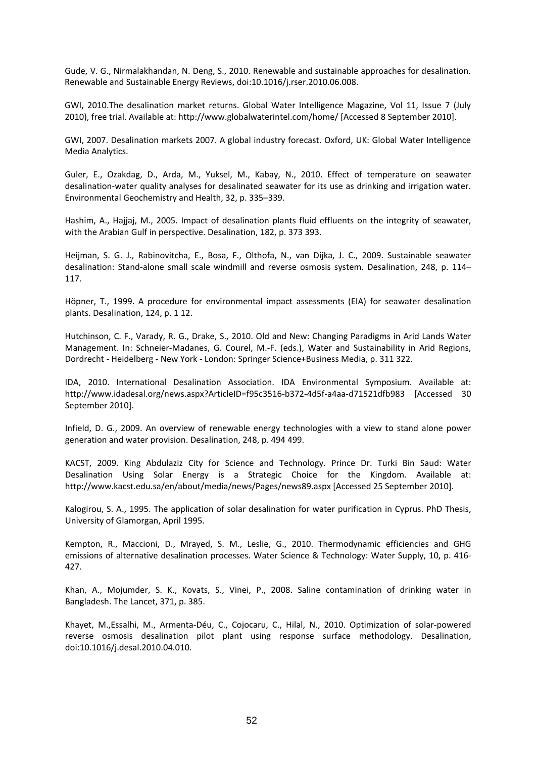Gude, V. G., Nirmalakhandan, N. Deng, S., 2010. Renewable and sustainable approaches for desalination. Renewable and Sustainable Energy Reviews, doi:10.1016/j.rser.2010.06.008.

GWI, 2010.The desalination market returns. Global Water Intelligence Magazine, Vol 11, Issue 7 (July 2010), free trial. Available at: http://www.globalwaterintel.com/home/ [Accessed 8 September 2010].

GWI, 2007. Desalination markets 2007. A global industry forecast. Oxford, UK: Global Water Intelligence Media Analytics.

Guler, E., Ozakdag, D., Arda, M., Yuksel, M., Kabay, N., 2010. Effect of temperature on seawater desalination-water quality analyses for desalinated seawater for its use as drinking and irrigation water. Environmental Geochemistry and Health, 32, p. 335–339.

Hashim, A., Hajjaj, M., 2005. Impact of desalination plants fluid effluents on the integrity of seawater, with the Arabian Gulf in perspective. Desalination, 182, p. 373 393.

Heijman, S. G. J., Rabinovitcha, E., Bosa, F., Olthofa, N., van Dijka, J. C., 2009. Sustainable seawater desalination: Stand-alone small scale windmill and reverse osmosis system. Desalination, 248, p. 114–117.

Höpner, T., 1999. A procedure for environmental impact assessments (EIA) for seawater desalination plants. Desalination, 124, p. 1 12.

Hutchinson, C. F., Varady, R. G., Drake, S., 2010. Old and New: Changing Paradigms in Arid Lands Water Management. In: Schneier-Madanes, G. Courel, M.-F. (eds.), Water and Sustainability in Arid Regions, Dordrecht - Heidelberg - New York - London: Springer Science+Business Media, p. 311 322.

IDA, 2010. International Desalination Association. IDA Environmental Symposium. Available at: http://www.idadesal.org/news.aspx?ArticleID=f95c3516-b372-4d5f-a4aa-d71521dfb983 [Accessed 30 September 2010].

Infield, D. G., 2009. An overview of renewable energy technologies with a view to stand alone power generation and water provision. Desalination, 248, p. 494 499.

KACST, 2009. King Abdulaziz City for Science and Technology. Prince Dr. Turki Bin Saud: Water Desalination Using Solar Energy is a Strategic Choice for the Kingdom. Available at: http://www.kacst.edu.sa/en/about/media/news/Pages/news89.aspx [Accessed 25 September 2010].

Kalogirou, S. A., 1995. The application of solar desalination for water purification in Cyprus. PhD Thesis, University of Glamorgan, April 1995.

Kempton, R., Maccioni, D., Mrayed, S. M., Leslie, G., 2010. Thermodynamic efficiencies and GHG emissions of alternative desalination processes. Water Science & Technology: Water Supply, 10, p. 416-427.

Khan, A., Mojumder, S. K., Kovats, S., Vinei, P., 2008. Saline contamination of drinking water in Bangladesh. The Lancet, 371, p. 385.

Khayet, M.,Essalhi, M., Armenta-Déu, C., Cojocaru, C., Hilal, N., 2010. Optimization of solar-powered reverse osmosis desalination pilot plant using response surface methodology. Desalination, doi:10.1016/j.desal.2010.04.010.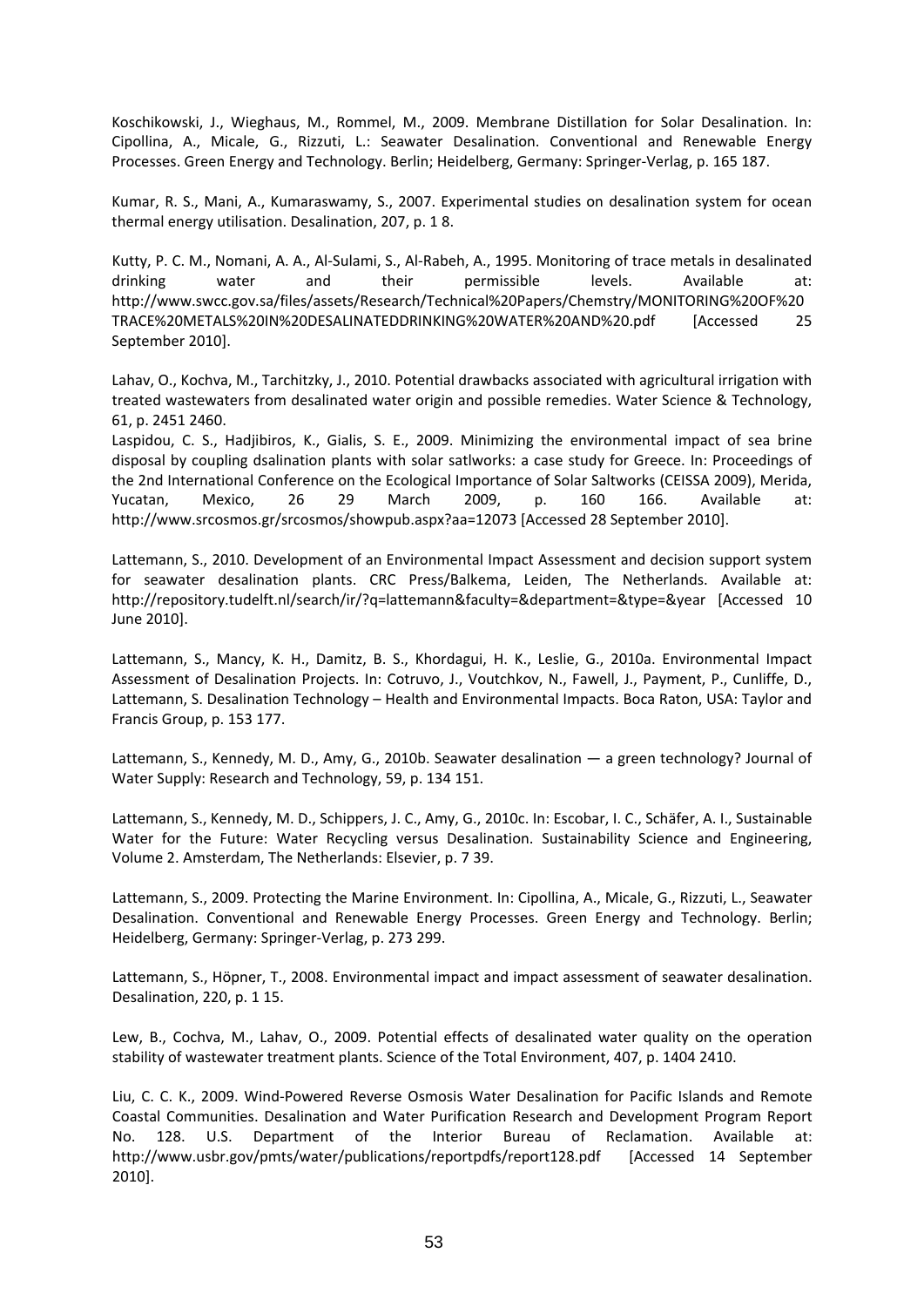Koschikowski, J., Wieghaus, M., Rommel, M., 2009. Membrane Distillation for Solar Desalination. In: Cipollina, A., Micale, G., Rizzuti, L.: Seawater Desalination. Conventional and Renewable Energy Processes. Green Energy and Technology. Berlin; Heidelberg, Germany: Springer-Verlag, p. 165 187.

Kumar, R. S., Mani, A., Kumaraswamy, S., 2007. Experimental studies on desalination system for ocean thermal energy utilisation. Desalination, 207, p. 1 8.

Kutty, P. C. M., Nomani, A. A., Al-Sulami, S., Al-Rabeh, A., 1995. Monitoring of trace metals in desalinated drinking water and their permissible levels. Available at: http://www.swcc.gov.sa/files/assets/Research/Technical%20Papers/Chemstry/MONITORING%20OF%20TRACE%20METALS%20IN%20DESALINATEDDRINKING%20WATER%20AND%20.pdf [Accessed 25 September 2010].

Lahav, O., Kochva, M., Tarchitzky, J., 2010. Potential drawbacks associated with agricultural irrigation with treated wastewaters from desalinated water origin and possible remedies. Water Science & Technology, 61, p. 2451 2460.

Laspidou, C. S., Hadjibiros, K., Gialis, S. E., 2009. Minimizing the environmental impact of sea brine disposal by coupling dsalination plants with solar satlworks: a case study for Greece. In: Proceedings of the 2nd International Conference on the Ecological Importance of Solar Saltworks (CEISSA 2009), Merida, Yucatan, Mexico, 26 29 March 2009, p. 160 166. Available at: http://www.srcosmos.gr/srcosmos/showpub.aspx?aa=12073 [Accessed 28 September 2010].

Lattemann, S., 2010. Development of an Environmental Impact Assessment and decision support system for seawater desalination plants. CRC Press/Balkema, Leiden, The Netherlands. Available at: http://repository.tudelft.nl/search/ir/?q=lattemann&faculty=&department=&type=&year [Accessed 10 June 2010].

Lattemann, S., Mancy, K. H., Damitz, B. S., Khordagui, H. K., Leslie, G., 2010a. Environmental Impact Assessment of Desalination Projects. In: Cotruvo, J., Voutchkov, N., Fawell, J., Payment, P., Cunliffe, D., Lattemann, S. Desalination Technology – Health and Environmental Impacts. Boca Raton, USA: Taylor and Francis Group, p. 153 177.

Lattemann, S., Kennedy, M. D., Amy, G., 2010b. Seawater desalination — a green technology? Journal of Water Supply: Research and Technology, 59, p. 134 151.

Lattemann, S., Kennedy, M. D., Schippers, J. C., Amy, G., 2010c. In: Escobar, I. C., Schäfer, A. I., Sustainable Water for the Future: Water Recycling versus Desalination. Sustainability Science and Engineering, Volume 2. Amsterdam, The Netherlands: Elsevier, p. 7 39.

Lattemann, S., 2009. Protecting the Marine Environment. In: Cipollina, A., Micale, G., Rizzuti, L., Seawater Desalination. Conventional and Renewable Energy Processes. Green Energy and Technology. Berlin; Heidelberg, Germany: Springer-Verlag, p. 273 299.

Lattemann, S., Höpner, T., 2008. Environmental impact and impact assessment of seawater desalination. Desalination, 220, p. 1 15.

Lew, B., Cochva, M., Lahav, O., 2009. Potential effects of desalinated water quality on the operation stability of wastewater treatment plants. Science of the Total Environment, 407, p. 1404 2410.

Liu, C. C. K., 2009. Wind-Powered Reverse Osmosis Water Desalination for Pacific Islands and Remote Coastal Communities. Desalination and Water Purification Research and Development Program Report No. 128. U.S. Department of the Interior Bureau of Reclamation. Available at: http://www.usbr.gov/pmts/water/publications/reportpdfs/report128.pdf [Accessed 14 September 2010].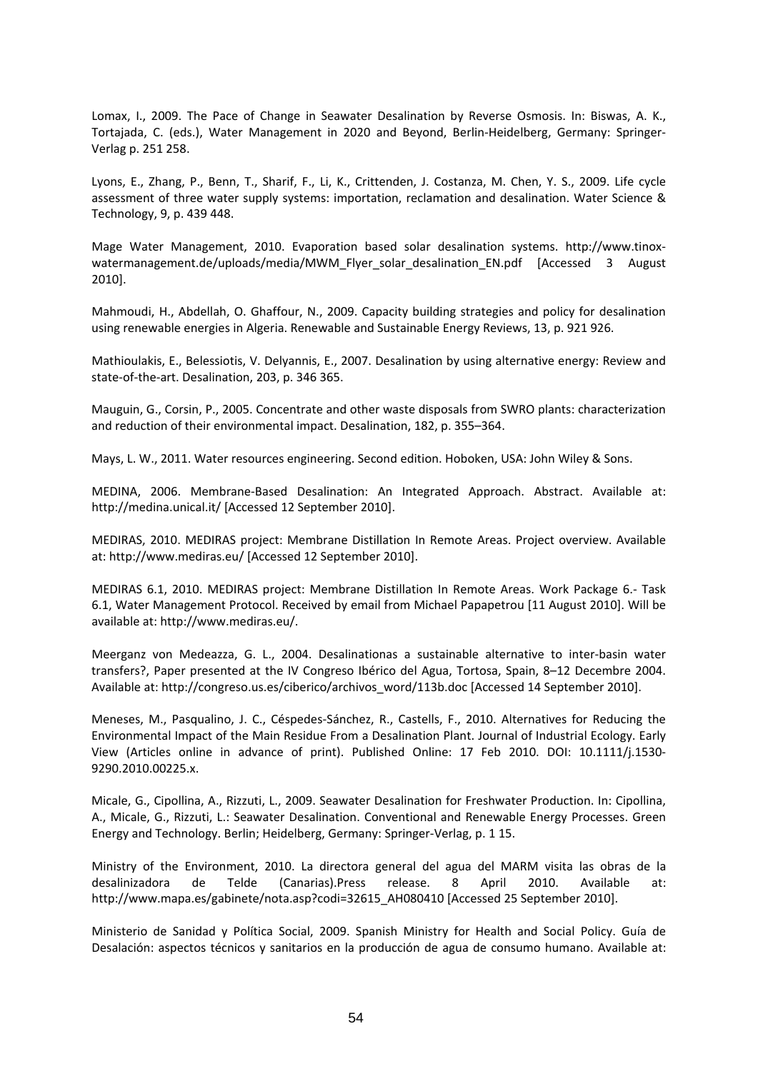Lomax, I., 2009. The Pace of Change in Seawater Desalination by Reverse Osmosis. In: Biswas, A. K., Tortajada, C. (eds.), Water Management in 2020 and Beyond, Berlin-Heidelberg, Germany: Springer-Verlag p. 251 258.

Lyons, E., Zhang, P., Benn, T., Sharif, F., Li, K., Crittenden, J. Costanza, M. Chen, Y. S., 2009. Life cycle assessment of three water supply systems: importation, reclamation and desalination. Water Science & Technology, 9, p. 439 448.

Mage Water Management, 2010. Evaporation based solar desalination systems. http://www.tinox-watermanagement.de/uploads/media/MWM_Flyer_solar_desalination_EN.pdf [Accessed 3 August 2010].

Mahmoudi, H., Abdellah, O. Ghaffour, N., 2009. Capacity building strategies and policy for desalination using renewable energies in Algeria. Renewable and Sustainable Energy Reviews, 13, p. 921 926.

Mathioulakis, E., Belessiotis, V. Delyannis, E., 2007. Desalination by using alternative energy: Review and state-of-the-art. Desalination, 203, p. 346 365.

Mauguin, G., Corsin, P., 2005. Concentrate and other waste disposals from SWRO plants: characterization and reduction of their environmental impact. Desalination, 182, p. 355–364.

Mays, L. W., 2011. Water resources engineering. Second edition. Hoboken, USA: John Wiley & Sons.

MEDINA, 2006. Membrane-Based Desalination: An Integrated Approach. Abstract. Available at: http://medina.unical.it/ [Accessed 12 September 2010].

MEDIRAS, 2010. MEDIRAS project: Membrane Distillation In Remote Areas. Project overview. Available at: http://www.mediras.eu/ [Accessed 12 September 2010].

MEDIRAS 6.1, 2010. MEDIRAS project: Membrane Distillation In Remote Areas. Work Package 6.- Task 6.1, Water Management Protocol. Received by email from Michael Papapetrou [11 August 2010]. Will be available at: http://www.mediras.eu/.

Meerganz von Medeazza, G. L., 2004. Desalinationas a sustainable alternative to inter-basin water transfers?, Paper presented at the IV Congreso Ibérico del Agua, Tortosa, Spain, 8–12 Decembre 2004. Available at: http://congreso.us.es/ciberico/archivos_word/113b.doc [Accessed 14 September 2010].

Meneses, M., Pasqualino, J. C., Céspedes-Sánchez, R., Castells, F., 2010. Alternatives for Reducing the Environmental Impact of the Main Residue From a Desalination Plant. Journal of Industrial Ecology. Early View (Articles online in advance of print). Published Online: 17 Feb 2010. DOI: 10.1111/j.1530-9290.2010.00225.x.

Micale, G., Cipollina, A., Rizzuti, L., 2009. Seawater Desalination for Freshwater Production. In: Cipollina, A., Micale, G., Rizzuti, L.: Seawater Desalination. Conventional and Renewable Energy Processes. Green Energy and Technology. Berlin; Heidelberg, Germany: Springer-Verlag, p. 1 15.

Ministry of the Environment, 2010. La directora general del agua del MARM visita las obras de la desalinizadora de Telde (Canarias).Press release. 8 April 2010. Available at: http://www.mapa.es/gabinete/nota.asp?codi=32615_AH080410 [Accessed 25 September 2010].

Ministerio de Sanidad y Política Social, 2009. Spanish Ministry for Health and Social Policy. Guía de Desalación: aspectos técnicos y sanitarios en la producción de agua de consumo humano. Available at: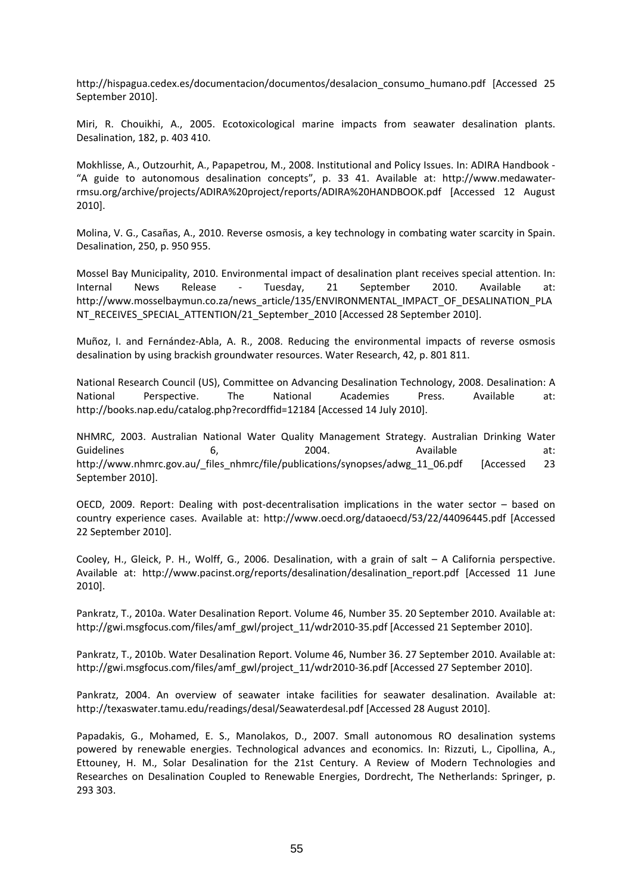http://hispagua.cedex.es/documentacion/documentos/desalacion_consumo_humano.pdf [Accessed 25 September 2010].

Miri, R. Chouikhi, A., 2005. Ecotoxicological marine impacts from seawater desalination plants. Desalination, 182, p. 403 410.

Mokhlisse, A., Outzourhit, A., Papapetrou, M., 2008. Institutional and Policy Issues. In: ADIRA Handbook - "A guide to autonomous desalination concepts", p. 33 41. Available at: http://www.medawater-rmsu.org/archive/projects/ADIRA%20project/reports/ADIRA%20HANDBOOK.pdf [Accessed 12 August 2010].

Molina, V. G., Casañas, A., 2010. Reverse osmosis, a key technology in combating water scarcity in Spain. Desalination, 250, p. 950 955.

Mossel Bay Municipality, 2010. Environmental impact of desalination plant receives special attention. In: Internal News Release - Tuesday, 21 September 2010. Available at: http://www.mosselbaymun.co.za/news_article/135/ENVIRONMENTAL_IMPACT_OF_DESALINATION_PLANT_RECEIVES_SPECIAL_ATTENTION/21_September_2010 [Accessed 28 September 2010].

Muñoz, I. and Fernández-Abla, A. R., 2008. Reducing the environmental impacts of reverse osmosis desalination by using brackish groundwater resources. Water Research, 42, p. 801 811.

National Research Council (US), Committee on Advancing Desalination Technology, 2008. Desalination: A National Perspective. The National Academies Press. Available at: http://books.nap.edu/catalog.php?recordffid=12184 [Accessed 14 July 2010].

NHMRC, 2003. Australian National Water Quality Management Strategy. Australian Drinking Water Guidelines 6, 2004. Available at: http://www.nhmrc.gov.au/_files_nhmrc/file/publications/synopses/adwg_11_06.pdf [Accessed 23 September 2010].

OECD, 2009. Report: Dealing with post-decentralisation implications in the water sector – based on country experience cases. Available at: http://www.oecd.org/dataoecd/53/22/44096445.pdf [Accessed 22 September 2010].

Cooley, H., Gleick, P. H., Wolff, G., 2006. Desalination, with a grain of salt – A California perspective. Available at: http://www.pacinst.org/reports/desalination/desalination_report.pdf [Accessed 11 June 2010].

Pankratz, T., 2010a. Water Desalination Report. Volume 46, Number 35. 20 September 2010. Available at: http://gwi.msgfocus.com/files/amf_gwl/project_11/wdr2010-35.pdf [Accessed 21 September 2010].

Pankratz, T., 2010b. Water Desalination Report. Volume 46, Number 36. 27 September 2010. Available at: http://gwi.msgfocus.com/files/amf_gwl/project_11/wdr2010-36.pdf [Accessed 27 September 2010].

Pankratz, 2004. An overview of seawater intake facilities for seawater desalination. Available at: http://texaswater.tamu.edu/readings/desal/Seawaterdesal.pdf [Accessed 28 August 2010].

Papadakis, G., Mohamed, E. S., Manolakos, D., 2007. Small autonomous RO desalination systems powered by renewable energies. Technological advances and economics. In: Rizzuti, L., Cipollina, A., Ettouney, H. M., Solar Desalination for the 21st Century. A Review of Modern Technologies and Researches on Desalination Coupled to Renewable Energies, Dordrecht, The Netherlands: Springer, p. 293 303.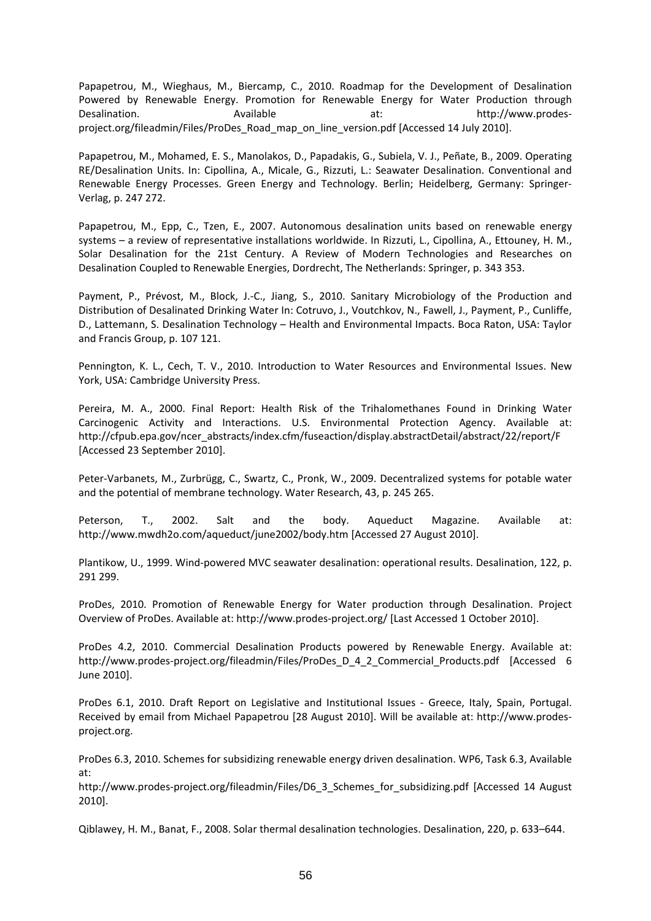Papapetrou, M., Wieghaus, M., Biercamp, C., 2010. Roadmap for the Development of Desalination Powered by Renewable Energy. Promotion for Renewable Energy for Water Production through Desalination. Available at: http://www.prodes-project.org/fileadmin/Files/ProDes_Road_map_on_line_version.pdf [Accessed 14 July 2010].

Papapetrou, M., Mohamed, E. S., Manolakos, D., Papadakis, G., Subiela, V. J., Peñate, B., 2009. Operating RE/Desalination Units. In: Cipollina, A., Micale, G., Rizzuti, L.: Seawater Desalination. Conventional and Renewable Energy Processes. Green Energy and Technology. Berlin; Heidelberg, Germany: Springer-Verlag, p. 247 272.

Papapetrou, M., Epp, C., Tzen, E., 2007. Autonomous desalination units based on renewable energy systems – a review of representative installations worldwide. In Rizzuti, L., Cipollina, A., Ettouney, H. M., Solar Desalination for the 21st Century. A Review of Modern Technologies and Researches on Desalination Coupled to Renewable Energies, Dordrecht, The Netherlands: Springer, p. 343 353.

Payment, P., Prévost, M., Block, J.-C., Jiang, S., 2010. Sanitary Microbiology of the Production and Distribution of Desalinated Drinking Water In: Cotruvo, J., Voutchkov, N., Fawell, J., Payment, P., Cunliffe, D., Lattemann, S. Desalination Technology – Health and Environmental Impacts. Boca Raton, USA: Taylor and Francis Group, p. 107 121.

Pennington, K. L., Cech, T. V., 2010. Introduction to Water Resources and Environmental Issues. New York, USA: Cambridge University Press.

Pereira, M. A., 2000. Final Report: Health Risk of the Trihalomethanes Found in Drinking Water Carcinogenic Activity and Interactions. U.S. Environmental Protection Agency. Available at: http://cfpub.epa.gov/ncer_abstracts/index.cfm/fuseaction/display.abstractDetail/abstract/22/report/F [Accessed 23 September 2010].

Peter-Varbanets, M., Zurbrügg, C., Swartz, C., Pronk, W., 2009. Decentralized systems for potable water and the potential of membrane technology. Water Research, 43, p. 245 265.

Peterson, T., 2002. Salt and the body. Aqueduct Magazine. Available at: http://www.mwdh2o.com/aqueduct/june2002/body.htm [Accessed 27 August 2010].

Plantikow, U., 1999. Wind-powered MVC seawater desalination: operational results. Desalination, 122, p. 291 299.

ProDes, 2010. Promotion of Renewable Energy for Water production through Desalination. Project Overview of ProDes. Available at: http://www.prodes-project.org/ [Last Accessed 1 October 2010].

ProDes 4.2, 2010. Commercial Desalination Products powered by Renewable Energy. Available at: http://www.prodes-project.org/fileadmin/Files/ProDes_D_4_2_Commercial_Products.pdf [Accessed 6 June 2010].

ProDes 6.1, 2010. Draft Report on Legislative and Institutional Issues - Greece, Italy, Spain, Portugal. Received by email from Michael Papapetrou [28 August 2010]. Will be available at: http://www.prodes-project.org.

ProDes 6.3, 2010. Schemes for subsidizing renewable energy driven desalination. WP6, Task 6.3, Available at:
http://www.prodes-project.org/fileadmin/Files/D6_3_Schemes_for_subsidizing.pdf [Accessed 14 August 2010].

Qiblawey, H. M., Banat, F., 2008. Solar thermal desalination technologies. Desalination, 220, p. 633–644.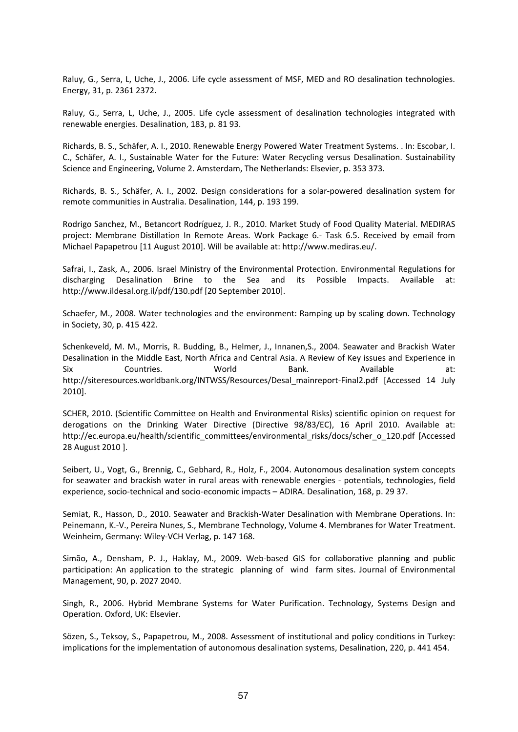Raluy, G., Serra, L, Uche, J., 2006. Life cycle assessment of MSF, MED and RO desalination technologies. Energy, 31, p. 2361 2372.

Raluy, G., Serra, L, Uche, J., 2005. Life cycle assessment of desalination technologies integrated with renewable energies. Desalination, 183, p. 81 93.

Richards, B. S., Schäfer, A. I., 2010. Renewable Energy Powered Water Treatment Systems. . In: Escobar, I. C., Schäfer, A. I., Sustainable Water for the Future: Water Recycling versus Desalination. Sustainability Science and Engineering, Volume 2. Amsterdam, The Netherlands: Elsevier, p. 353 373.

Richards, B. S., Schäfer, A. I., 2002. Design considerations for a solar-powered desalination system for remote communities in Australia. Desalination, 144, p. 193 199.

Rodrigo Sanchez, M., Betancort Rodríguez, J. R., 2010. Market Study of Food Quality Material. MEDIRAS project: Membrane Distillation In Remote Areas. Work Package 6.- Task 6.5. Received by email from Michael Papapetrou [11 August 2010]. Will be available at: http://www.mediras.eu/.

Safrai, I., Zask, A., 2006. Israel Ministry of the Environmental Protection. Environmental Regulations for discharging Desalination Brine to the Sea and its Possible Impacts. Available at: http://www.ildesal.org.il/pdf/130.pdf [20 September 2010].

Schaefer, M., 2008. Water technologies and the environment: Ramping up by scaling down. Technology in Society, 30, p. 415 422.

Schenkeveld, M. M., Morris, R. Budding, B., Helmer, J., Innanen,S., 2004. Seawater and Brackish Water Desalination in the Middle East, North Africa and Central Asia. A Review of Key issues and Experience in Six Countries. World Bank. Available at: http://siteresources.worldbank.org/INTWSS/Resources/Desal_mainreport-Final2.pdf [Accessed 14 July 2010].

SCHER, 2010. (Scientific Committee on Health and Environmental Risks) scientific opinion on request for derogations on the Drinking Water Directive (Directive 98/83/EC), 16 April 2010. Available at: http://ec.europa.eu/health/scientific_committees/environmental_risks/docs/scher_o_120.pdf [Accessed 28 August 2010 ].

Seibert, U., Vogt, G., Brennig, C., Gebhard, R., Holz, F., 2004. Autonomous desalination system concepts for seawater and brackish water in rural areas with renewable energies - potentials, technologies, field experience, socio-technical and socio-economic impacts – ADIRA. Desalination, 168, p. 29 37.

Semiat, R., Hasson, D., 2010. Seawater and Brackish-Water Desalination with Membrane Operations. In: Peinemann, K.-V., Pereira Nunes, S., Membrane Technology, Volume 4. Membranes for Water Treatment. Weinheim, Germany: Wiley-VCH Verlag, p. 147 168.

Simão, A., Densham, P. J., Haklay, M., 2009. Web-based GIS for collaborative planning and public participation: An application to the strategic planning of wind farm sites. Journal of Environmental Management, 90, p. 2027 2040.

Singh, R., 2006. Hybrid Membrane Systems for Water Purification. Technology, Systems Design and Operation. Oxford, UK: Elsevier.

Sözen, S., Teksoy, S., Papapetrou, M., 2008. Assessment of institutional and policy conditions in Turkey: implications for the implementation of autonomous desalination systems, Desalination, 220, p. 441 454.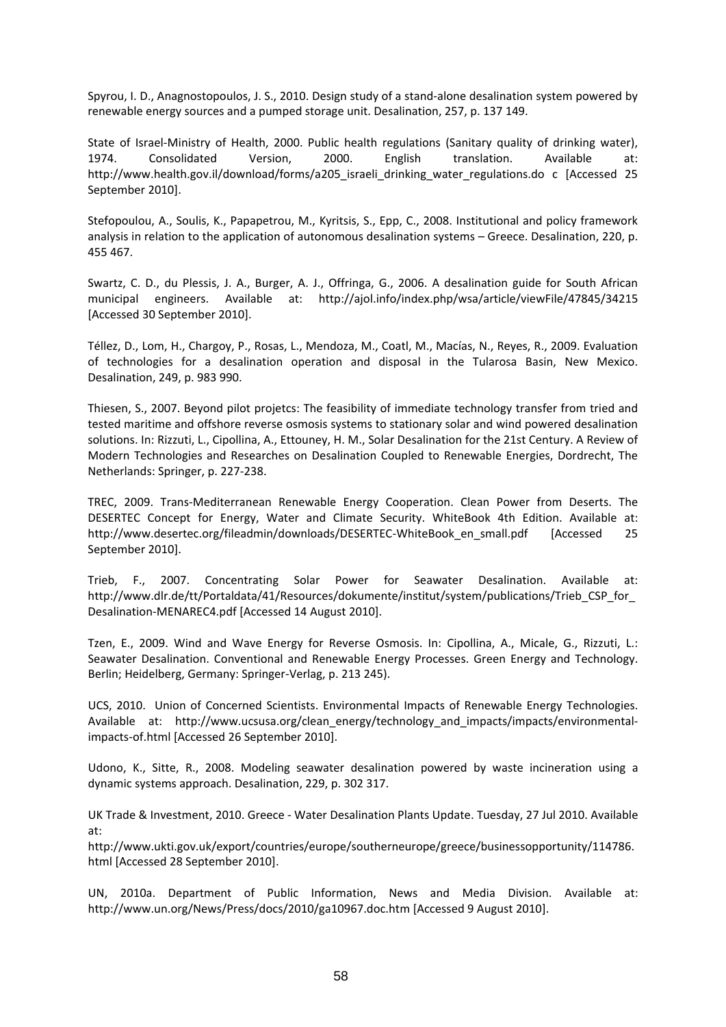Spyrou, I. D., Anagnostopoulos, J. S., 2010. Design study of a stand-alone desalination system powered by renewable energy sources and a pumped storage unit. Desalination, 257, p. 137 149.

State of Israel-Ministry of Health, 2000. Public health regulations (Sanitary quality of drinking water), 1974. Consolidated Version, 2000. English translation. Available at: http://www.health.gov.il/download/forms/a205_israeli_drinking_water_regulations.do c [Accessed 25 September 2010].

Stefopoulou, A., Soulis, K., Papapetrou, M., Kyritsis, S., Epp, C., 2008. Institutional and policy framework analysis in relation to the application of autonomous desalination systems – Greece. Desalination, 220, p. 455 467.

Swartz, C. D., du Plessis, J. A., Burger, A. J., Offringa, G., 2006. A desalination guide for South African municipal engineers. Available at: http://ajol.info/index.php/wsa/article/viewFile/47845/34215 [Accessed 30 September 2010].

Téllez, D., Lom, H., Chargoy, P., Rosas, L., Mendoza, M., Coatl, M., Macías, N., Reyes, R., 2009. Evaluation of technologies for a desalination operation and disposal in the Tularosa Basin, New Mexico. Desalination, 249, p. 983 990.

Thiesen, S., 2007. Beyond pilot projetcs: The feasibility of immediate technology transfer from tried and tested maritime and offshore reverse osmosis systems to stationary solar and wind powered desalination solutions. In: Rizzuti, L., Cipollina, A., Ettouney, H. M., Solar Desalination for the 21st Century. A Review of Modern Technologies and Researches on Desalination Coupled to Renewable Energies, Dordrecht, The Netherlands: Springer, p. 227-238.

TREC, 2009. Trans-Mediterranean Renewable Energy Cooperation. Clean Power from Deserts. The DESERTEC Concept for Energy, Water and Climate Security. WhiteBook 4th Edition. Available at: http://www.desertec.org/fileadmin/downloads/DESERTEC-WhiteBook_en_small.pdf [Accessed 25 September 2010].

Trieb, F., 2007. Concentrating Solar Power for Seawater Desalination. Available at: http://www.dlr.de/tt/Portaldata/41/Resources/dokumente/institut/system/publications/Trieb_CSP_for_Desalination-MENAREC4.pdf [Accessed 14 August 2010].

Tzen, E., 2009. Wind and Wave Energy for Reverse Osmosis. In: Cipollina, A., Micale, G., Rizzuti, L.: Seawater Desalination. Conventional and Renewable Energy Processes. Green Energy and Technology. Berlin; Heidelberg, Germany: Springer-Verlag, p. 213 245).

UCS, 2010. Union of Concerned Scientists. Environmental Impacts of Renewable Energy Technologies. Available at: http://www.ucsusa.org/clean_energy/technology_and_impacts/impacts/environmental-impacts-of.html [Accessed 26 September 2010].

Udono, K., Sitte, R., 2008. Modeling seawater desalination powered by waste incineration using a dynamic systems approach. Desalination, 229, p. 302 317.

UK Trade & Investment, 2010. Greece - Water Desalination Plants Update. Tuesday, 27 Jul 2010. Available at:
http://www.ukti.gov.uk/export/countries/europe/southerneurope/greece/businessopportunity/114786.html [Accessed 28 September 2010].

UN, 2010a. Department of Public Information, News and Media Division. Available at: http://www.un.org/News/Press/docs/2010/ga10967.doc.htm [Accessed 9 August 2010].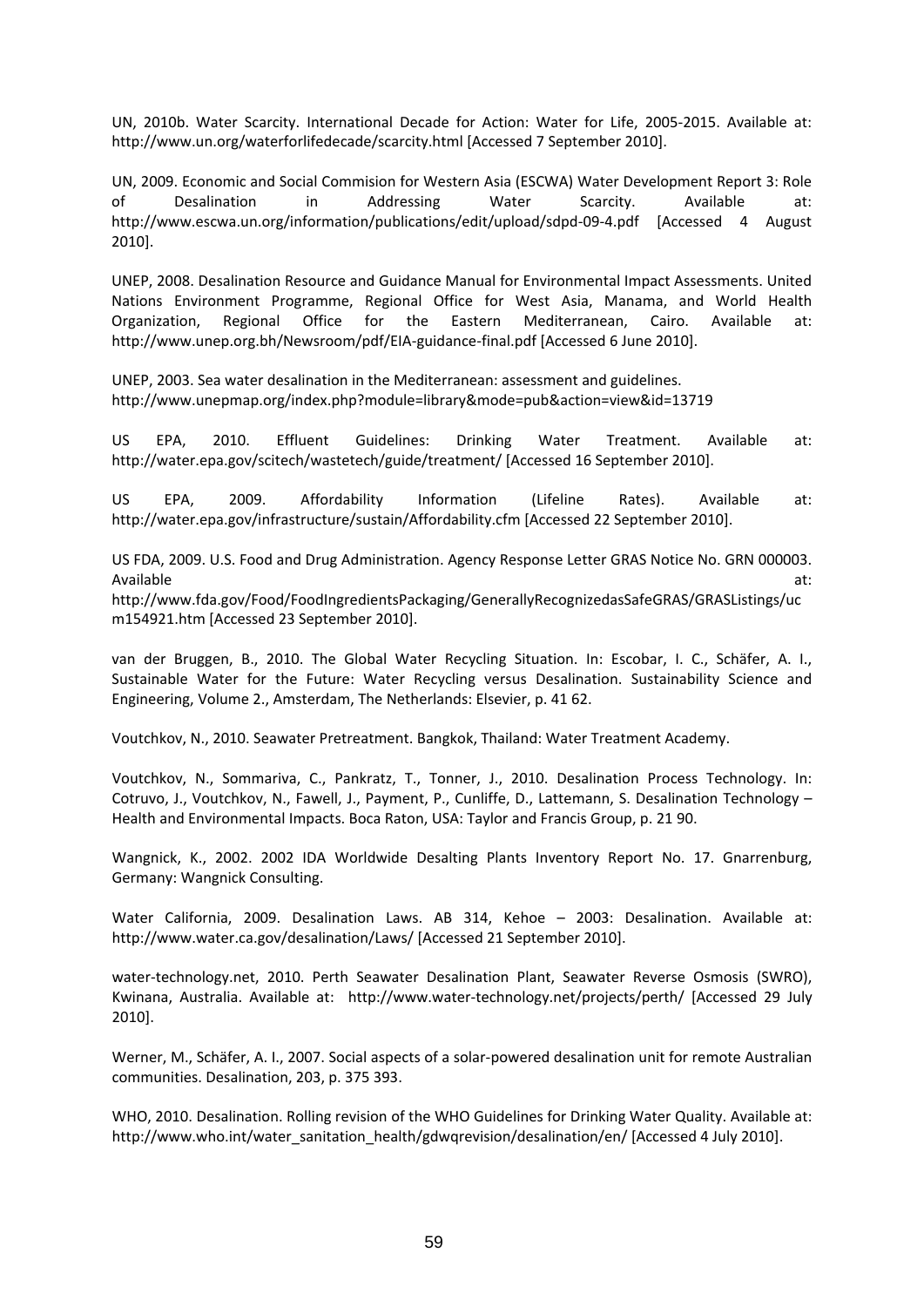UN, 2010b. Water Scarcity. International Decade for Action: Water for Life, 2005-2015. Available at: http://www.un.org/waterforlifedecade/scarcity.html [Accessed 7 September 2010].

UN, 2009. Economic and Social Commision for Western Asia (ESCWA) Water Development Report 3: Role of Desalination in Addressing Water Scarcity. Available at: http://www.escwa.un.org/information/publications/edit/upload/sdpd-09-4.pdf [Accessed 4 August 2010].

UNEP, 2008. Desalination Resource and Guidance Manual for Environmental Impact Assessments. United Nations Environment Programme, Regional Office for West Asia, Manama, and World Health Organization, Regional Office for the Eastern Mediterranean, Cairo. Available at: http://www.unep.org.bh/Newsroom/pdf/EIA-guidance-final.pdf [Accessed 6 June 2010].

UNEP, 2003. Sea water desalination in the Mediterranean: assessment and guidelines. http://www.unepmap.org/index.php?module=library&mode=pub&action=view&id=13719

US EPA, 2010. Effluent Guidelines: Drinking Water Treatment. Available at: http://water.epa.gov/scitech/wastetech/guide/treatment/ [Accessed 16 September 2010].

US EPA, 2009. Affordability Information (Lifeline Rates). Available at: http://water.epa.gov/infrastructure/sustain/Affordability.cfm [Accessed 22 September 2010].

US FDA, 2009. U.S. Food and Drug Administration. Agency Response Letter GRAS Notice No. GRN 000003. Available at: http://www.fda.gov/Food/FoodIngredientsPackaging/GenerallyRecognizedasSafeGRAS/GRASListings/ucm154921.htm [Accessed 23 September 2010].

van der Bruggen, B., 2010. The Global Water Recycling Situation. In: Escobar, I. C., Schäfer, A. I., Sustainable Water for the Future: Water Recycling versus Desalination. Sustainability Science and Engineering, Volume 2., Amsterdam, The Netherlands: Elsevier, p. 41 62.

Voutchkov, N., 2010. Seawater Pretreatment. Bangkok, Thailand: Water Treatment Academy.

Voutchkov, N., Sommariva, C., Pankratz, T., Tonner, J., 2010. Desalination Process Technology. In: Cotruvo, J., Voutchkov, N., Fawell, J., Payment, P., Cunliffe, D., Lattemann, S. Desalination Technology – Health and Environmental Impacts. Boca Raton, USA: Taylor and Francis Group, p. 21 90.

Wangnick, K., 2002. 2002 IDA Worldwide Desalting Plants Inventory Report No. 17. Gnarrenburg, Germany: Wangnick Consulting.

Water California, 2009. Desalination Laws. AB 314, Kehoe – 2003: Desalination. Available at: http://www.water.ca.gov/desalination/Laws/ [Accessed 21 September 2010].

water-technology.net, 2010. Perth Seawater Desalination Plant, Seawater Reverse Osmosis (SWRO), Kwinana, Australia. Available at: http://www.water-technology.net/projects/perth/ [Accessed 29 July 2010].

Werner, M., Schäfer, A. I., 2007. Social aspects of a solar-powered desalination unit for remote Australian communities. Desalination, 203, p. 375 393.

WHO, 2010. Desalination. Rolling revision of the WHO Guidelines for Drinking Water Quality. Available at: http://www.who.int/water_sanitation_health/gdwqrevision/desalination/en/ [Accessed 4 July 2010].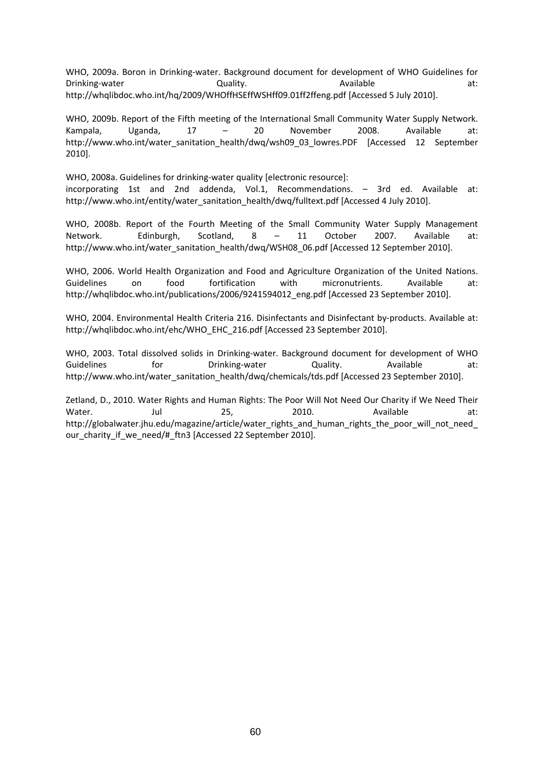WHO, 2009a. Boron in Drinking-water. Background document for development of WHO Guidelines for Drinking-water Quality. Available at: http://whqlibdoc.who.int/hq/2009/WHOffHSEffWSHff09.01ff2ffeng.pdf [Accessed 5 July 2010].

WHO, 2009b. Report of the Fifth meeting of the International Small Community Water Supply Network. Kampala, Uganda, 17 – 20 November 2008. Available at: http://www.who.int/water_sanitation_health/dwq/wsh09_03_lowres.PDF [Accessed 12 September 2010].

WHO, 2008a. Guidelines for drinking-water quality [electronic resource]: incorporating 1st and 2nd addenda, Vol.1, Recommendations. – 3rd ed. Available at: http://www.who.int/entity/water_sanitation_health/dwq/fulltext.pdf [Accessed 4 July 2010].

WHO, 2008b. Report of the Fourth Meeting of the Small Community Water Supply Management Network. Edinburgh, Scotland, 8 – 11 October 2007. Available at: http://www.who.int/water_sanitation_health/dwq/WSH08_06.pdf [Accessed 12 September 2010].

WHO, 2006. World Health Organization and Food and Agriculture Organization of the United Nations. Guidelines on food fortification with micronutrients. Available at: http://whqlibdoc.who.int/publications/2006/9241594012_eng.pdf [Accessed 23 September 2010].

WHO, 2004. Environmental Health Criteria 216. Disinfectants and Disinfectant by-products. Available at: http://whqlibdoc.who.int/ehc/WHO_EHC_216.pdf [Accessed 23 September 2010].

WHO, 2003. Total dissolved solids in Drinking-water. Background document for development of WHO Guidelines for Drinking-water Quality. Available at: http://www.who.int/water_sanitation_health/dwq/chemicals/tds.pdf [Accessed 23 September 2010].

Zetland, D., 2010. Water Rights and Human Rights: The Poor Will Not Need Our Charity if We Need Their Water. Jul 25, 2010. Available at: http://globalwater.jhu.edu/magazine/article/water_rights_and_human_rights_the_poor_will_not_need_our_charity_if_we_need/#_ftn3 [Accessed 22 September 2010].